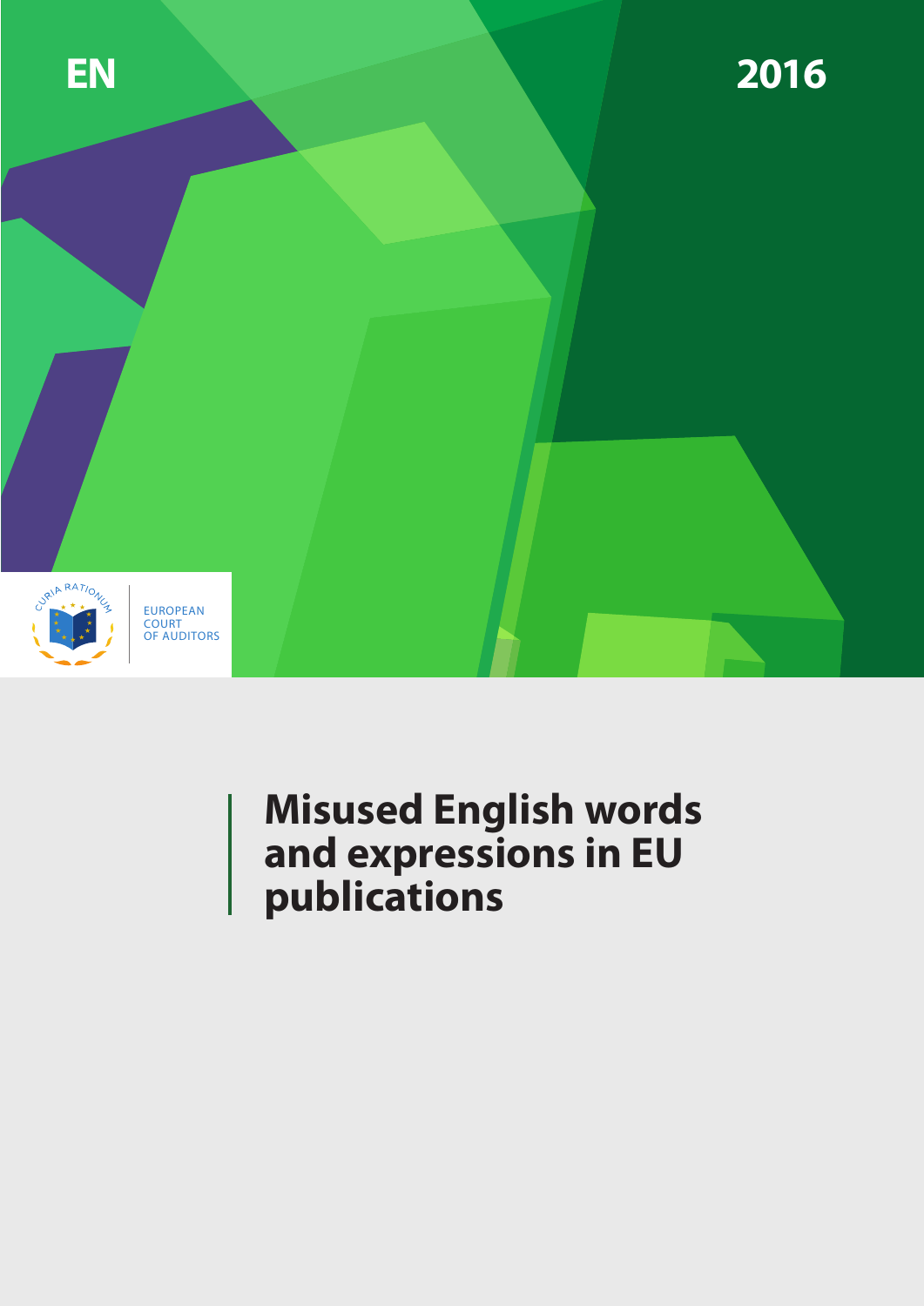EN

2016

EUROPEAN COURT OF AUDITORS

# Misused English words and expressions in EU publications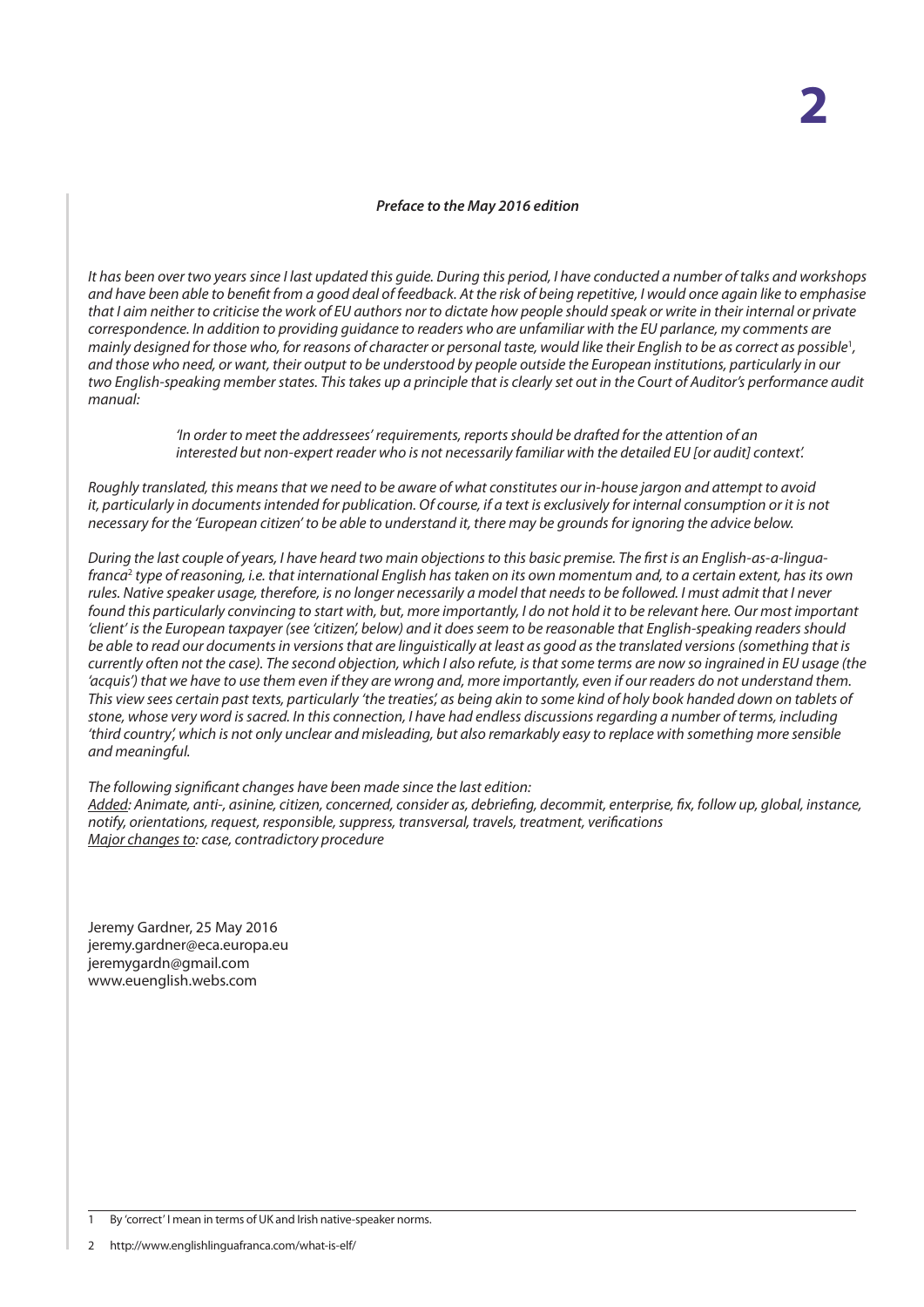***Preface to the May 2016 edition***

*It has been over two years since I last updated this guide. During this period, I have conducted a number of talks and workshops and have been able to benefit from a good deal of feedback. At the risk of being repetitive, I would once again like to emphasise that I aim neither to criticise the work of EU authors nor to dictate how people should speak or write in their internal or private correspondence. In addition to providing guidance to readers who are unfamiliar with the EU parlance, my comments are mainly designed for those who, for reasons of character or personal taste, would like their English to be as correct as possible*[1]*, and those who need, or want, their output to be understood by people outside the European institutions, particularly in our two English-speaking member states. This takes up a principle that is clearly set out in the Court of Auditor's performance audit manual:*

> *'In order to meet the addressees' requirements, reports should be drafted for the attention of an interested but non-expert reader who is not necessarily familiar with the detailed EU [or audit] context'.*

*Roughly translated, this means that we need to be aware of what constitutes our in-house jargon and attempt to avoid it, particularly in documents intended for publication. Of course, if a text is exclusively for internal consumption or it is not necessary for the 'European citizen' to be able to understand it, there may be grounds for ignoring the advice below.*

*During the last couple of years, I have heard two main objections to this basic premise. The first is an English-as-a-lingua-franca*[2] *type of reasoning, i.e. that international English has taken on its own momentum and, to a certain extent, has its own rules. Native speaker usage, therefore, is no longer necessarily a model that needs to be followed. I must admit that I never found this particularly convincing to start with, but, more importantly, I do not hold it to be relevant here. Our most important 'client' is the European taxpayer (see 'citizen', below) and it does seem to be reasonable that English-speaking readers should be able to read our documents in versions that are linguistically at least as good as the translated versions (something that is currently often not the case). The second objection, which I also refute, is that some terms are now so ingrained in EU usage (the 'acquis') that we have to use them even if they are wrong and, more importantly, even if our readers do not understand them. This view sees certain past texts, particularly 'the treaties', as being akin to some kind of holy book handed down on tablets of stone, whose very word is sacred. In this connection, I have had endless discussions regarding a number of terms, including 'third country', which is not only unclear and misleading, but also remarkably easy to replace with something more sensible and meaningful.*

*The following significant changes have been made since the last edition:*
*<u>Added</u>: Animate, anti-, asinine, citizen, concerned, consider as, debriefing, decommit, enterprise, fix, follow up, global, instance, notify, orientations, request, responsible, suppress, transversal, travels, treatment, verifications*
*<u>Major changes to</u>: case, contradictory procedure*

Jeremy Gardner, 25 May 2016
jeremy.gardner@eca.europa.eu
jeremygardn@gmail.com
www.euenglish.webs.com

---

[1] By 'correct' I mean in terms of UK and Irish native-speaker norms.

[2] http://www.englishlinguafranca.com/what-is-elf/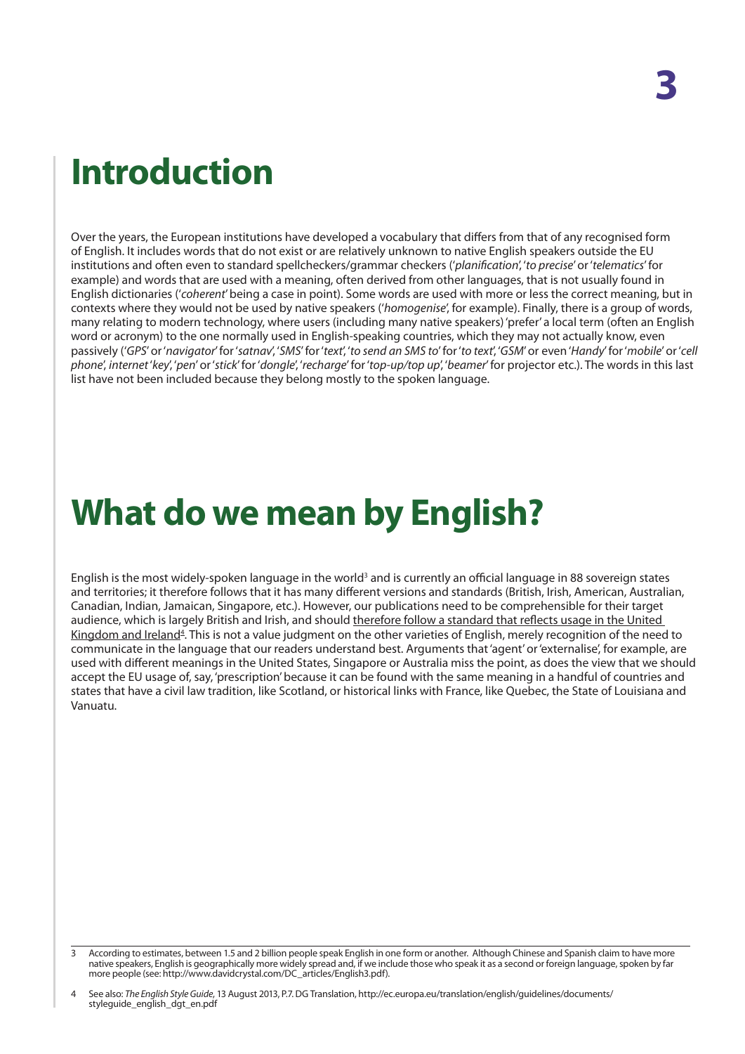# Introduction

Over the years, the European institutions have developed a vocabulary that differs from that of any recognised form of English. It includes words that do not exist or are relatively unknown to native English speakers outside the EU institutions and often even to standard spellcheckers/grammar checkers ('*planification*', '*to precise*' or '*telematics*' for example) and words that are used with a meaning, often derived from other languages, that is not usually found in English dictionaries ('*coherent*' being a case in point). Some words are used with more or less the correct meaning, but in contexts where they would not be used by native speakers ('*homogenise*', for example). Finally, there is a group of words, many relating to modern technology, where users (including many native speakers) 'prefer' a local term (often an English word or acronym) to the one normally used in English-speaking countries, which they may not actually know, even passively ('*GPS*' or '*navigator*' for '*satnav*', '*SMS*' for '*text*', '*to send an SMS to*' for '*to text*', '*GSM*' or even '*Handy*' for '*mobile*' or '*cell phone*', *internet* '*key*', '*pen*' or '*stick*' for '*dongle*', '*recharge*' for '*top-up/top up*', '*beamer*' for projector etc.). The words in this last list have not been included because they belong mostly to the spoken language.

# What do we mean by English?

English is the most widely-spoken language in the world[3] and is currently an official language in 88 sovereign states and territories; it therefore follows that it has many different versions and standards (British, Irish, American, Australian, Canadian, Indian, Jamaican, Singapore, etc.). However, our publications need to be comprehensible for their target audience, which is largely British and Irish, and should therefore follow a standard that reflects usage in the United Kingdom and Ireland[4]. This is not a value judgment on the other varieties of English, merely recognition of the need to communicate in the language that our readers understand best. Arguments that 'agent' or 'externalise', for example, are used with different meanings in the United States, Singapore or Australia miss the point, as does the view that we should accept the EU usage of, say, 'prescription' because it can be found with the same meaning in a handful of countries and states that have a civil law tradition, like Scotland, or historical links with France, like Quebec, the State of Louisiana and Vanuatu.

---

3 According to estimates, between 1.5 and 2 billion people speak English in one form or another. Although Chinese and Spanish claim to have more native speakers, English is geographically more widely spread and, if we include those who speak it as a second or foreign language, spoken by far more people (see: http://www.davidcrystal.com/DC_articles/English3.pdf).

4 See also: *The English Style Guide*, 13 August 2013, P.7. DG Translation, http://ec.europa.eu/translation/english/guidelines/documents/styleguide_english_dgt_en.pdf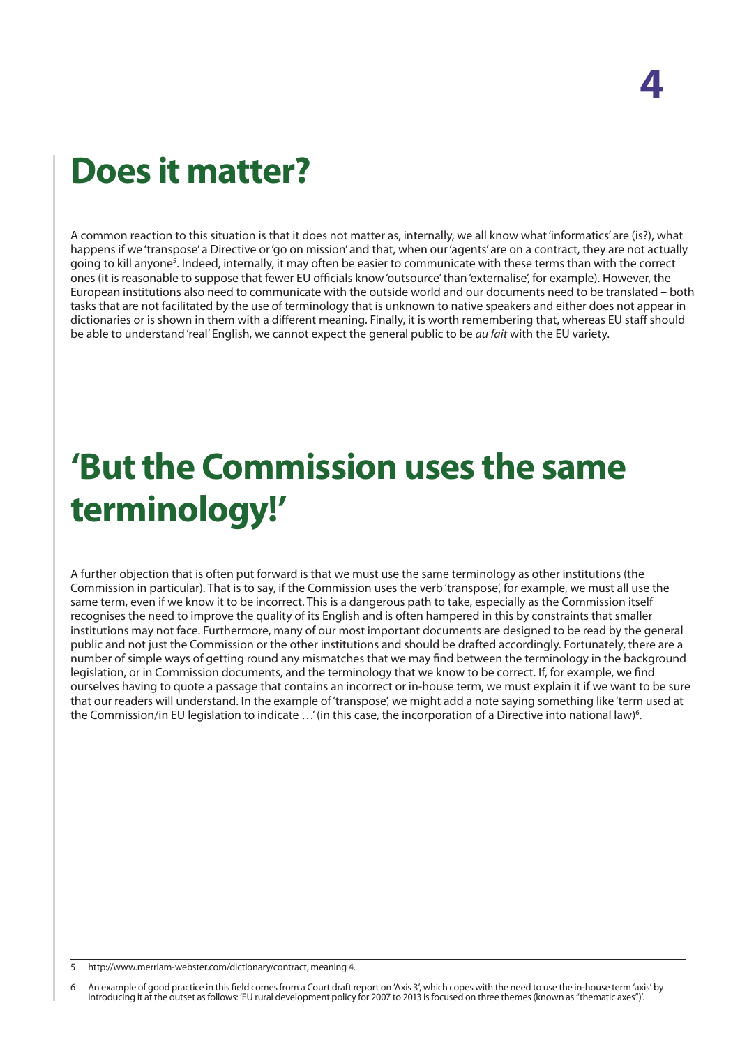# Does it matter?

A common reaction to this situation is that it does not matter as, internally, we all know what 'informatics' are (is?), what happens if we 'transpose' a Directive or 'go on mission' and that, when our 'agents' are on a contract, they are not actually going to kill anyone[5]. Indeed, internally, it may often be easier to communicate with these terms than with the correct ones (it is reasonable to suppose that fewer EU officials know 'outsource' than 'externalise', for example). However, the European institutions also need to communicate with the outside world and our documents need to be translated – both tasks that are not facilitated by the use of terminology that is unknown to native speakers and either does not appear in dictionaries or is shown in them with a different meaning. Finally, it is worth remembering that, whereas EU staff should be able to understand 'real' English, we cannot expect the general public to be *au fait* with the EU variety.

# 'But the Commission uses the same terminology!'

A further objection that is often put forward is that we must use the same terminology as other institutions (the Commission in particular). That is to say, if the Commission uses the verb 'transpose', for example, we must all use the same term, even if we know it to be incorrect. This is a dangerous path to take, especially as the Commission itself recognises the need to improve the quality of its English and is often hampered in this by constraints that smaller institutions may not face. Furthermore, many of our most important documents are designed to be read by the general public and not just the Commission or the other institutions and should be drafted accordingly. Fortunately, there are a number of simple ways of getting round any mismatches that we may find between the terminology in the background legislation, or in Commission documents, and the terminology that we know to be correct. If, for example, we find ourselves having to quote a passage that contains an incorrect or in-house term, we must explain it if we want to be sure that our readers will understand. In the example of 'transpose', we might add a note saying something like 'term used at the Commission/in EU legislation to indicate …' (in this case, the incorporation of a Directive into national law)[6].

---

5 http://www.merriam-webster.com/dictionary/contract, meaning 4.

6 An example of good practice in this field comes from a Court draft report on 'Axis 3', which copes with the need to use the in-house term 'axis' by introducing it at the outset as follows: 'EU rural development policy for 2007 to 2013 is focused on three themes (known as "thematic axes")'.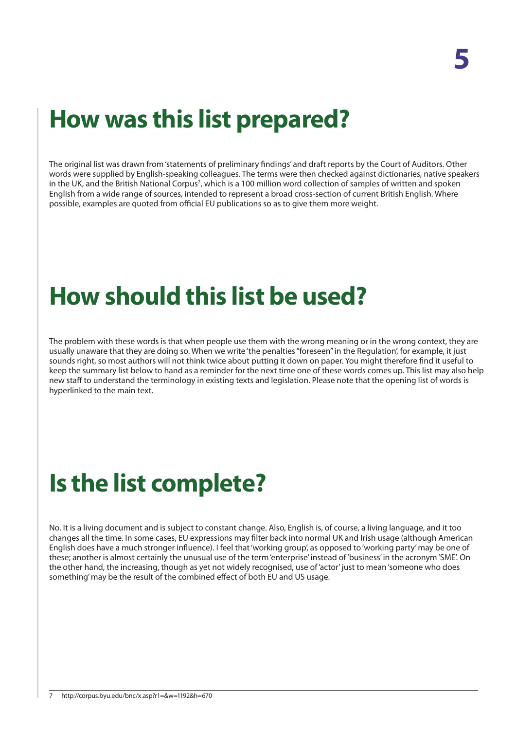## How was this list prepared?

The original list was drawn from 'statements of preliminary findings' and draft reports by the Court of Auditors. Other words were supplied by English-speaking colleagues. The terms were then checked against dictionaries, native speakers in the UK, and the British National Corpus[7], which is a 100 million word collection of samples of written and spoken English from a wide range of sources, intended to represent a broad cross-section of current British English. Where possible, examples are quoted from official EU publications so as to give them more weight.

## How should this list be used?

The problem with these words is that when people use them with the wrong meaning or in the wrong context, they are usually unaware that they are doing so. When we write 'the penalties "foreseen" in the Regulation', for example, it just sounds right, so most authors will not think twice about putting it down on paper. You might therefore find it useful to keep the summary list below to hand as a reminder for the next time one of these words comes up. This list may also help new staff to understand the terminology in existing texts and legislation. Please note that the opening list of words is hyperlinked to the main text.

## Is the list complete?

No. It is a living document and is subject to constant change. Also, English is, of course, a living language, and it too changes all the time. In some cases, EU expressions may filter back into normal UK and Irish usage (although American English does have a much stronger influence). I feel that 'working group', as opposed to 'working party' may be one of these; another is almost certainly the unusual use of the term 'enterprise' instead of 'business' in the acronym 'SME'. On the other hand, the increasing, though as yet not widely recognised, use of 'actor' just to mean 'someone who does something' may be the result of the combined effect of both EU and US usage.

7 http://corpus.byu.edu/bnc/x.asp?r1=&w=1192&h=670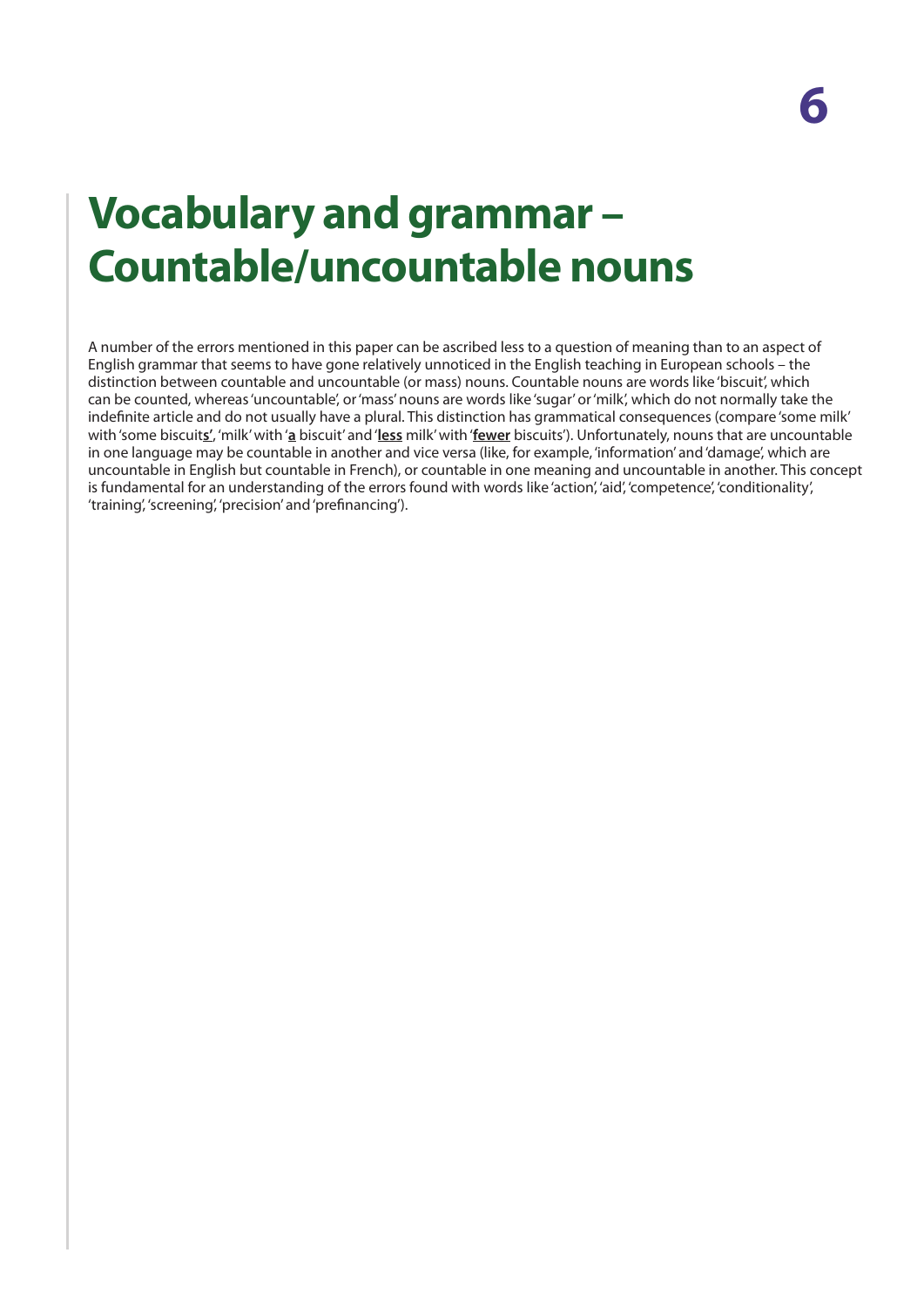# Vocabulary and grammar – Countable/uncountable nouns

A number of the errors mentioned in this paper can be ascribed less to a question of meaning than to an aspect of English grammar that seems to have gone relatively unnoticed in the English teaching in European schools – the distinction between countable and uncountable (or mass) nouns. Countable nouns are words like 'biscuit', which can be counted, whereas 'uncountable', or 'mass' nouns are words like 'sugar' or 'milk', which do not normally take the indefinite article and do not usually have a plural. This distinction has grammatical consequences (compare 'some milk' with 'some biscuit**s'**, 'milk' with '**a** biscuit' and '**less** milk' with '**fewer** biscuits'). Unfortunately, nouns that are uncountable in one language may be countable in another and vice versa (like, for example, 'information' and 'damage', which are uncountable in English but countable in French), or countable in one meaning and uncountable in another. This concept is fundamental for an understanding of the errors found with words like 'action', 'aid', 'competence', 'conditionality', 'training', 'screening', 'precision' and 'prefinancing').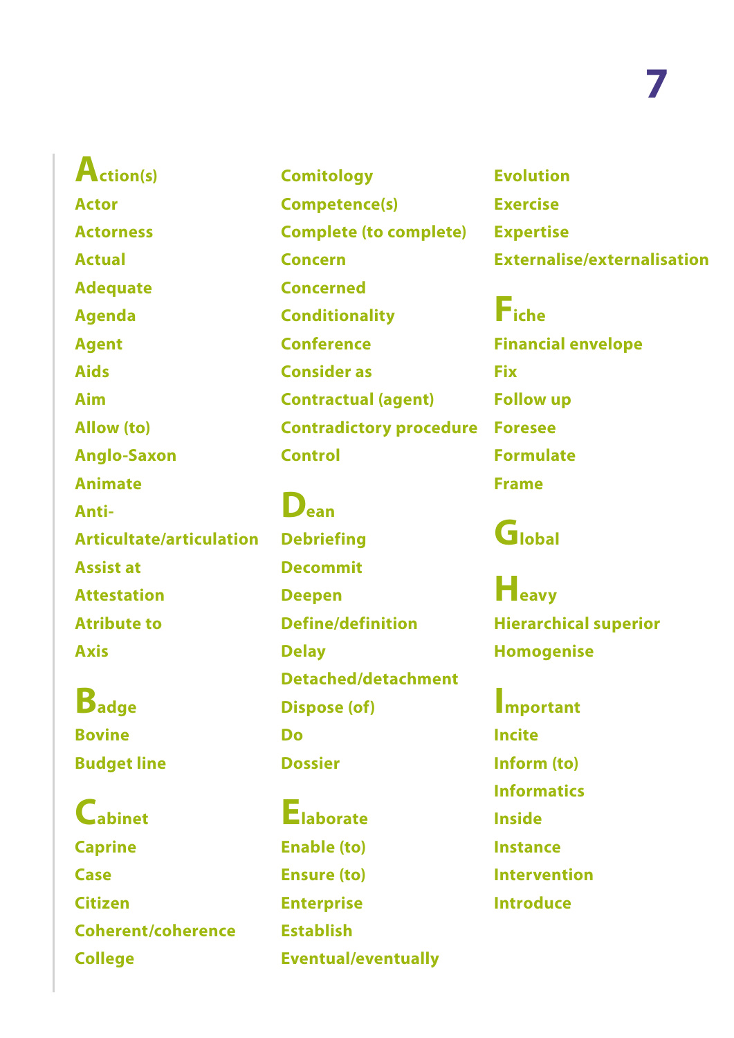**Action(s)**
**Actor**
**Actorness**
**Actual**
**Adequate**
**Agenda**
**Agent**
**Aids**
**Aim**
**Allow (to)**
**Anglo-Saxon**
**Animate**
**Anti-**
**Articultate/articulation**
**Assist at**
**Attestation**
**Atribute to**
**Axis**

**Badge**
**Bovine**
**Budget line**

**Cabinet**
**Caprine**
**Case**
**Citizen**
**Coherent/coherence**
**College**
**Comitology**
**Competence(s)**
**Complete (to complete)**
**Concern**
**Concerned**
**Conditionality**
**Conference**
**Consider as**
**Contractual (agent)**
**Contradictory procedure**
**Control**

**Dean**
**Debriefing**
**Decommit**
**Deepen**
**Define/definition**
**Delay**
**Detached/detachment**
**Dispose (of)**
**Do**
**Dossier**

**Elaborate**
**Enable (to)**
**Ensure (to)**
**Enterprise**
**Establish**
**Eventual/eventually**
**Evolution**
**Exercise**
**Expertise**
**Externalise/externalisation**

**Fiche**
**Financial envelope**
**Fix**
**Follow up**
**Foresee**
**Formulate**
**Frame**

**Global**

**Heavy**
**Hierarchical superior**
**Homogenise**

**Important**
**Incite**
**Inform (to)**
**Informatics**
**Inside**
**Instance**
**Intervention**
**Introduce**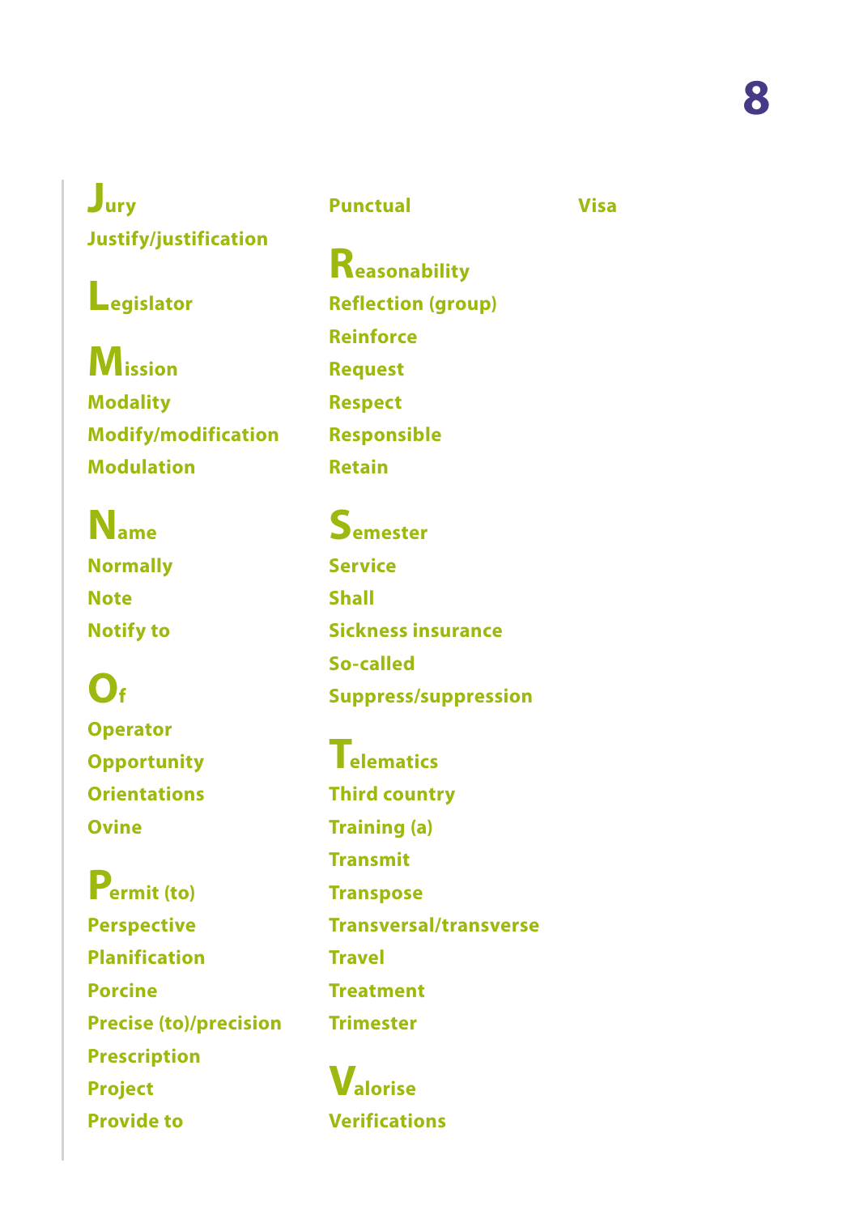**Jury**
**Justify/justification**

**Legislator**

**Mission**
**Modality**
**Modify/modification**
**Modulation**

**Name**
**Normally**
**Note**
**Notify to**

**Of**
**Operator**
**Opportunity**
**Orientations**
**Ovine**

**Permit (to)**
**Perspective**
**Planification**
**Porcine**
**Precise (to)/precision**
**Prescription**
**Project**
**Provide to**
**Punctual**

**Reasonability**
**Reflection (group)**
**Reinforce**
**Request**
**Respect**
**Responsible**
**Retain**

**Semester**
**Service**
**Shall**
**Sickness insurance**
**So-called**
**Suppress/suppression**

**Telematics**
**Third country**
**Training (a)**
**Transmit**
**Transpose**
**Transversal/transverse**
**Travel**
**Treatment**
**Trimester**

**Valorise**
**Verifications**
**Visa**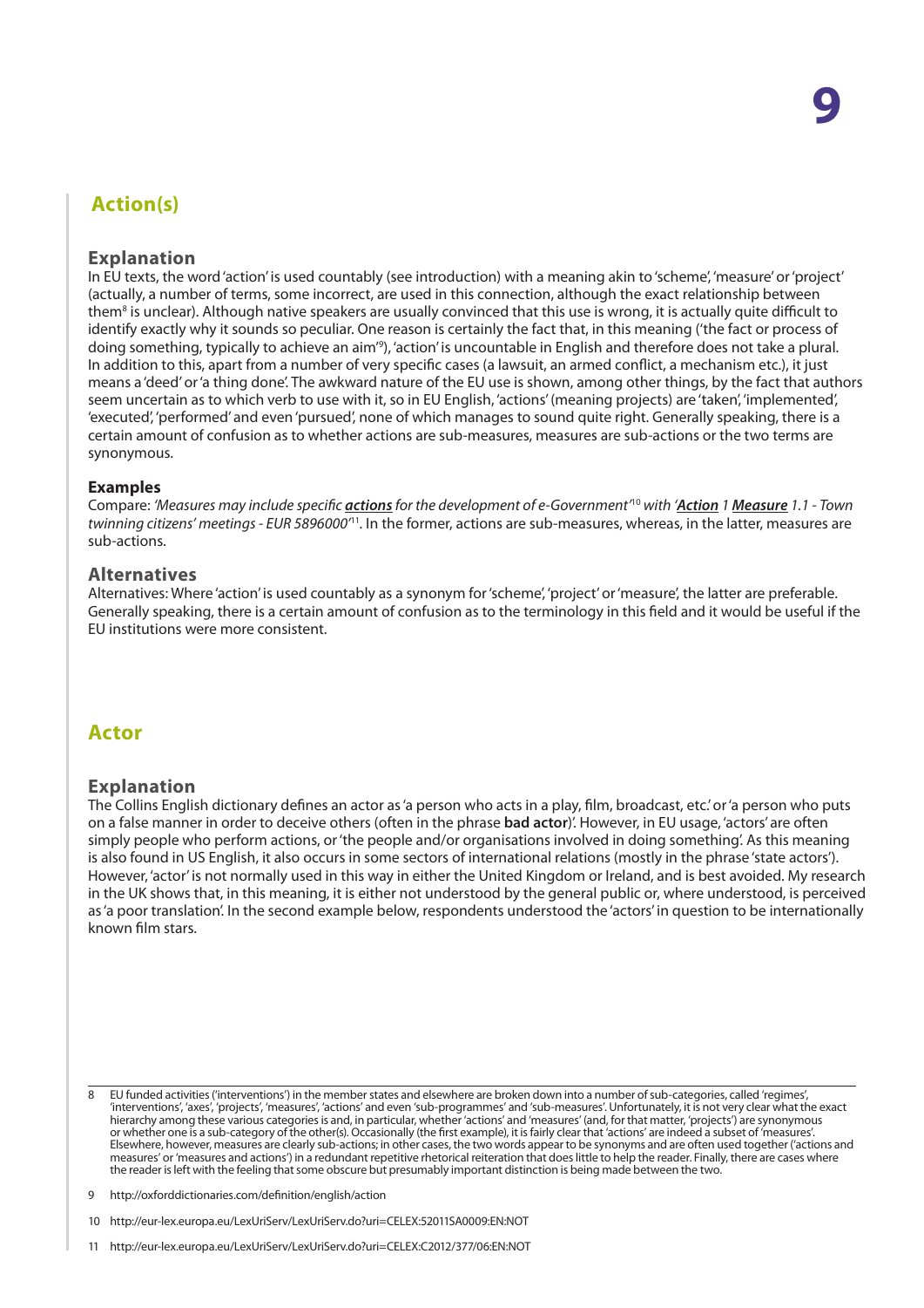## Action(s)

### Explanation

In EU texts, the word 'action' is used countably (see introduction) with a meaning akin to 'scheme', 'measure' or 'project' (actually, a number of terms, some incorrect, are used in this connection, although the exact relationship between them[8] is unclear). Although native speakers are usually convinced that this use is wrong, it is actually quite difficult to identify exactly why it sounds so peculiar. One reason is certainly the fact that, in this meaning ('the fact or process of doing something, typically to achieve an aim'[9]), 'action' is uncountable in English and therefore does not take a plural. In addition to this, apart from a number of very specific cases (a lawsuit, an armed conflict, a mechanism etc.), it just means a 'deed' or 'a thing done'. The awkward nature of the EU use is shown, among other things, by the fact that authors seem uncertain as to which verb to use with it, so in EU English, 'actions' (meaning projects) are 'taken', 'implemented', 'executed', 'performed' and even 'pursued', none of which manages to sound quite right. Generally speaking, there is a certain amount of confusion as to whether actions are sub-measures, measures are sub-actions or the two terms are synonymous.

### Examples

Compare: *'Measures may include specific **actions** for the development of e-Government'*[10] with *'**Action** 1 **Measure** 1.1 - Town twinning citizens' meetings - EUR 5896000'*[11]. In the former, actions are sub-measures, whereas, in the latter, measures are sub-actions.

### Alternatives

Alternatives: Where 'action' is used countably as a synonym for 'scheme', 'project' or 'measure', the latter are preferable. Generally speaking, there is a certain amount of confusion as to the terminology in this field and it would be useful if the EU institutions were more consistent.

## Actor

### Explanation

The Collins English dictionary defines an actor as 'a person who acts in a play, film, broadcast, etc.' or 'a person who puts on a false manner in order to deceive others (often in the phrase **bad actor**)'. However, in EU usage, 'actors' are often simply people who perform actions, or 'the people and/or organisations involved in doing something'. As this meaning is also found in US English, it also occurs in some sectors of international relations (mostly in the phrase 'state actors'). However, 'actor' is not normally used in this way in either the United Kingdom or Ireland, and is best avoided. My research in the UK shows that, in this meaning, it is either not understood by the general public or, where understood, is perceived as 'a poor translation'. In the second example below, respondents understood the 'actors' in question to be internationally known film stars.

---

8 EU funded activities ('interventions') in the member states and elsewhere are broken down into a number of sub-categories, called 'regimes', 'interventions', 'axes', 'projects', 'measures', 'actions' and even 'sub-programmes' and 'sub-measures'. Unfortunately, it is not very clear what the exact hierarchy among these various categories is and, in particular, whether 'actions' and 'measures' (and, for that matter, 'projects') are synonymous or whether one is a sub-category of the other(s). Occasionally (the first example), it is fairly clear that 'actions' are indeed a subset of 'measures'. Elsewhere, however, measures are clearly sub-actions; in other cases, the two words appear to be synonyms and are often used together ('actions and measures' or 'measures and actions') in a redundant repetitive rhetorical reiteration that does little to help the reader. Finally, there are cases where the reader is left with the feeling that some obscure but presumably important distinction is being made between the two.

9 http://oxforddictionaries.com/definition/english/action

10 http://eur-lex.europa.eu/LexUriServ/LexUriServ.do?uri=CELEX:52011SA0009:EN:NOT

11 http://eur-lex.europa.eu/LexUriServ/LexUriServ.do?uri=CELEX:C2012/377/06:EN:NOT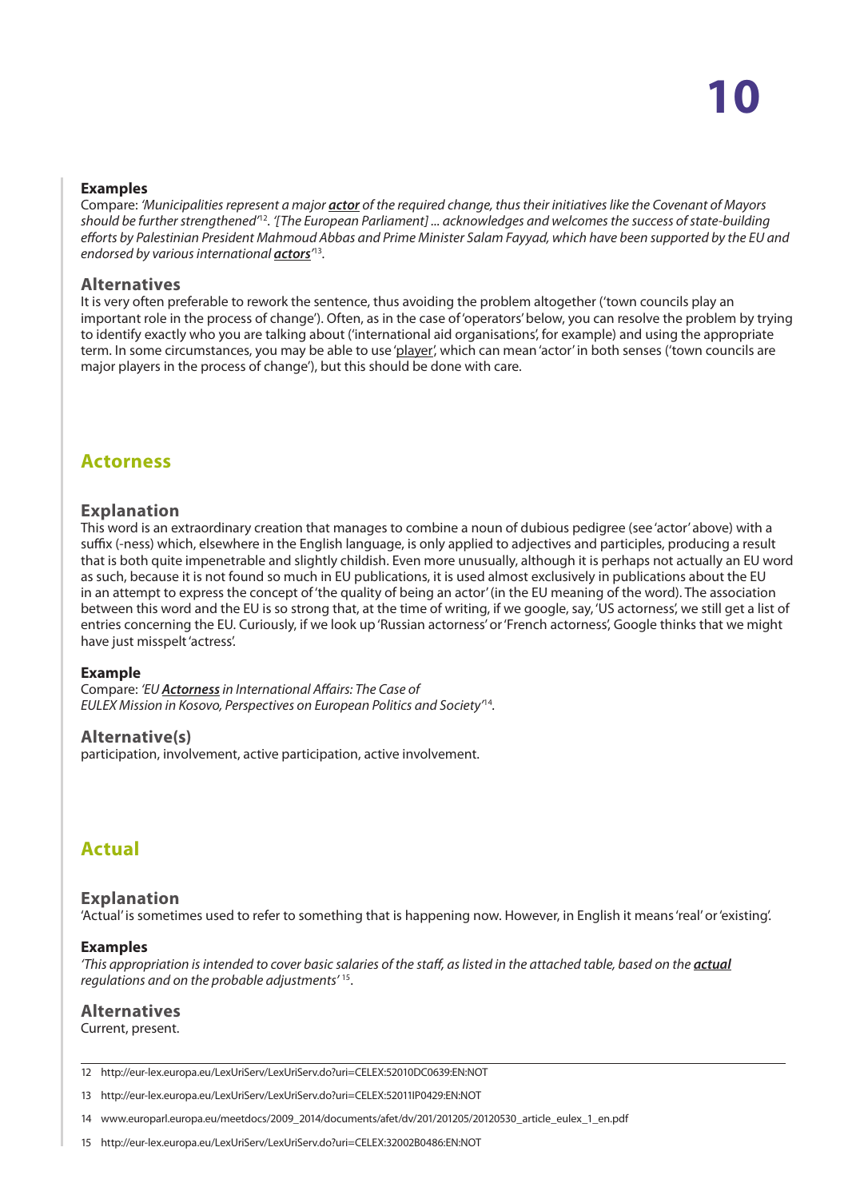### Examples

Compare: *'Municipalities represent a major **actor** of the required change, thus their initiatives like the Covenant of Mayors should be further strengthened'*[12]. *'[The European Parliament] ... acknowledges and welcomes the success of state-building efforts by Palestinian President Mahmoud Abbas and Prime Minister Salam Fayyad, which have been supported by the EU and endorsed by various international **actors**'*[13].

### Alternatives

It is very often preferable to rework the sentence, thus avoiding the problem altogether ('town councils play an important role in the process of change'). Often, as in the case of 'operators' below, you can resolve the problem by trying to identify exactly who you are talking about ('international aid organisations', for example) and using the appropriate term. In some circumstances, you may be able to use 'player', which can mean 'actor' in both senses ('town councils are major players in the process of change'), but this should be done with care.

## Actorness

### Explanation

This word is an extraordinary creation that manages to combine a noun of dubious pedigree (see 'actor' above) with a suffix (-ness) which, elsewhere in the English language, is only applied to adjectives and participles, producing a result that is both quite impenetrable and slightly childish. Even more unusually, although it is perhaps not actually an EU word as such, because it is not found so much in EU publications, it is used almost exclusively in publications about the EU in an attempt to express the concept of 'the quality of being an actor' (in the EU meaning of the word). The association between this word and the EU is so strong that, at the time of writing, if we google, say, 'US actorness', we still get a list of entries concerning the EU. Curiously, if we look up 'Russian actorness' or 'French actorness', Google thinks that we might have just misspelt 'actress'.

### Example

Compare: *'EU **Actorness** in International Affairs: The Case of EULEX Mission in Kosovo, Perspectives on European Politics and Society'*[14].

### Alternative(s)

participation, involvement, active participation, active involvement.

## Actual

### Explanation

'Actual' is sometimes used to refer to something that is happening now. However, in English it means 'real' or 'existing'.

### Examples

*'This appropriation is intended to cover basic salaries of the staff, as listed in the attached table, based on the **actual** regulations and on the probable adjustments'* [15].

### Alternatives

Current, present.

---

12 http://eur-lex.europa.eu/LexUriServ/LexUriServ.do?uri=CELEX:52010DC0639:EN:NOT

13 http://eur-lex.europa.eu/LexUriServ/LexUriServ.do?uri=CELEX:52011IP0429:EN:NOT

14 www.europarl.europa.eu/meetdocs/2009_2014/documents/afet/dv/201/201205/20120530_article_eulex_1_en.pdf

15 http://eur-lex.europa.eu/LexUriServ/LexUriServ.do?uri=CELEX:32002B0486:EN:NOT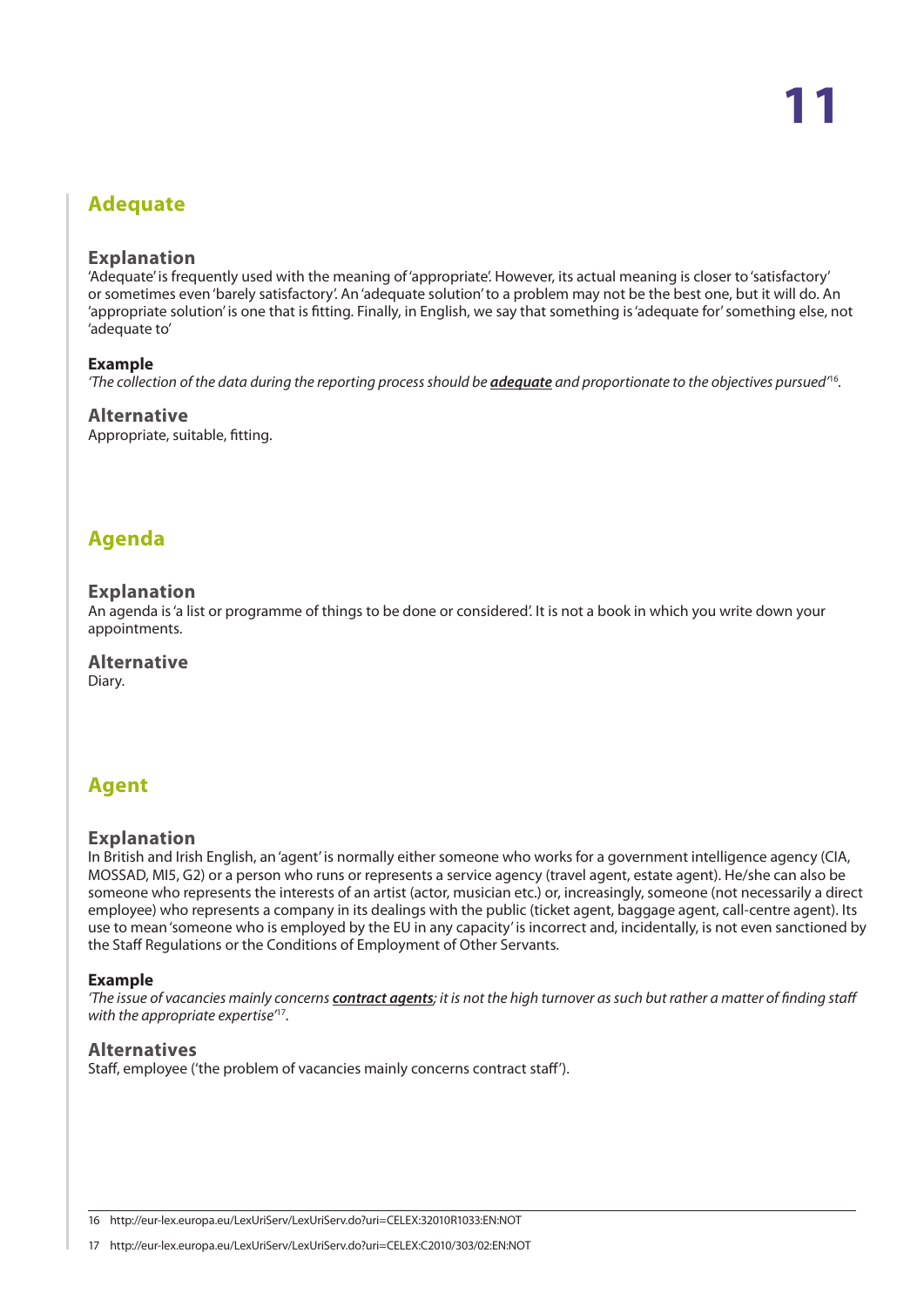## Adequate

### Explanation

'Adequate' is frequently used with the meaning of 'appropriate'. However, its actual meaning is closer to 'satisfactory' or sometimes even 'barely satisfactory'. An 'adequate solution' to a problem may not be the best one, but it will do. An 'appropriate solution' is one that is fitting. Finally, in English, we say that something is 'adequate for' something else, not 'adequate to'

**Example**

*'The collection of the data during the reporting process should be **adequate** and proportionate to the objectives pursued'*[16].

### Alternative

Appropriate, suitable, fitting.

## Agenda

### Explanation

An agenda is 'a list or programme of things to be done or considered'. It is not a book in which you write down your appointments.

### Alternative

Diary.

## Agent

### Explanation

In British and Irish English, an 'agent' is normally either someone who works for a government intelligence agency (CIA, MOSSAD, MI5, G2) or a person who runs or represents a service agency (travel agent, estate agent). He/she can also be someone who represents the interests of an artist (actor, musician etc.) or, increasingly, someone (not necessarily a direct employee) who represents a company in its dealings with the public (ticket agent, baggage agent, call-centre agent). Its use to mean 'someone who is employed by the EU in any capacity' is incorrect and, incidentally, is not even sanctioned by the Staff Regulations or the Conditions of Employment of Other Servants.

**Example**

*'The issue of vacancies mainly concerns **contract agents**; it is not the high turnover as such but rather a matter of finding staff with the appropriate expertise'*[17].

### Alternatives

Staff, employee ('the problem of vacancies mainly concerns contract staff').

---

16 http://eur-lex.europa.eu/LexUriServ/LexUriServ.do?uri=CELEX:32010R1033:EN:NOT

17 http://eur-lex.europa.eu/LexUriServ/LexUriServ.do?uri=CELEX:C2010/303/02:EN:NOT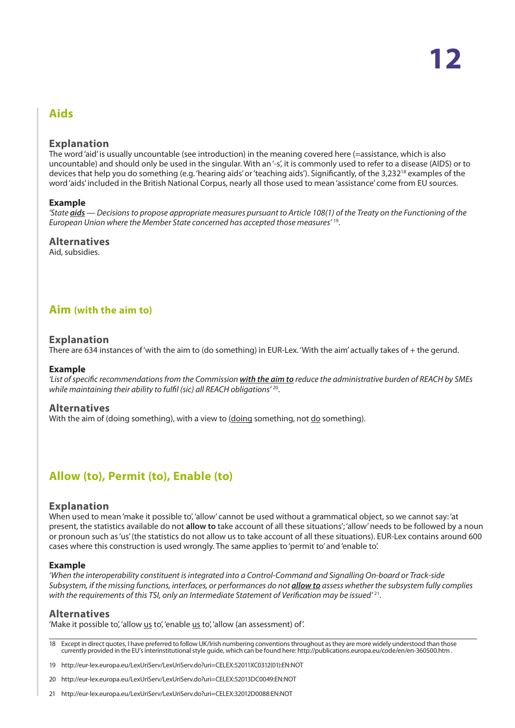## Aids

### Explanation

The word 'aid' is usually uncountable (see introduction) in the meaning covered here (=assistance, which is also uncountable) and should only be used in the singular. With an '-s', it is commonly used to refer to a disease (AIDS) or to devices that help you do something (e.g. 'hearing aids' or 'teaching aids'). Significantly, of the 3,232[18] examples of the word 'aids' included in the British National Corpus, nearly all those used to mean 'assistance' come from EU sources.

### Example

*'State **aids** — Decisions to propose appropriate measures pursuant to Article 108(1) of the Treaty on the Functioning of the European Union where the Member State concerned has accepted those measures'* [19].

### Alternatives

Aid, subsidies.

## Aim (with the aim to)

### Explanation

There are 634 instances of 'with the aim to (do something) in EUR-Lex. 'With the aim' actually takes of + the gerund.

### Example

*'List of specific recommendations from the Commission **with the aim to** reduce the administrative burden of REACH by SMEs while maintaining their ability to fulfil (sic) all REACH obligations'* [20].

### Alternatives

With the aim of (doing something), with a view to (doing something, not do something).

## Allow (to), Permit (to), Enable (to)

### Explanation

When used to mean 'make it possible to', 'allow' cannot be used without a grammatical object, so we cannot say: 'at present, the statistics available do not **allow to** take account of all these situations'; 'allow' needs to be followed by a noun or pronoun such as 'us' (the statistics do not allow us to take account of all these situations). EUR-Lex contains around 600 cases where this construction is used wrongly. The same applies to 'permit to' and 'enable to'.

### Example

*'When the interoperability constituent is integrated into a Control-Command and Signalling On-board or Track-side Subsystem, if the missing functions, interfaces, or performances do not **allow to** assess whether the subsystem fully complies with the requirements of this TSI, only an Intermediate Statement of Verification may be issued'* [21].

### Alternatives

'Make it possible to', 'allow us to', 'enable us to', 'allow (an assessment) of'.

---

18 Except in direct quotes, I have preferred to follow UK/Irish numbering conventions throughout as they are more widely understood than those currently provided in the EU's interinstitutional style guide, which can be found here: http://publications.europa.eu/code/en/en-360500.htm .

19 http://eur-lex.europa.eu/LexUriServ/LexUriServ.do?uri=CELEX:52011XC0312(01):EN:NOT

20 http://eur-lex.europa.eu/LexUriServ/LexUriServ.do?uri=CELEX:52013DC0049:EN:NOT

21 http://eur-lex.europa.eu/LexUriServ/LexUriServ.do?uri=CELEX:32012D0088:EN:NOT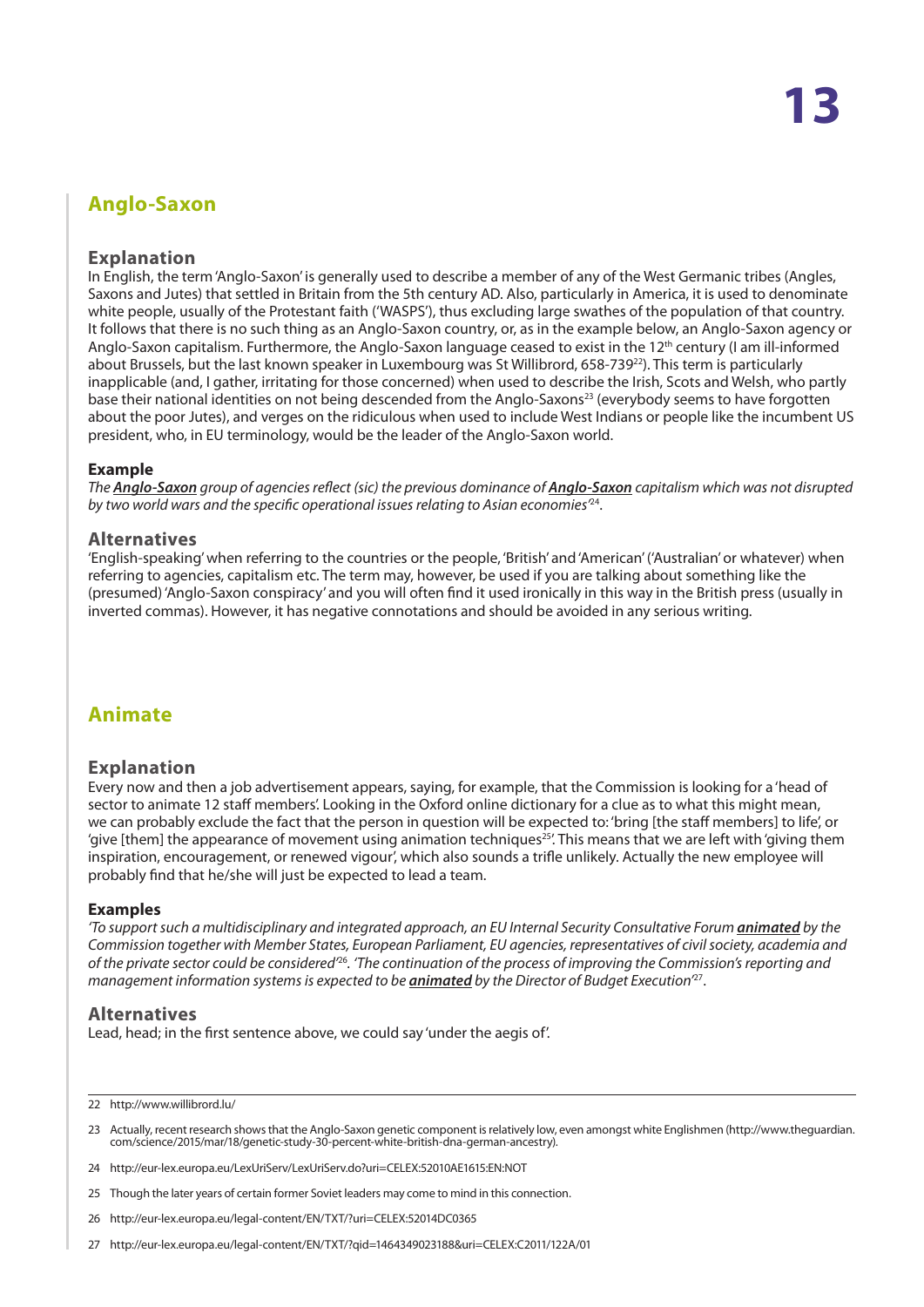## Anglo-Saxon

### Explanation

In English, the term 'Anglo-Saxon' is generally used to describe a member of any of the West Germanic tribes (Angles, Saxons and Jutes) that settled in Britain from the 5th century AD. Also, particularly in America, it is used to denominate white people, usually of the Protestant faith ('WASPS'), thus excluding large swathes of the population of that country. It follows that there is no such thing as an Anglo-Saxon country, or, as in the example below, an Anglo-Saxon agency or Anglo-Saxon capitalism. Furthermore, the Anglo-Saxon language ceased to exist in the 12th century (I am ill-informed about Brussels, but the last known speaker in Luxembourg was St Willibrord, 658-739[22]). This term is particularly inapplicable (and, I gather, irritating for those concerned) when used to describe the Irish, Scots and Welsh, who partly base their national identities on not being descended from the Anglo-Saxons[23] (everybody seems to have forgotten about the poor Jutes), and verges on the ridiculous when used to include West Indians or people like the incumbent US president, who, in EU terminology, would be the leader of the Anglo-Saxon world.

#### Example

*The **Anglo-Saxon** group of agencies reflect (sic) the previous dominance of **Anglo-Saxon** capitalism which was not disrupted by two world wars and the specific operational issues relating to Asian economies'*[24].

### Alternatives

'English-speaking' when referring to the countries or the people, 'British' and 'American' ('Australian' or whatever) when referring to agencies, capitalism etc. The term may, however, be used if you are talking about something like the (presumed) 'Anglo-Saxon conspiracy' and you will often find it used ironically in this way in the British press (usually in inverted commas). However, it has negative connotations and should be avoided in any serious writing.

## Animate

### Explanation

Every now and then a job advertisement appears, saying, for example, that the Commission is looking for a 'head of sector to animate 12 staff members'. Looking in the Oxford online dictionary for a clue as to what this might mean, we can probably exclude the fact that the person in question will be expected to: 'bring [the staff members] to life', or 'give [them] the appearance of movement using animation techniques[25]'. This means that we are left with 'giving them inspiration, encouragement, or renewed vigour', which also sounds a trifle unlikely. Actually the new employee will probably find that he/she will just be expected to lead a team.

#### Examples

*'To support such a multidisciplinary and integrated approach, an EU Internal Security Consultative Forum **animated** by the Commission together with Member States, European Parliament, EU agencies, representatives of civil society, academia and of the private sector could be considered'*[26]. *'The continuation of the process of improving the Commission's reporting and management information systems is expected to be **animated** by the Director of Budget Execution'*[27].

### Alternatives

Lead, head; in the first sentence above, we could say 'under the aegis of'.

---

22 http://www.willibrord.lu/

23 Actually, recent research shows that the Anglo-Saxon genetic component is relatively low, even amongst white Englishmen (http://www.theguardian.com/science/2015/mar/18/genetic-study-30-percent-white-british-dna-german-ancestry).

24 http://eur-lex.europa.eu/LexUriServ/LexUriServ.do?uri=CELEX:52010AE1615:EN:NOT

25 Though the later years of certain former Soviet leaders may come to mind in this connection.

26 http://eur-lex.europa.eu/legal-content/EN/TXT/?uri=CELEX:52014DC0365

27 http://eur-lex.europa.eu/legal-content/EN/TXT/?qid=1464349023188&uri=CELEX:C2011/122A/01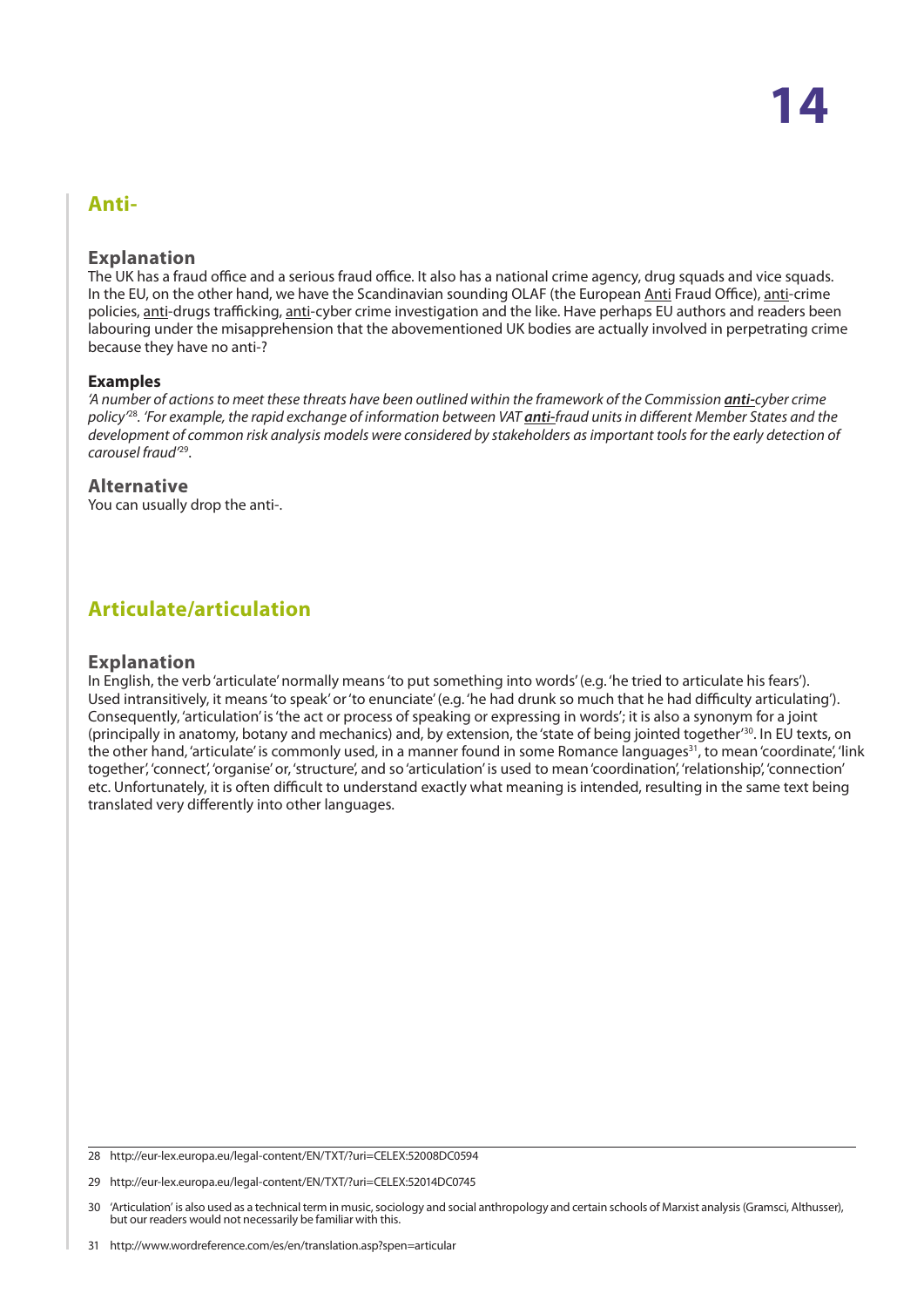## Anti-

### Explanation

The UK has a fraud office and a serious fraud office. It also has a national crime agency, drug squads and vice squads. In the EU, on the other hand, we have the Scandinavian sounding OLAF (the European Anti Fraud Office), anti-crime policies, anti-drugs trafficking, anti-cyber crime investigation and the like. Have perhaps EU authors and readers been labouring under the misapprehension that the abovementioned UK bodies are actually involved in perpetrating crime because they have no anti-?

#### Examples

*'A number of actions to meet these threats have been outlined within the framework of the Commission **anti-**cyber crime policy'*[28]. *'For example, the rapid exchange of information between VAT **anti-**fraud units in different Member States and the development of common risk analysis models were considered by stakeholders as important tools for the early detection of carousel fraud'*[29].

### Alternative

You can usually drop the anti-.

## Articulate/articulation

### Explanation

In English, the verb 'articulate' normally means 'to put something into words' (e.g. 'he tried to articulate his fears'). Used intransitively, it means 'to speak' or 'to enunciate' (e.g. 'he had drunk so much that he had difficulty articulating'). Consequently, 'articulation' is 'the act or process of speaking or expressing in words'; it is also a synonym for a joint (principally in anatomy, botany and mechanics) and, by extension, the 'state of being jointed together'[30]. In EU texts, on the other hand, 'articulate' is commonly used, in a manner found in some Romance languages[31], to mean 'coordinate', 'link together', 'connect', 'organise' or, 'structure', and so 'articulation' is used to mean 'coordination', 'relationship', 'connection' etc. Unfortunately, it is often difficult to understand exactly what meaning is intended, resulting in the same text being translated very differently into other languages.

---

28 http://eur-lex.europa.eu/legal-content/EN/TXT/?uri=CELEX:52008DC0594

29 http://eur-lex.europa.eu/legal-content/EN/TXT/?uri=CELEX:52014DC0745

30 'Articulation' is also used as a technical term in music, sociology and social anthropology and certain schools of Marxist analysis (Gramsci, Althusser), but our readers would not necessarily be familiar with this.

31 http://www.wordreference.com/es/en/translation.asp?spen=articular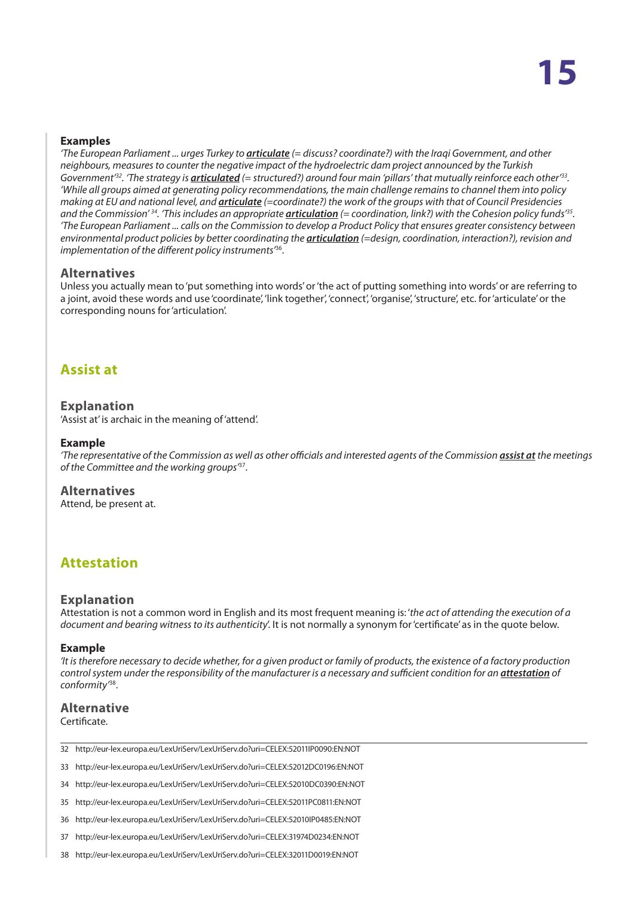**Examples**

*'The European Parliament ... urges Turkey to* ***articulate*** *(= discuss? coordinate?) with the Iraqi Government, and other neighbours, measures to counter the negative impact of the hydroelectric dam project announced by the Turkish Government'*[32]. *'The strategy is* ***articulated*** *(= structured?) around four main 'pillars' that mutually reinforce each other'*[33]. *'While all groups aimed at generating policy recommendations, the main challenge remains to channel them into policy making at EU and national level, and* ***articulate*** *(=coordinate?) the work of the groups with that of Council Presidencies and the Commission'*[34]. *'This includes an appropriate* ***articulation*** *(= coordination, link?) with the Cohesion policy funds'*[35]. *'The European Parliament ... calls on the Commission to develop a Product Policy that ensures greater consistency between environmental product policies by better coordinating the* ***articulation*** *(=design, coordination, interaction?), revision and implementation of the different policy instruments'*[36].

### Alternatives

Unless you actually mean to 'put something into words' or 'the act of putting something into words' or are referring to a joint, avoid these words and use 'coordinate', 'link together', 'connect', 'organise', 'structure', etc. for 'articulate' or the corresponding nouns for 'articulation'.

## Assist at

### Explanation

'Assist at' is archaic in the meaning of 'attend'.

**Example**

*'The representative of the Commission as well as other officials and interested agents of the Commission* ***assist at*** *the meetings of the Committee and the working groups'*[37].

### Alternatives

Attend, be present at.

## Attestation

### Explanation

Attestation is not a common word in English and its most frequent meaning is: '*the act of attending the execution of a document and bearing witness to its authenticity*'. It is not normally a synonym for 'certificate' as in the quote below.

**Example**

*'It is therefore necessary to decide whether, for a given product or family of products, the existence of a factory production control system under the responsibility of the manufacturer is a necessary and sufficient condition for an* ***attestation*** *of conformity'*[38].

### Alternative

Certificate.

---

32 http://eur-lex.europa.eu/LexUriServ/LexUriServ.do?uri=CELEX:52011IP0090:EN:NOT

33 http://eur-lex.europa.eu/LexUriServ/LexUriServ.do?uri=CELEX:52012DC0196:EN:NOT

34 http://eur-lex.europa.eu/LexUriServ/LexUriServ.do?uri=CELEX:52010DC0390:EN:NOT

35 http://eur-lex.europa.eu/LexUriServ/LexUriServ.do?uri=CELEX:52011PC0811:EN:NOT

36 http://eur-lex.europa.eu/LexUriServ/LexUriServ.do?uri=CELEX:52010IP0485:EN:NOT

37 http://eur-lex.europa.eu/LexUriServ/LexUriServ.do?uri=CELEX:31974D0234:EN:NOT

38 http://eur-lex.europa.eu/LexUriServ/LexUriServ.do?uri=CELEX:32011D0019:EN:NOT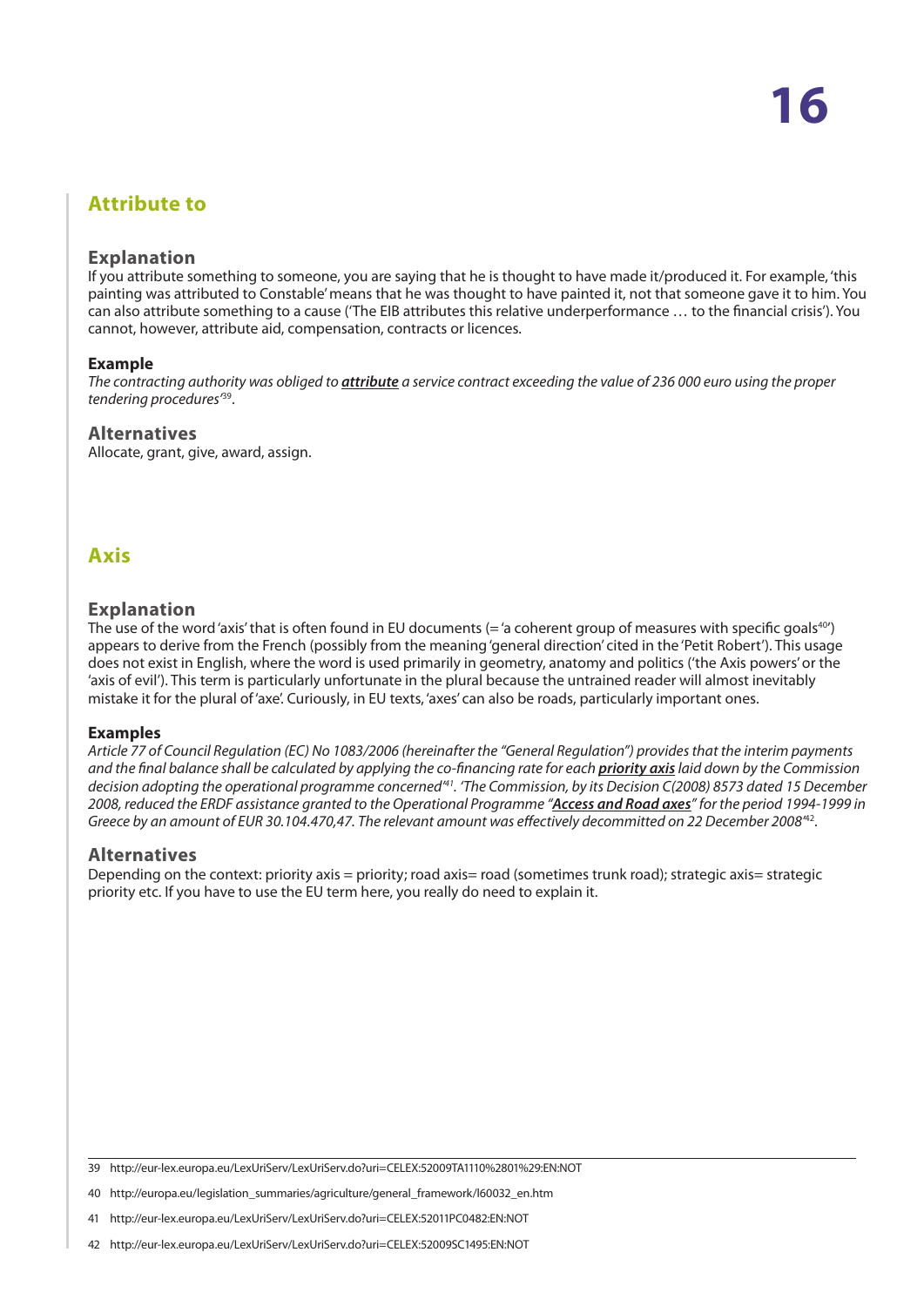## Attribute to

### Explanation

If you attribute something to someone, you are saying that he is thought to have made it/produced it. For example, 'this painting was attributed to Constable' means that he was thought to have painted it, not that someone gave it to him. You can also attribute something to a cause ('The EIB attributes this relative underperformance … to the financial crisis'). You cannot, however, attribute aid, compensation, contracts or licences.

#### Example

*The contracting authority was obliged to* ***attribute*** *a service contract exceeding the value of 236 000 euro using the proper tendering procedures'*[39].

### Alternatives

Allocate, grant, give, award, assign.

## Axis

### Explanation

The use of the word 'axis' that is often found in EU documents (= 'a coherent group of measures with specific goals[40]') appears to derive from the French (possibly from the meaning 'general direction' cited in the 'Petit Robert'). This usage does not exist in English, where the word is used primarily in geometry, anatomy and politics ('the Axis powers' or the 'axis of evil'). This term is particularly unfortunate in the plural because the untrained reader will almost inevitably mistake it for the plural of 'axe'. Curiously, in EU texts, 'axes' can also be roads, particularly important ones.

#### Examples

*Article 77 of Council Regulation (EC) No 1083/2006 (hereinafter the "General Regulation") provides that the interim payments and the final balance shall be calculated by applying the co-financing rate for each* ***priority axis*** *laid down by the Commission decision adopting the operational programme concerned'*[41]*. 'The Commission, by its Decision C(2008) 8573 dated 15 December 2008, reduced the ERDF assistance granted to the Operational Programme "****Access and Road axes****" for the period 1994-1999 in Greece by an amount of EUR 30.104.470,47. The relevant amount was effectively decommitted on 22 December 2008'*[42].

### Alternatives

Depending on the context: priority axis = priority; road axis= road (sometimes trunk road); strategic axis= strategic priority etc. If you have to use the EU term here, you really do need to explain it.

---

39 http://eur-lex.europa.eu/LexUriServ/LexUriServ.do?uri=CELEX:52009TA1110%2801%29:EN:NOT

40 http://europa.eu/legislation_summaries/agriculture/general_framework/l60032_en.htm

41 http://eur-lex.europa.eu/LexUriServ/LexUriServ.do?uri=CELEX:52011PC0482:EN:NOT

42 http://eur-lex.europa.eu/LexUriServ/LexUriServ.do?uri=CELEX:52009SC1495:EN:NOT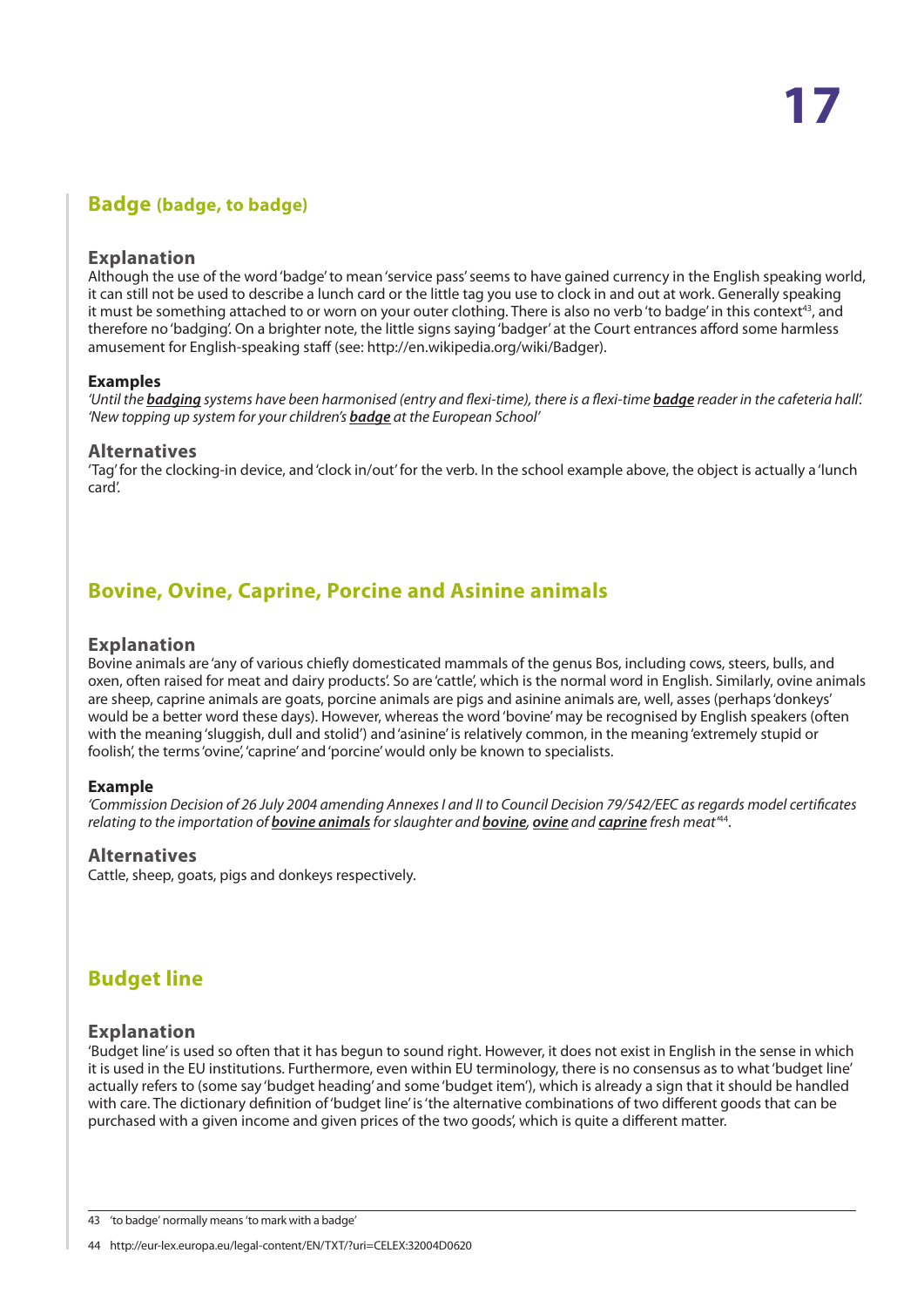## Badge (badge, to badge)

### Explanation

Although the use of the word 'badge' to mean 'service pass' seems to have gained currency in the English speaking world, it can still not be used to describe a lunch card or the little tag you use to clock in and out at work. Generally speaking it must be something attached to or worn on your outer clothing. There is also no verb 'to badge' in this context[43], and therefore no 'badging'. On a brighter note, the little signs saying 'badger' at the Court entrances afford some harmless amusement for English-speaking staff (see: http://en.wikipedia.org/wiki/Badger).

#### Examples

*'Until the **badging** systems have been harmonised (entry and flexi-time), there is a flexi-time **badge** reader in the cafeteria hall'.*
*'New topping up system for your children's **badge** at the European School'*

### Alternatives

'Tag' for the clocking-in device, and 'clock in/out' for the verb. In the school example above, the object is actually a 'lunch card'.

## Bovine, Ovine, Caprine, Porcine and Asinine animals

### Explanation

Bovine animals are 'any of various chiefly domesticated mammals of the genus Bos, including cows, steers, bulls, and oxen, often raised for meat and dairy products'. So are 'cattle', which is the normal word in English. Similarly, ovine animals are sheep, caprine animals are goats, porcine animals are pigs and asinine animals are, well, asses (perhaps 'donkeys' would be a better word these days). However, whereas the word 'bovine' may be recognised by English speakers (often with the meaning 'sluggish, dull and stolid') and 'asinine' is relatively common, in the meaning 'extremely stupid or foolish', the terms 'ovine', 'caprine' and 'porcine' would only be known to specialists.

#### Example

*'Commission Decision of 26 July 2004 amending Annexes I and II to Council Decision 79/542/EEC as regards model certificates relating to the importation of **bovine animals** for slaughter and **bovine**, **ovine** and **caprine** fresh meat'*[44].

### Alternatives

Cattle, sheep, goats, pigs and donkeys respectively.

## Budget line

### Explanation

'Budget line' is used so often that it has begun to sound right. However, it does not exist in English in the sense in which it is used in the EU institutions. Furthermore, even within EU terminology, there is no consensus as to what 'budget line' actually refers to (some say 'budget heading' and some 'budget item'), which is already a sign that it should be handled with care. The dictionary definition of 'budget line' is 'the alternative combinations of two different goods that can be purchased with a given income and given prices of the two goods', which is quite a different matter.

---

43 'to badge' normally means 'to mark with a badge'

44 http://eur-lex.europa.eu/legal-content/EN/TXT/?uri=CELEX:32004D0620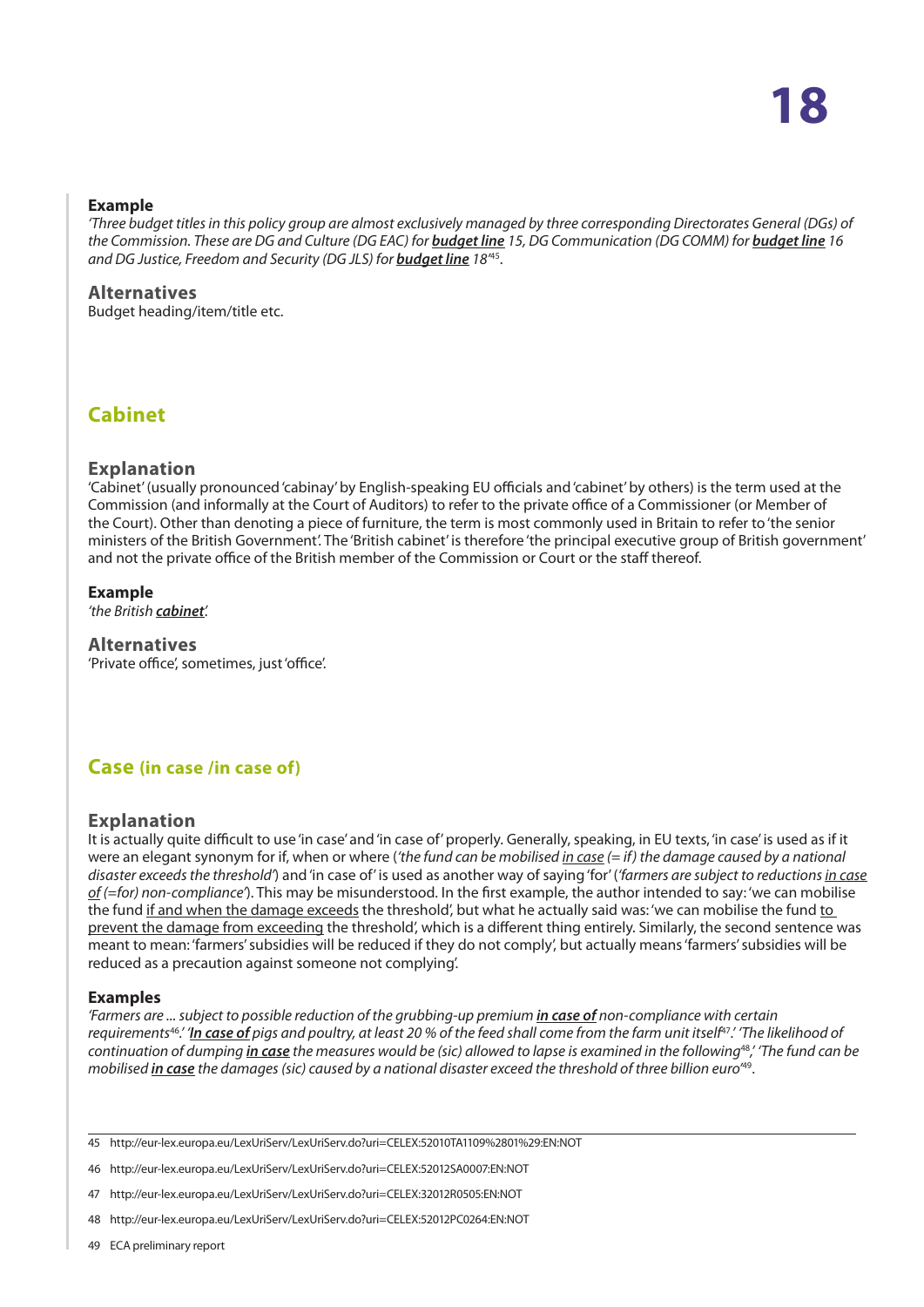**Example**

*'Three budget titles in this policy group are almost exclusively managed by three corresponding Directorates General (DGs) of the Commission. These are DG and Culture (DG EAC) for* ***budget line*** *15, DG Communication (DG COMM) for* ***budget line*** *16 and DG Justice, Freedom and Security (DG JLS) for* ***budget line*** *18'*[45].

### Alternatives

Budget heading/item/title etc.

## Cabinet

### Explanation

'Cabinet' (usually pronounced 'cabinay' by English-speaking EU officials and 'cabinet' by others) is the term used at the Commission (and informally at the Court of Auditors) to refer to the private office of a Commissioner (or Member of the Court). Other than denoting a piece of furniture, the term is most commonly used in Britain to refer to 'the senior ministers of the British Government'. The 'British cabinet' is therefore 'the principal executive group of British government' and not the private office of the British member of the Commission or Court or the staff thereof.

**Example**

*'the British* ***cabinet****'.*

### Alternatives

'Private office', sometimes, just 'office'.

## Case (in case /in case of)

### Explanation

It is actually quite difficult to use 'in case' and 'in case of' properly. Generally, speaking, in EU texts, 'in case' is used as if it were an elegant synonym for if, when or where (*'the fund can be mobilised in case (= if) the damage caused by a national disaster exceeds the threshold'*) and 'in case of' is used as another way of saying 'for' (*'farmers are subject to reductions in case of (=for) non-compliance'*). This may be misunderstood. In the first example, the author intended to say: 'we can mobilise the fund if and when the damage exceeds the threshold', but what he actually said was: 'we can mobilise the fund to prevent the damage from exceeding the threshold', which is a different thing entirely. Similarly, the second sentence was meant to mean: 'farmers' subsidies will be reduced if they do not comply', but actually means 'farmers' subsidies will be reduced as a precaution against someone not complying'.

**Examples**

*'Farmers are ... subject to possible reduction of the grubbing-up premium* ***in case of*** *non-compliance with certain requirements*[46]*.' '****In case of*** *pigs and poultry, at least 20 % of the feed shall come from the farm unit itself*[47]*.' 'The likelihood of continuation of dumping* ***in case*** *the measures would be (sic) allowed to lapse is examined in the following*[48]*,' 'The fund can be mobilised* ***in case*** *the damages (sic) caused by a national disaster exceed the threshold of three billion euro'*[49].

---

45 http://eur-lex.europa.eu/LexUriServ/LexUriServ.do?uri=CELEX:52010TA1109%2801%29:EN:NOT

46 http://eur-lex.europa.eu/LexUriServ/LexUriServ.do?uri=CELEX:52012SA0007:EN:NOT

47 http://eur-lex.europa.eu/LexUriServ/LexUriServ.do?uri=CELEX:32012R0505:EN:NOT

48 http://eur-lex.europa.eu/LexUriServ/LexUriServ.do?uri=CELEX:52012PC0264:EN:NOT

49 ECA preliminary report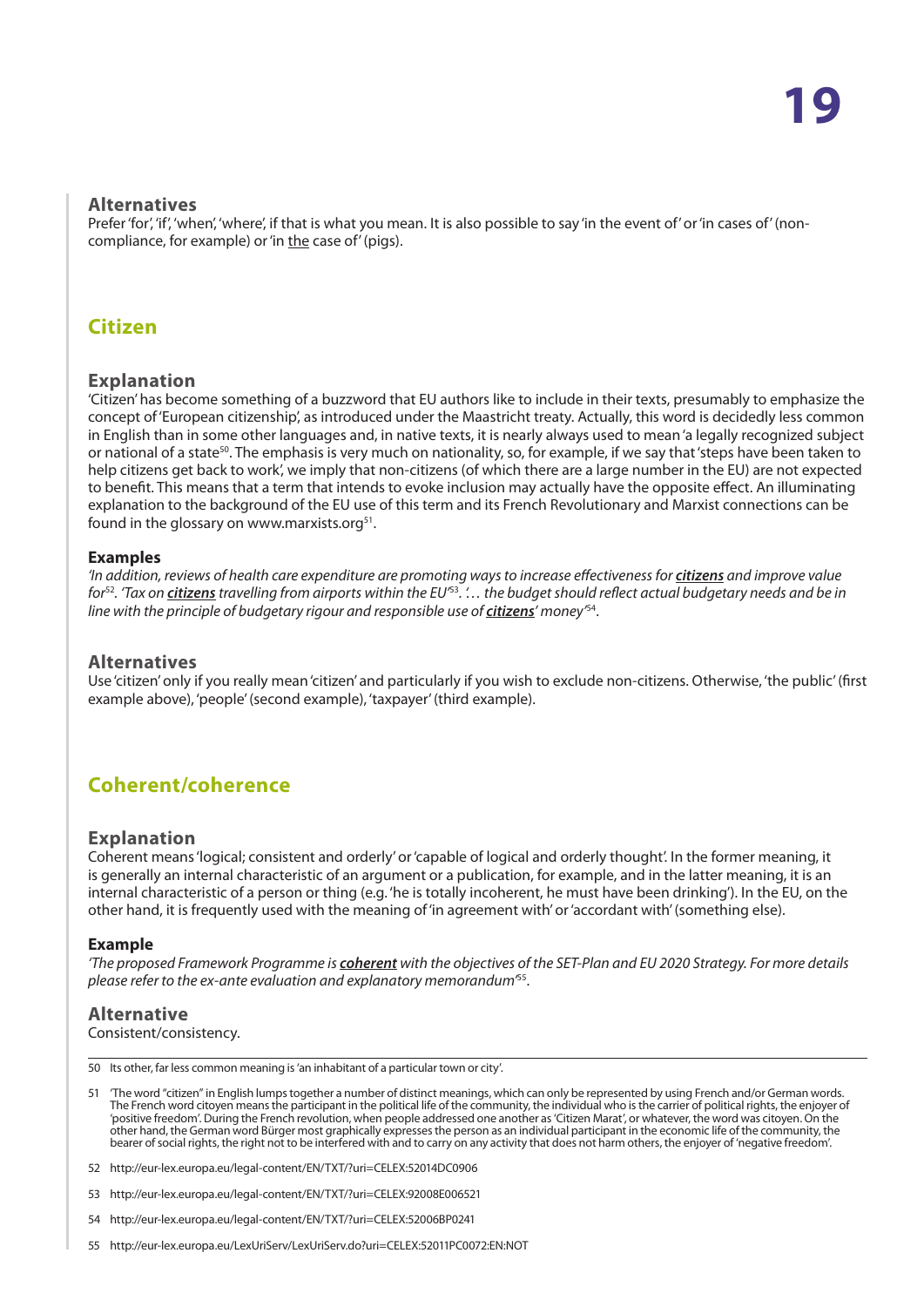### Alternatives

Prefer 'for', 'if', 'when', 'where', if that is what you mean. It is also possible to say 'in the event of' or 'in cases of' (non-compliance, for example) or 'in <u>the</u> case of' (pigs).

## Citizen

### Explanation

'Citizen' has become something of a buzzword that EU authors like to include in their texts, presumably to emphasize the concept of 'European citizenship', as introduced under the Maastricht treaty. Actually, this word is decidedly less common in English than in some other languages and, in native texts, it is nearly always used to mean 'a legally recognized subject or national of a state[50]. The emphasis is very much on nationality, so, for example, if we say that 'steps have been taken to help citizens get back to work', we imply that non-citizens (of which there are a large number in the EU) are not expected to benefit. This means that a term that intends to evoke inclusion may actually have the opposite effect. An illuminating explanation to the background of the EU use of this term and its French Revolutionary and Marxist connections can be found in the glossary on www.marxists.org[51].

#### Examples

*'In addition, reviews of health care expenditure are promoting ways to increase effectiveness for* ***<u>citizens</u>*** *and improve value for*[52]. *'Tax on* ***<u>citizens</u>*** *travelling from airports within the EU'*[53]. *'… the budget should reflect actual budgetary needs and be in line with the principle of budgetary rigour and responsible use of* ***<u>citizens</u>****' money'*[54].

### Alternatives

Use 'citizen' only if you really mean 'citizen' and particularly if you wish to exclude non-citizens. Otherwise, 'the public' (first example above), 'people' (second example), 'taxpayer' (third example).

## Coherent/coherence

### Explanation

Coherent means 'logical; consistent and orderly' or 'capable of logical and orderly thought'. In the former meaning, it is generally an internal characteristic of an argument or a publication, for example, and in the latter meaning, it is an internal characteristic of a person or thing (e.g. 'he is totally incoherent, he must have been drinking'). In the EU, on the other hand, it is frequently used with the meaning of 'in agreement with' or 'accordant with' (something else).

#### Example

*'The proposed Framework Programme is* ***<u>coherent</u>*** *with the objectives of the SET-Plan and EU 2020 Strategy. For more details please refer to the ex-ante evaluation and explanatory memorandum'*[55].

### Alternative

Consistent/consistency.

---

50 Its other, far less common meaning is 'an inhabitant of a particular town or city'.

51 'The word "citizen" in English lumps together a number of distinct meanings, which can only be represented by using French and/or German words. The French word citoyen means the participant in the political life of the community, the individual who is the carrier of political rights, the enjoyer of 'positive freedom'. During the French revolution, when people addressed one another as 'Citizen Marat', or whatever, the word was citoyen. On the other hand, the German word Bürger most graphically expresses the person as an individual participant in the economic life of the community, the bearer of social rights, the right not to be interfered with and to carry on any activity that does not harm others, the enjoyer of 'negative freedom'.

52 http://eur-lex.europa.eu/legal-content/EN/TXT/?uri=CELEX:52014DC0906

53 http://eur-lex.europa.eu/legal-content/EN/TXT/?uri=CELEX:92008E006521

54 http://eur-lex.europa.eu/legal-content/EN/TXT/?uri=CELEX:52006BP0241

55 http://eur-lex.europa.eu/LexUriServ/LexUriServ.do?uri=CELEX:52011PC0072:EN:NOT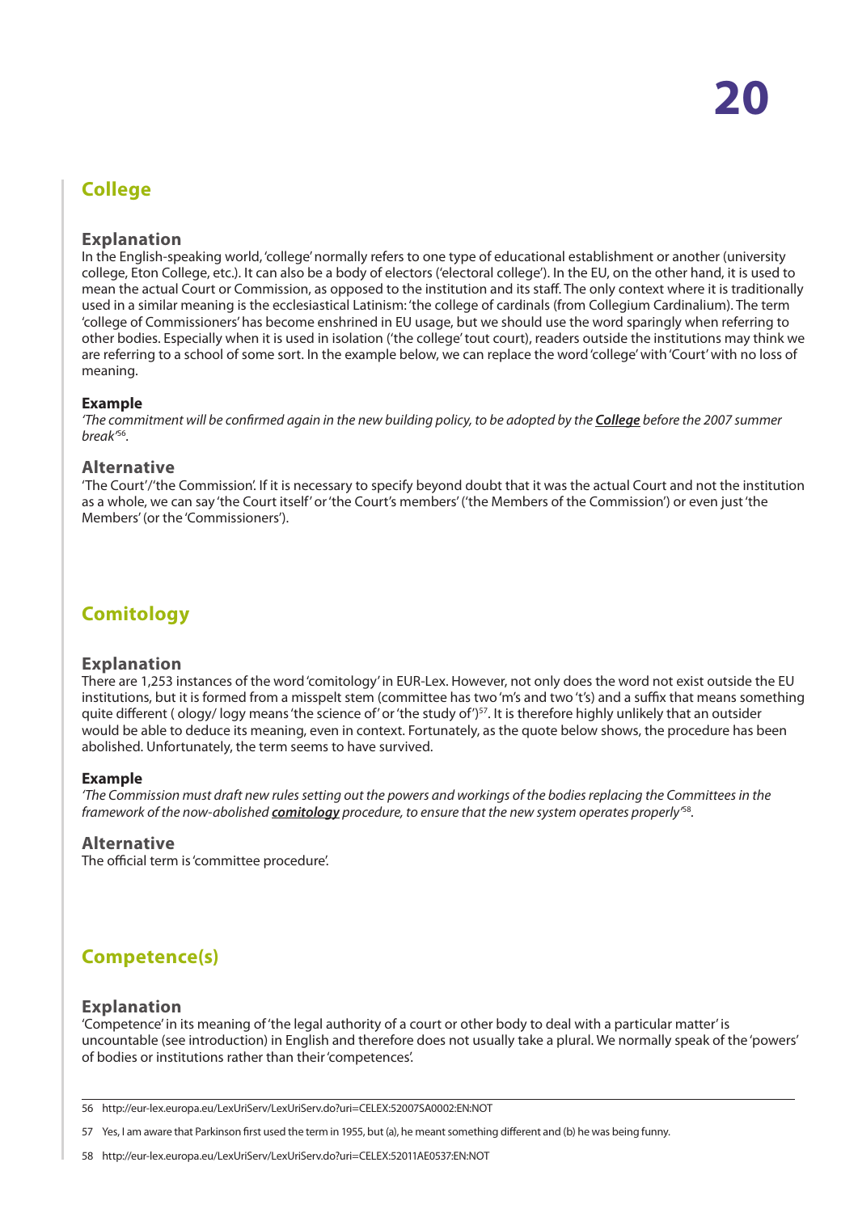## College

### Explanation

In the English-speaking world, 'college' normally refers to one type of educational establishment or another (university college, Eton College, etc.). It can also be a body of electors ('electoral college'). In the EU, on the other hand, it is used to mean the actual Court or Commission, as opposed to the institution and its staff. The only context where it is traditionally used in a similar meaning is the ecclesiastical Latinism: 'the college of cardinals (from Collegium Cardinalium). The term 'college of Commissioners' has become enshrined in EU usage, but we should use the word sparingly when referring to other bodies. Especially when it is used in isolation ('the college' tout court), readers outside the institutions may think we are referring to a school of some sort. In the example below, we can replace the word 'college' with 'Court' with no loss of meaning.

#### Example

*'The commitment will be confirmed again in the new building policy, to be adopted by the **College** before the 2007 summer break'*[56].

### Alternative

'The Court'/'the Commission'. If it is necessary to specify beyond doubt that it was the actual Court and not the institution as a whole, we can say 'the Court itself' or 'the Court's members' ('the Members of the Commission') or even just 'the Members' (or the 'Commissioners').

## Comitology

### Explanation

There are 1,253 instances of the word 'comitology' in EUR-Lex. However, not only does the word not exist outside the EU institutions, but it is formed from a misspelt stem (committee has two 'm's and two 't's) and a suffix that means something quite different ( ology/ logy means 'the science of' or 'the study of')[57]. It is therefore highly unlikely that an outsider would be able to deduce its meaning, even in context. Fortunately, as the quote below shows, the procedure has been abolished. Unfortunately, the term seems to have survived.

#### Example

*'The Commission must draft new rules setting out the powers and workings of the bodies replacing the Committees in the framework of the now-abolished **comitology** procedure, to ensure that the new system operates properly'*[58].

### Alternative

The official term is 'committee procedure'.

## Competence(s)

### Explanation

'Competence' in its meaning of 'the legal authority of a court or other body to deal with a particular matter' is uncountable (see introduction) in English and therefore does not usually take a plural. We normally speak of the 'powers' of bodies or institutions rather than their 'competences'.

---

56 http://eur-lex.europa.eu/LexUriServ/LexUriServ.do?uri=CELEX:52007SA0002:EN:NOT

57 Yes, I am aware that Parkinson first used the term in 1955, but (a), he meant something different and (b) he was being funny.

58 http://eur-lex.europa.eu/LexUriServ/LexUriServ.do?uri=CELEX:52011AE0537:EN:NOT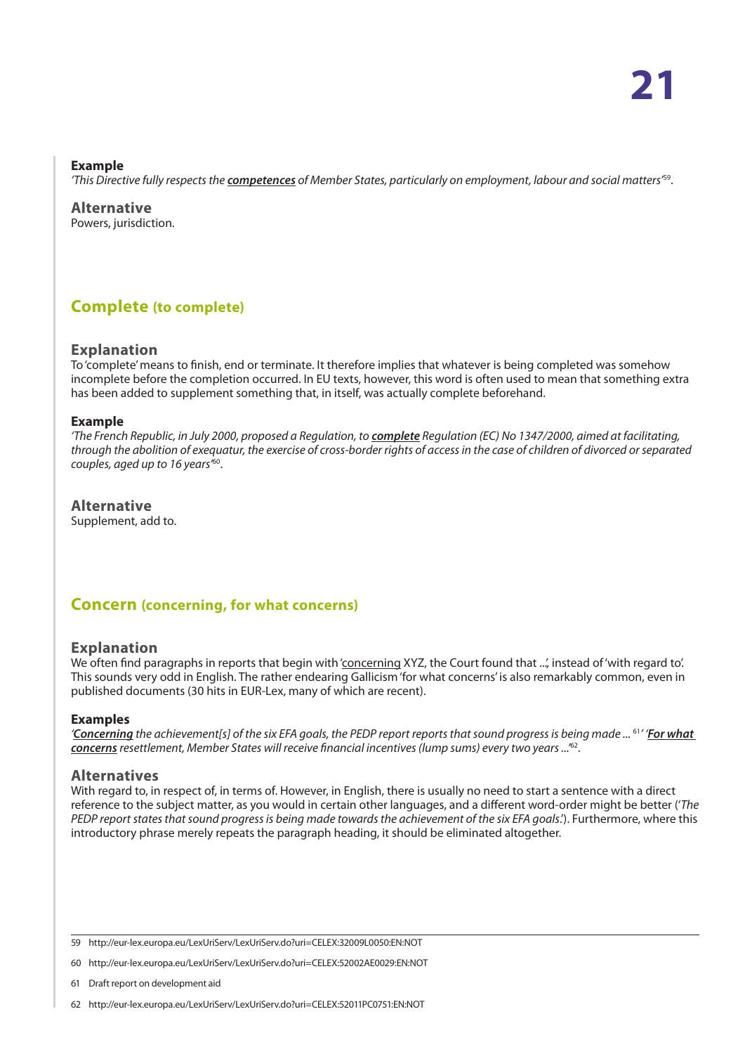**Example**

*'This Directive fully respects the **competences** of Member States, particularly on employment, labour and social matters'*[59].

**Alternative**

Powers, jurisdiction.

## Complete (to complete)

### Explanation

To 'complete' means to finish, end or terminate. It therefore implies that whatever is being completed was somehow incomplete before the completion occurred. In EU texts, however, this word is often used to mean that something extra has been added to supplement something that, in itself, was actually complete beforehand.

**Example**

*'The French Republic, in July 2000, proposed a Regulation, to **complete** Regulation (EC) No 1347/2000, aimed at facilitating, through the abolition of exequatur, the exercise of cross-border rights of access in the case of children of divorced or separated couples, aged up to 16 years'*[60].

### Alternative

Supplement, add to.

## Concern (concerning, for what concerns)

### Explanation

We often find paragraphs in reports that begin with 'concerning XYZ, the Court found that ...', instead of 'with regard to'. This sounds very odd in English. The rather endearing Gallicism 'for what concerns' is also remarkably common, even in published documents (30 hits in EUR-Lex, many of which are recent).

**Examples**

*'**Concerning** the achievement[s] of the six EFA goals, the PEDP report reports that sound progress is being made ...*[61]' '***For what concerns** resettlement, Member States will receive financial incentives (lump sums) every two years ...'*[62].

### Alternatives

With regard to, in respect of, in terms of. However, in English, there is usually no need to start a sentence with a direct reference to the subject matter, as you would in certain other languages, and a different word-order might be better ('*The PEDP report states that sound progress is being made towards the achievement of the six EFA goals.*'). Furthermore, where this introductory phrase merely repeats the paragraph heading, it should be eliminated altogether.

---

59 http://eur-lex.europa.eu/LexUriServ/LexUriServ.do?uri=CELEX:32009L0050:EN:NOT

60 http://eur-lex.europa.eu/LexUriServ/LexUriServ.do?uri=CELEX:52002AE0029:EN:NOT

61 Draft report on development aid

62 http://eur-lex.europa.eu/LexUriServ/LexUriServ.do?uri=CELEX:52011PC0751:EN:NOT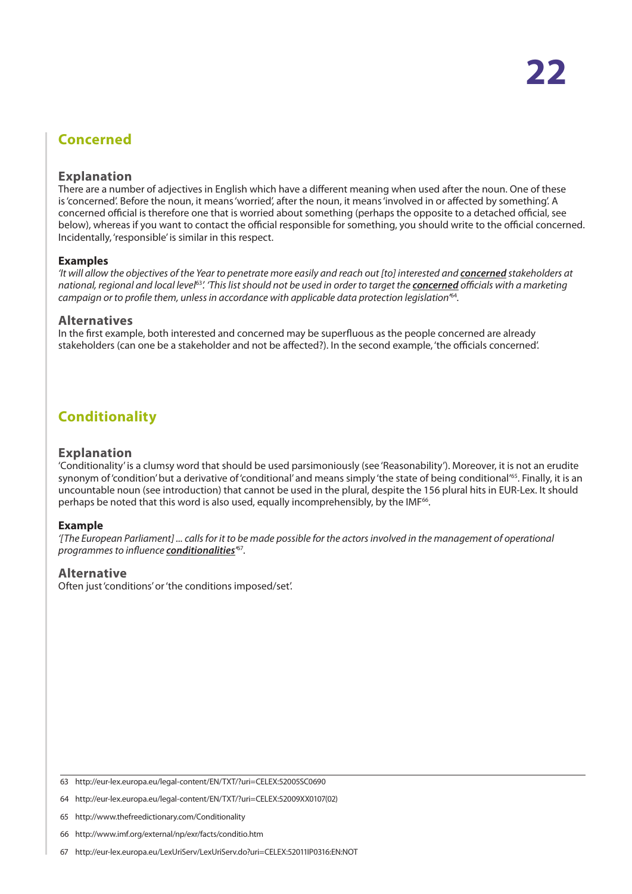## Concerned

### Explanation

There are a number of adjectives in English which have a different meaning when used after the noun. One of these is 'concerned'. Before the noun, it means 'worried', after the noun, it means 'involved in or affected by something'. A concerned official is therefore one that is worried about something (perhaps the opposite to a detached official, see below), whereas if you want to contact the official responsible for something, you should write to the official concerned. Incidentally, 'responsible' is similar in this respect.

#### Examples

*'It will allow the objectives of the Year to penetrate more easily and reach out [to] interested and* ***concerned*** *stakeholders at national, regional and local level*[63]*'. 'This list should not be used in order to target the* ***concerned*** *officials with a marketing campaign or to profile them, unless in accordance with applicable data protection legislation'*[64].

### Alternatives

In the first example, both interested and concerned may be superfluous as the people concerned are already stakeholders (can one be a stakeholder and not be affected?). In the second example, 'the officials concerned'.

## Conditionality

### Explanation

'Conditionality' is a clumsy word that should be used parsimoniously (see 'Reasonability'). Moreover, it is not an erudite synonym of 'condition' but a derivative of 'conditional' and means simply 'the state of being conditional'[65]. Finally, it is an uncountable noun (see introduction) that cannot be used in the plural, despite the 156 plural hits in EUR-Lex. It should perhaps be noted that this word is also used, equally incomprehensibly, by the IMF[66].

#### Example

*'[The European Parliament] ... calls for it to be made possible for the actors involved in the management of operational programmes to influence* ***conditionalities****'*[67].

### Alternative

Often just 'conditions' or 'the conditions imposed/set'.

---

63 http://eur-lex.europa.eu/legal-content/EN/TXT/?uri=CELEX:52005SC0690

64 http://eur-lex.europa.eu/legal-content/EN/TXT/?uri=CELEX:52009XX0107(02)

65 http://www.thefreedictionary.com/Conditionality

66 http://www.imf.org/external/np/exr/facts/conditio.htm

67 http://eur-lex.europa.eu/LexUriServ/LexUriServ.do?uri=CELEX:52011IP0316:EN:NOT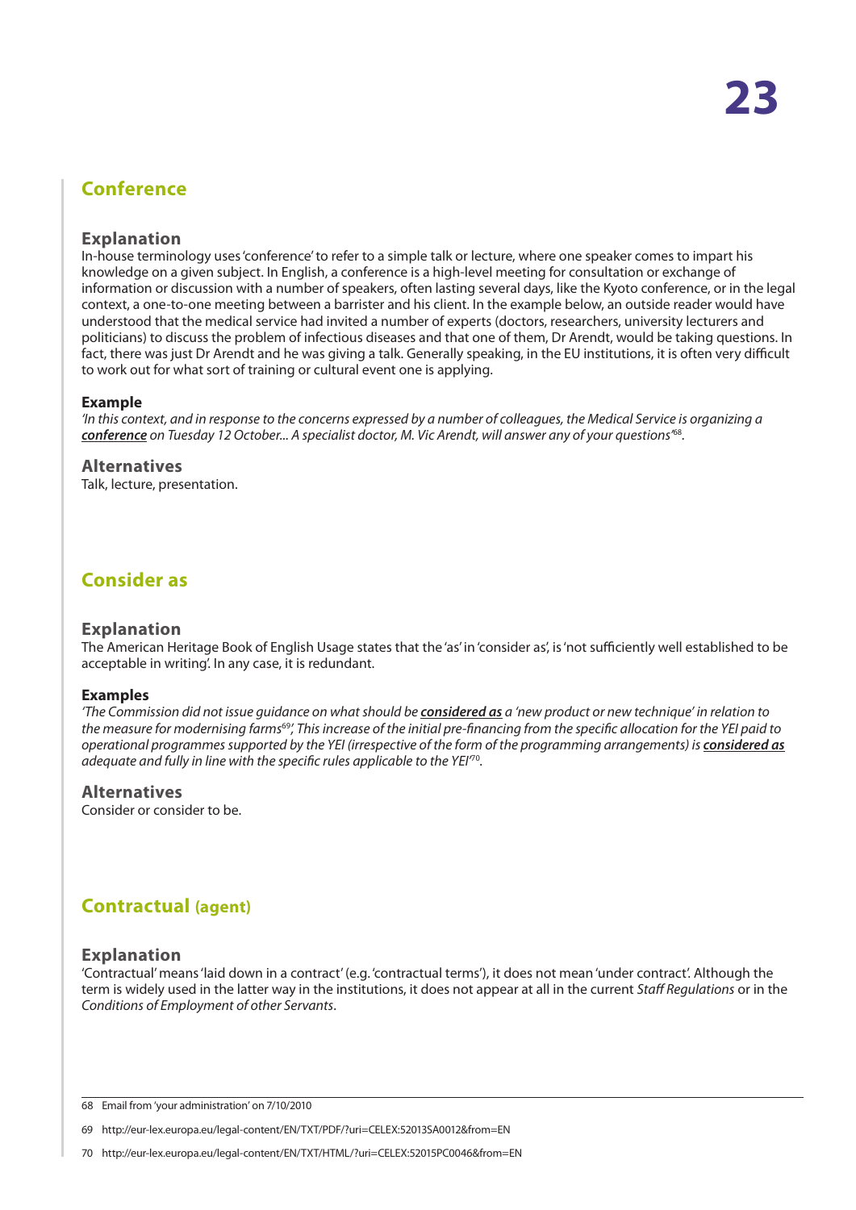## Conference

### Explanation

In-house terminology uses 'conference' to refer to a simple talk or lecture, where one speaker comes to impart his knowledge on a given subject. In English, a conference is a high-level meeting for consultation or exchange of information or discussion with a number of speakers, often lasting several days, like the Kyoto conference, or in the legal context, a one-to-one meeting between a barrister and his client. In the example below, an outside reader would have understood that the medical service had invited a number of experts (doctors, researchers, university lecturers and politicians) to discuss the problem of infectious diseases and that one of them, Dr Arendt, would be taking questions. In fact, there was just Dr Arendt and he was giving a talk. Generally speaking, in the EU institutions, it is often very difficult to work out for what sort of training or cultural event one is applying.

**Example**

*'In this context, and in response to the concerns expressed by a number of colleagues, the Medical Service is organizing a* ***conference*** *on Tuesday 12 October... A specialist doctor, M. Vic Arendt, will answer any of your questions'*[68].

### Alternatives

Talk, lecture, presentation.

## Consider as

### Explanation

The American Heritage Book of English Usage states that the 'as' in 'consider as', is 'not sufficiently well established to be acceptable in writing'. In any case, it is redundant.

**Examples**

*'The Commission did not issue guidance on what should be* ***considered as*** *a 'new product or new technique' in relation to the measure for modernising farms*[69]*'; This increase of the initial pre-financing from the specific allocation for the YEI paid to operational programmes supported by the YEI (irrespective of the form of the programming arrangements) is* ***considered as*** *adequate and fully in line with the specific rules applicable to the YEI'*[70].

### Alternatives

Consider or consider to be.

## Contractual (agent)

### Explanation

'Contractual' means 'laid down in a contract' (e.g. 'contractual terms'), it does not mean 'under contract'. Although the term is widely used in the latter way in the institutions, it does not appear at all in the current *Staff Regulations* or in the *Conditions of Employment of other Servants*.

---

68 Email from 'your administration' on 7/10/2010

69 http://eur-lex.europa.eu/legal-content/EN/TXT/PDF/?uri=CELEX:52013SA0012&from=EN

70 http://eur-lex.europa.eu/legal-content/EN/TXT/HTML/?uri=CELEX:52015PC0046&from=EN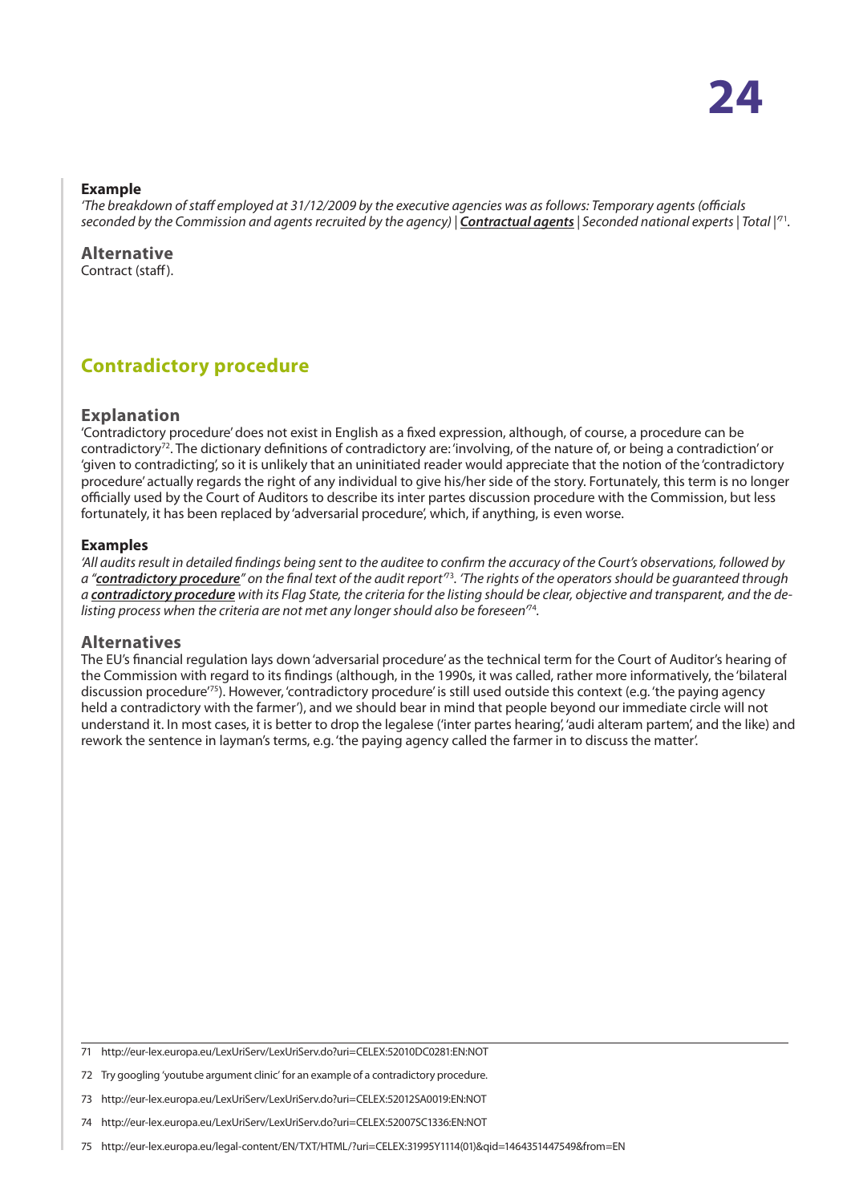**Example**

*'The breakdown of staff employed at 31/12/2009 by the executive agencies was as follows: Temporary agents (officials seconded by the Commission and agents recruited by the agency) | **Contractual agents** | Seconded national experts | Total |'*[71].

### Alternative

Contract (staff).

## Contradictory procedure

### Explanation

'Contradictory procedure' does not exist in English as a fixed expression, although, of course, a procedure can be contradictory[72]. The dictionary definitions of contradictory are: 'involving, of the nature of, or being a contradiction' or 'given to contradicting', so it is unlikely that an uninitiated reader would appreciate that the notion of the 'contradictory procedure' actually regards the right of any individual to give his/her side of the story. Fortunately, this term is no longer officially used by the Court of Auditors to describe its inter partes discussion procedure with the Commission, but less fortunately, it has been replaced by 'adversarial procedure', which, if anything, is even worse.

**Examples**

*'All audits result in detailed findings being sent to the auditee to confirm the accuracy of the Court's observations, followed by a "**contradictory procedure**" on the final text of the audit report'*[73]. *'The rights of the operators should be guaranteed through a **contradictory procedure** with its Flag State, the criteria for the listing should be clear, objective and transparent, and the de-listing process when the criteria are not met any longer should also be foreseen'*[74].

### Alternatives

The EU's financial regulation lays down 'adversarial procedure' as the technical term for the Court of Auditor's hearing of the Commission with regard to its findings (although, in the 1990s, it was called, rather more informatively, the 'bilateral discussion procedure'[75]). However, 'contradictory procedure' is still used outside this context (e.g. 'the paying agency held a contradictory with the farmer'), and we should bear in mind that people beyond our immediate circle will not understand it. In most cases, it is better to drop the legalese ('inter partes hearing', 'audi alteram partem', and the like) and rework the sentence in layman's terms, e.g. 'the paying agency called the farmer in to discuss the matter'.

---

71 http://eur-lex.europa.eu/LexUriServ/LexUriServ.do?uri=CELEX:52010DC0281:EN:NOT

72 Try googling 'youtube argument clinic' for an example of a contradictory procedure.

73 http://eur-lex.europa.eu/LexUriServ/LexUriServ.do?uri=CELEX:52012SA0019:EN:NOT

74 http://eur-lex.europa.eu/LexUriServ/LexUriServ.do?uri=CELEX:52007SC1336:EN:NOT

75 http://eur-lex.europa.eu/legal-content/EN/TXT/HTML/?uri=CELEX:31995Y1114(01)&qid=1464351447549&from=EN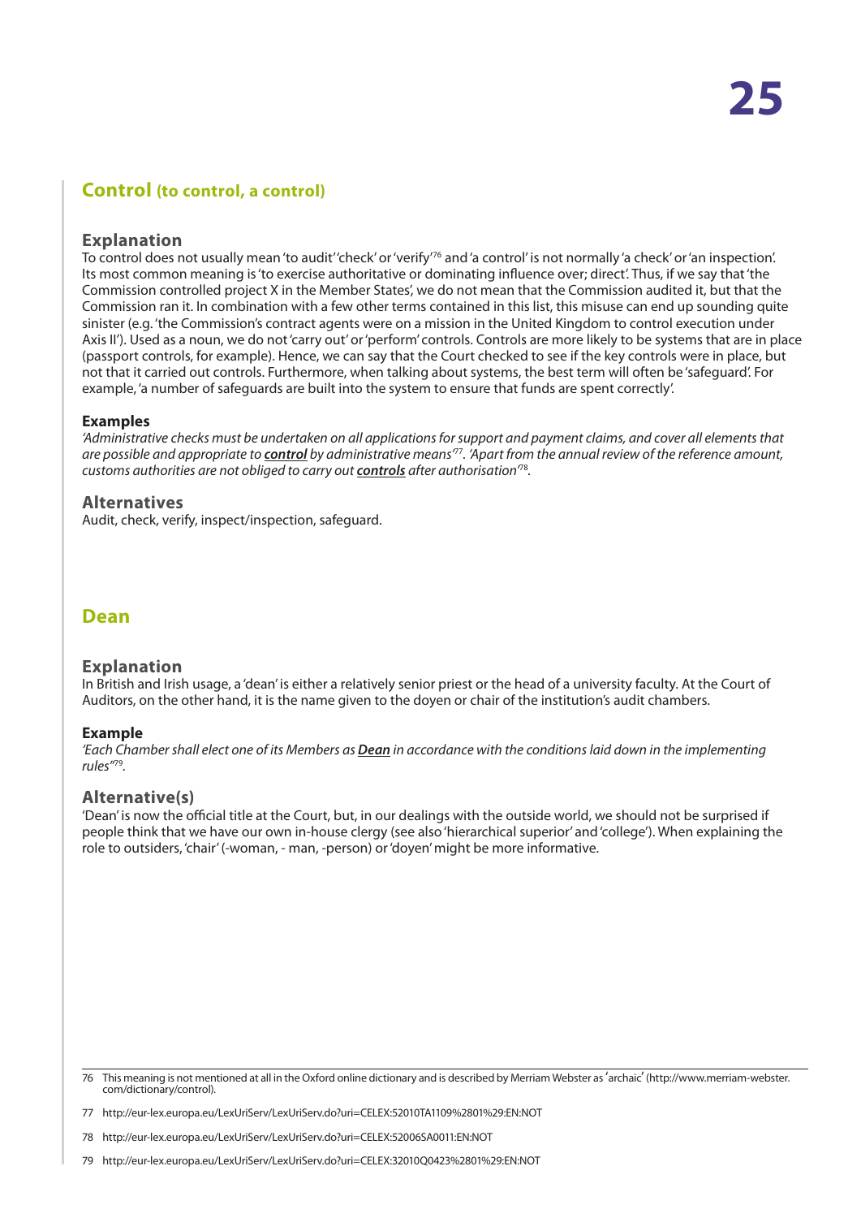## Control (to control, a control)

### Explanation

To control does not usually mean 'to audit' 'check' or 'verify'[76] and 'a control' is not normally 'a check' or 'an inspection'. Its most common meaning is 'to exercise authoritative or dominating influence over; direct'. Thus, if we say that 'the Commission controlled project X in the Member States', we do not mean that the Commission audited it, but that the Commission ran it. In combination with a few other terms contained in this list, this misuse can end up sounding quite sinister (e.g. 'the Commission's contract agents were on a mission in the United Kingdom to control execution under Axis II'). Used as a noun, we do not 'carry out' or 'perform' controls. Controls are more likely to be systems that are in place (passport controls, for example). Hence, we can say that the Court checked to see if the key controls were in place, but not that it carried out controls. Furthermore, when talking about systems, the best term will often be 'safeguard'. For example, 'a number of safeguards are built into the system to ensure that funds are spent correctly'.

#### Examples

*'Administrative checks must be undertaken on all applications for support and payment claims, and cover all elements that are possible and appropriate to **control** by administrative means'*[77]. *'Apart from the annual review of the reference amount, customs authorities are not obliged to carry out **controls** after authorisation'*[78].

### Alternatives

Audit, check, verify, inspect/inspection, safeguard.

## Dean

### Explanation

In British and Irish usage, a 'dean' is either a relatively senior priest or the head of a university faculty. At the Court of Auditors, on the other hand, it is the name given to the doyen or chair of the institution's audit chambers.

#### Example

*'Each Chamber shall elect one of its Members as **Dean** in accordance with the conditions laid down in the implementing rules'*[79].

### Alternative(s)

'Dean' is now the official title at the Court, but, in our dealings with the outside world, we should not be surprised if people think that we have our own in-house clergy (see also 'hierarchical superior' and 'college'). When explaining the role to outsiders, 'chair' (-woman, - man, -person) or 'doyen' might be more informative.

---

76 This meaning is not mentioned at all in the Oxford online dictionary and is described by Merriam Webster as 'archaic' (http://www.merriam-webster.com/dictionary/control).

77 http://eur-lex.europa.eu/LexUriServ/LexUriServ.do?uri=CELEX:52010TA1109%2801%29:EN:NOT

78 http://eur-lex.europa.eu/LexUriServ/LexUriServ.do?uri=CELEX:52006SA0011:EN:NOT

79 http://eur-lex.europa.eu/LexUriServ/LexUriServ.do?uri=CELEX:32010Q0423%2801%29:EN:NOT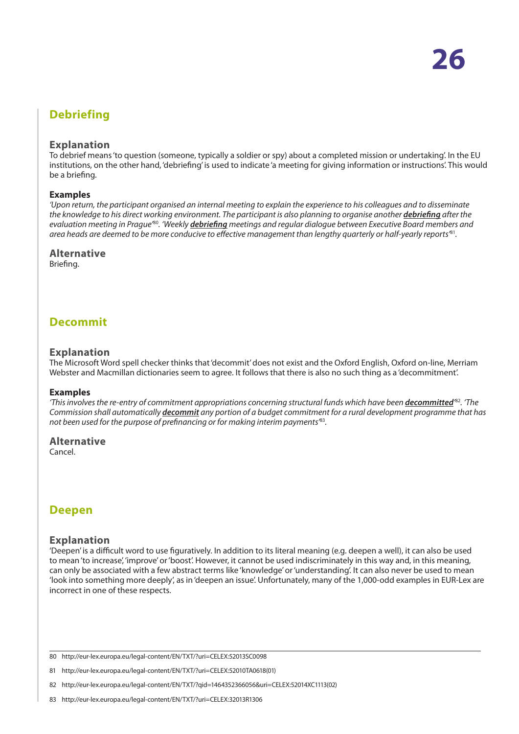## Debriefing

### Explanation

To debrief means 'to question (someone, typically a soldier or spy) about a completed mission or undertaking'. In the EU institutions, on the other hand, 'debriefing' is used to indicate 'a meeting for giving information or instructions'. This would be a briefing.

#### Examples

*'Upon return, the participant organised an internal meeting to explain the experience to his colleagues and to disseminate the knowledge to his direct working environment. The participant is also planning to organise another **debriefing** after the evaluation meeting in Prague'*[80]. *'Weekly **debriefing** meetings and regular dialogue between Executive Board members and area heads are deemed to be more conducive to effective management than lengthy quarterly or half-yearly reports'*[81].

### Alternative

Briefing.

## Decommit

### Explanation

The Microsoft Word spell checker thinks that 'decommit' does not exist and the Oxford English, Oxford on-line, Merriam Webster and Macmillan dictionaries seem to agree. It follows that there is also no such thing as a 'decommitment'.

#### Examples

*'This involves the re-entry of commitment appropriations concerning structural funds which have been **decommitted**'*[82]. *'The Commission shall automatically **decommit** any portion of a budget commitment for a rural development programme that has not been used for the purpose of prefinancing or for making interim payments'*[83].

### Alternative

Cancel.

## Deepen

### Explanation

'Deepen' is a difficult word to use figuratively. In addition to its literal meaning (e.g. deepen a well), it can also be used to mean 'to increase', 'improve' or 'boost'. However, it cannot be used indiscriminately in this way and, in this meaning, can only be associated with a few abstract terms like 'knowledge' or 'understanding'. It can also never be used to mean 'look into something more deeply', as in 'deepen an issue'. Unfortunately, many of the 1,000-odd examples in EUR-Lex are incorrect in one of these respects.

---

80 http://eur-lex.europa.eu/legal-content/EN/TXT/?uri=CELEX:52013SC0098

81 http://eur-lex.europa.eu/legal-content/EN/TXT/?uri=CELEX:52010TA0618(01)

82 http://eur-lex.europa.eu/legal-content/EN/TXT/?qid=1464352366056&uri=CELEX:52014XC1113(02)

83 http://eur-lex.europa.eu/legal-content/EN/TXT/?uri=CELEX:32013R1306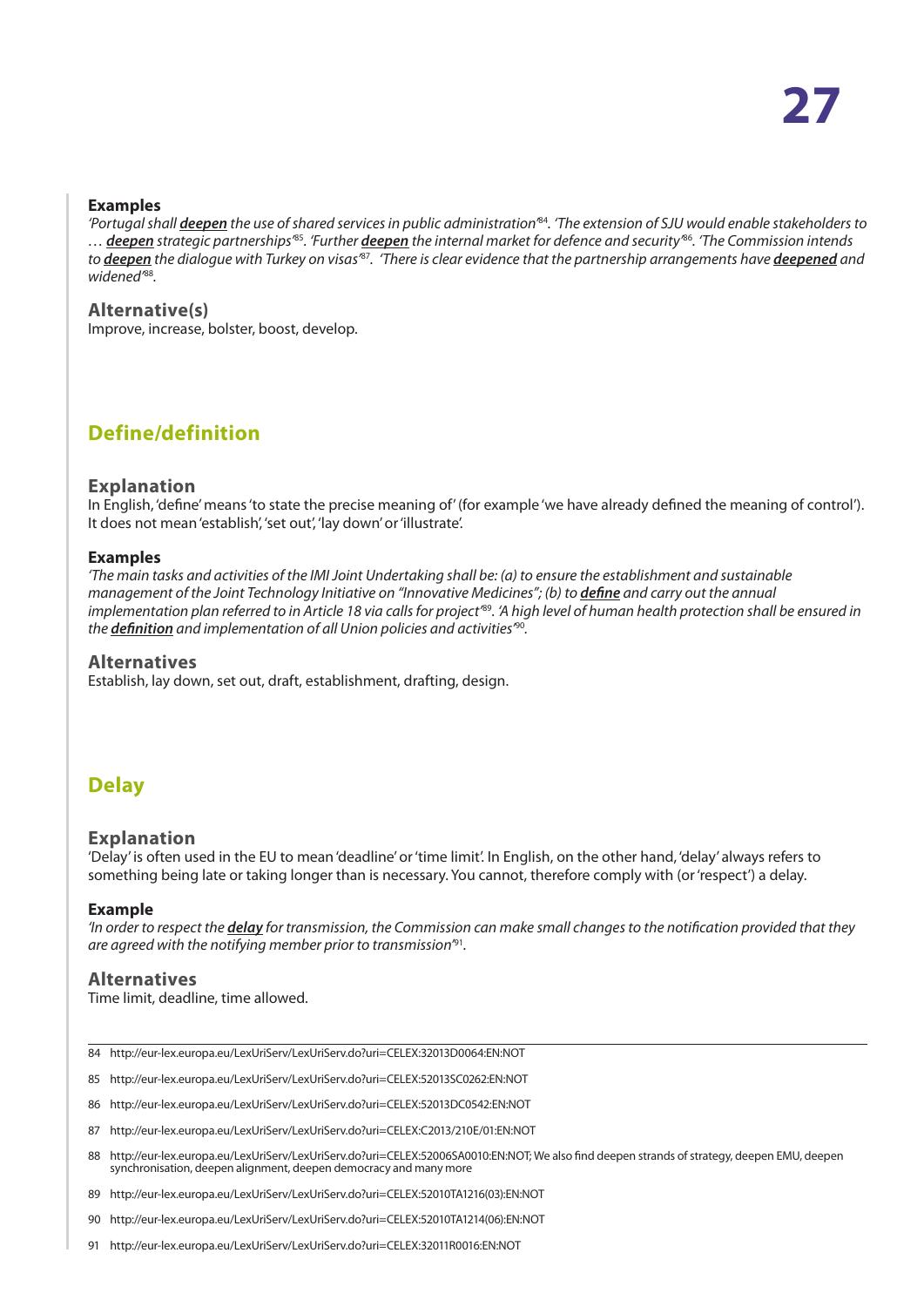#### Examples

*'Portugal shall **deepen** the use of shared services in public administration'*[84]. *'The extension of SJU would enable stakeholders to … **deepen** strategic partnerships'*[85]. *'Further **deepen** the internal market for defence and security'*[86]. *'The Commission intends to **deepen** the dialogue with Turkey on visas'*[87]. *'There is clear evidence that the partnership arrangements have **deepened** and widened'*[88].

### Alternative(s)

Improve, increase, bolster, boost, develop.

## Define/definition

### Explanation

In English, 'define' means 'to state the precise meaning of' (for example 'we have already defined the meaning of control'). It does not mean 'establish', 'set out', 'lay down' or 'illustrate'.

#### Examples

*'The main tasks and activities of the IMI Joint Undertaking shall be: (a) to ensure the establishment and sustainable management of the Joint Technology Initiative on "Innovative Medicines"; (b) to **define** and carry out the annual implementation plan referred to in Article 18 via calls for project'*[89]. *'A high level of human health protection shall be ensured in the **definition** and implementation of all Union policies and activities'*[90].

### Alternatives

Establish, lay down, set out, draft, establishment, drafting, design.

## Delay

### Explanation

'Delay' is often used in the EU to mean 'deadline' or 'time limit'. In English, on the other hand, 'delay' always refers to something being late or taking longer than is necessary. You cannot, therefore comply with (or 'respect') a delay.

#### Example

*'In order to respect the **delay** for transmission, the Commission can make small changes to the notification provided that they are agreed with the notifying member prior to transmission'*[91].

### Alternatives

Time limit, deadline, time allowed.

---

84 http://eur-lex.europa.eu/LexUriServ/LexUriServ.do?uri=CELEX:32013D0064:EN:NOT

85 http://eur-lex.europa.eu/LexUriServ/LexUriServ.do?uri=CELEX:52013SC0262:EN:NOT

86 http://eur-lex.europa.eu/LexUriServ/LexUriServ.do?uri=CELEX:52013DC0542:EN:NOT

87 http://eur-lex.europa.eu/LexUriServ/LexUriServ.do?uri=CELEX:C2013/210E/01:EN:NOT

88 http://eur-lex.europa.eu/LexUriServ/LexUriServ.do?uri=CELEX:52006SA0010:EN:NOT; We also find deepen strands of strategy, deepen EMU, deepen synchronisation, deepen alignment, deepen democracy and many more

89 http://eur-lex.europa.eu/LexUriServ/LexUriServ.do?uri=CELEX:52010TA1216(03):EN:NOT

90 http://eur-lex.europa.eu/LexUriServ/LexUriServ.do?uri=CELEX:52010TA1214(06):EN:NOT

91 http://eur-lex.europa.eu/LexUriServ/LexUriServ.do?uri=CELEX:32011R0016:EN:NOT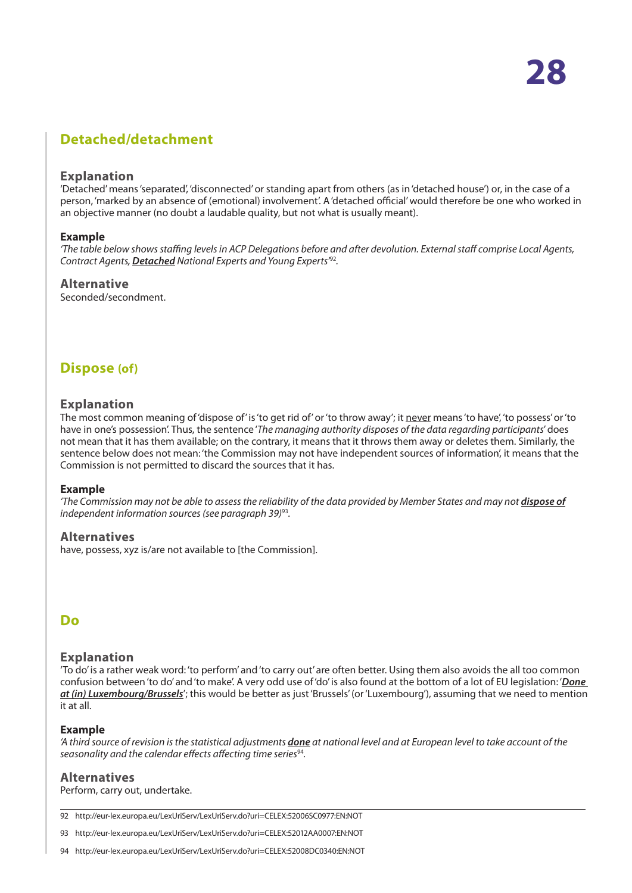## Detached/detachment

### Explanation

'Detached' means 'separated', 'disconnected' or standing apart from others (as in 'detached house') or, in the case of a person, 'marked by an absence of (emotional) involvement'. A 'detached official' would therefore be one who worked in an objective manner (no doubt a laudable quality, but not what is usually meant).

### Example

*'The table below shows staffing levels in ACP Delegations before and after devolution. External staff comprise Local Agents, Contract Agents, **Detached** National Experts and Young Experts'*[92].

### Alternative

Seconded/secondment.

## Dispose (of)

### Explanation

The most common meaning of 'dispose of' is 'to get rid of' or 'to throw away'; it never means 'to have', 'to possess' or 'to have in one's possession'. Thus, the sentence '*The managing authority disposes of the data regarding participants*' does not mean that it has them available; on the contrary, it means that it throws them away or deletes them. Similarly, the sentence below does not mean: 'the Commission may not have independent sources of information', it means that the Commission is not permitted to discard the sources that it has.

### Example

*'The Commission may not be able to assess the reliability of the data provided by Member States and may not **dispose of** independent information sources (see paragraph 39)*[93].

### Alternatives

have, possess, xyz is/are not available to [the Commission].

## Do

### Explanation

'To do' is a rather weak word: 'to perform' and 'to carry out' are often better. Using them also avoids the all too common confusion between 'to do' and 'to make'. A very odd use of 'do' is also found at the bottom of a lot of EU legislation: '***Done at (in) Luxembourg/Brussels***'; this would be better as just 'Brussels' (or 'Luxembourg'), assuming that we need to mention it at all.

### Example

*'A third source of revision is the statistical adjustments **done** at national level and at European level to take account of the seasonality and the calendar effects affecting time series*[94].

### Alternatives

Perform, carry out, undertake.

---

92 http://eur-lex.europa.eu/LexUriServ/LexUriServ.do?uri=CELEX:52006SC0977:EN:NOT

93 http://eur-lex.europa.eu/LexUriServ/LexUriServ.do?uri=CELEX:52012AA0007:EN:NOT

94 http://eur-lex.europa.eu/LexUriServ/LexUriServ.do?uri=CELEX:52008DC0340:EN:NOT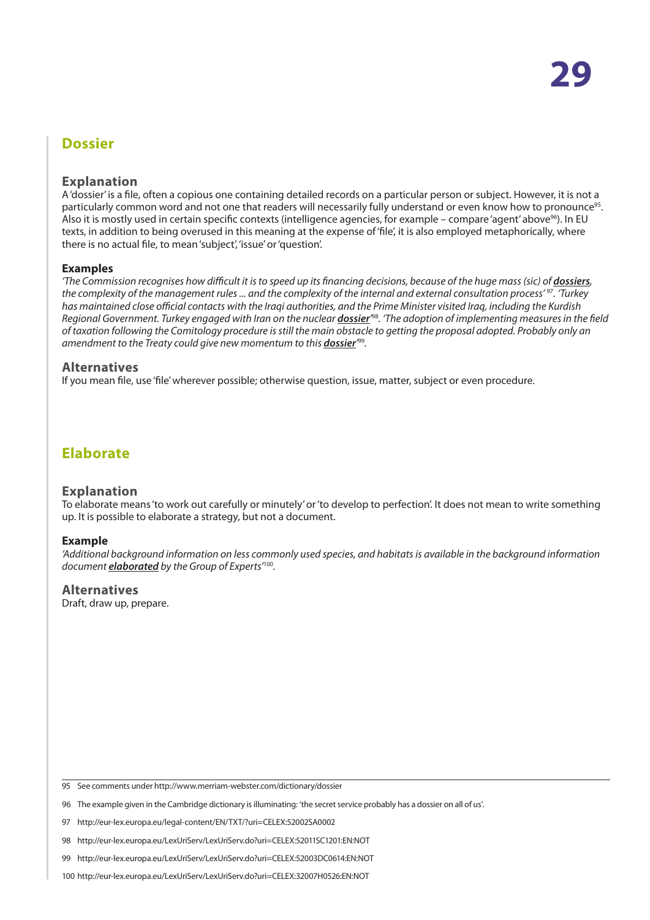## Dossier

### Explanation

A 'dossier' is a file, often a copious one containing detailed records on a particular person or subject. However, it is not a particularly common word and not one that readers will necessarily fully understand or even know how to pronounce[95]. Also it is mostly used in certain specific contexts (intelligence agencies, for example – compare 'agent' above[96]). In EU texts, in addition to being overused in this meaning at the expense of 'file', it is also employed metaphorically, where there is no actual file, to mean 'subject', 'issue' or 'question'.

#### Examples

*'The Commission recognises how difficult it is to speed up its financing decisions, because of the huge mass (sic) of **dossiers**, the complexity of the management rules ... and the complexity of the internal and external consultation process'* [97]. *'Turkey has maintained close official contacts with the Iraqi authorities, and the Prime Minister visited Iraq, including the Kurdish Regional Government. Turkey engaged with Iran on the nuclear **dossier**'*[98]. *'The adoption of implementing measures in the field of taxation following the Comitology procedure is still the main obstacle to getting the proposal adopted. Probably only an amendment to the Treaty could give new momentum to this **dossier**'*[99].

### Alternatives

If you mean file, use 'file' wherever possible; otherwise question, issue, matter, subject or even procedure.

## Elaborate

### Explanation

To elaborate means 'to work out carefully or minutely' or 'to develop to perfection'. It does not mean to write something up. It is possible to elaborate a strategy, but not a document.

#### Example

*'Additional background information on less commonly used species, and habitats is available in the background information document **elaborated** by the Group of Experts'*[100].

### Alternatives

Draft, draw up, prepare.

---

95 See comments under http://www.merriam-webster.com/dictionary/dossier

96 The example given in the Cambridge dictionary is illuminating: 'the secret service probably has a dossier on all of us'.

97 http://eur-lex.europa.eu/legal-content/EN/TXT/?uri=CELEX:52002SA0002

98 http://eur-lex.europa.eu/LexUriServ/LexUriServ.do?uri=CELEX:52011SC1201:EN:NOT

99 http://eur-lex.europa.eu/LexUriServ/LexUriServ.do?uri=CELEX:52003DC0614:EN:NOT

100 http://eur-lex.europa.eu/LexUriServ/LexUriServ.do?uri=CELEX:32007H0526:EN:NOT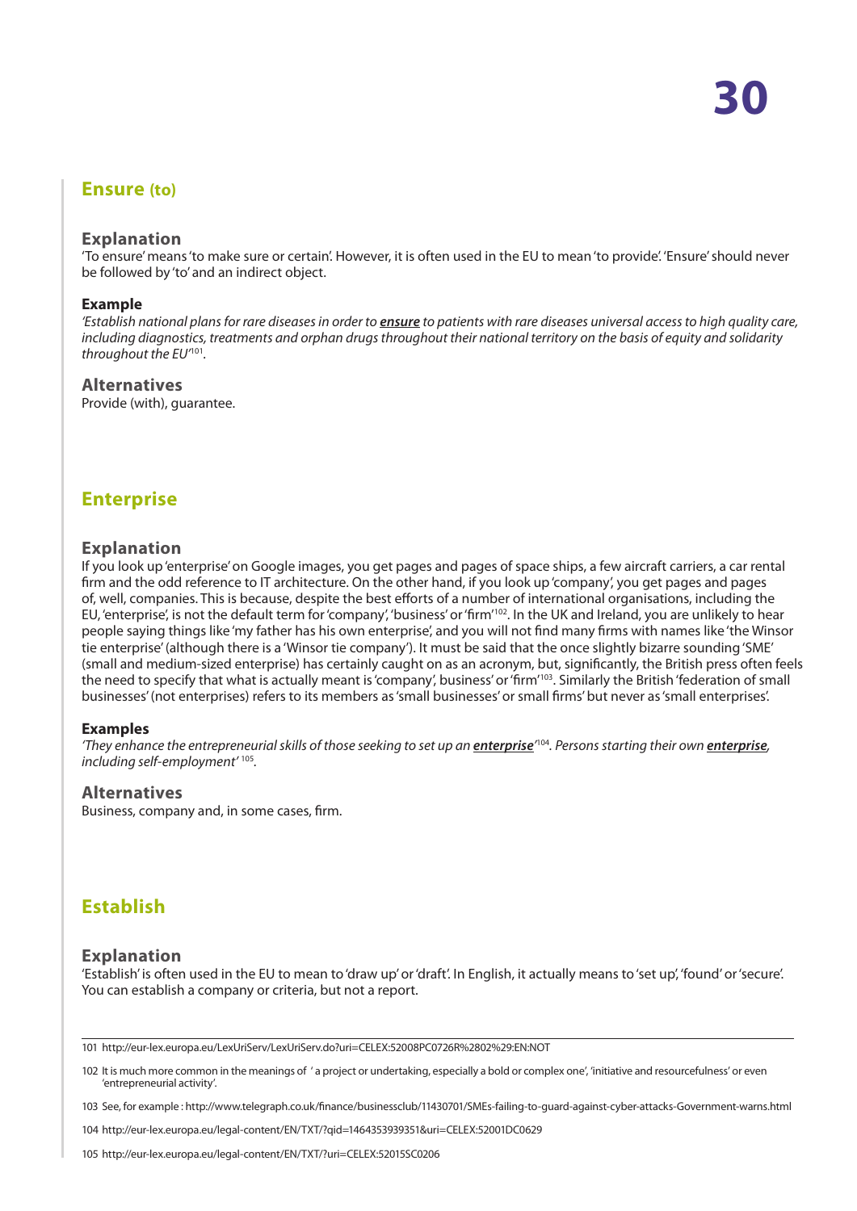## Ensure (to)

### Explanation

'To ensure' means 'to make sure or certain'. However, it is often used in the EU to mean 'to provide'. 'Ensure' should never be followed by 'to' and an indirect object.

#### Example

*'Establish national plans for rare diseases in order to* ***ensure*** *to patients with rare diseases universal access to high quality care, including diagnostics, treatments and orphan drugs throughout their national territory on the basis of equity and solidarity throughout the EU'*[101].

### Alternatives

Provide (with), guarantee.

## Enterprise

### Explanation

If you look up 'enterprise' on Google images, you get pages and pages of space ships, a few aircraft carriers, a car rental firm and the odd reference to IT architecture. On the other hand, if you look up 'company', you get pages and pages of, well, companies. This is because, despite the best efforts of a number of international organisations, including the EU, 'enterprise', is not the default term for 'company', 'business' or 'firm'[102]. In the UK and Ireland, you are unlikely to hear people saying things like 'my father has his own enterprise', and you will not find many firms with names like 'the Winsor tie enterprise' (although there is a 'Winsor tie company'). It must be said that the once slightly bizarre sounding 'SME' (small and medium-sized enterprise) has certainly caught on as an acronym, but, significantly, the British press often feels the need to specify that what is actually meant is 'company', business' or 'firm'[103]. Similarly the British 'federation of small businesses' (not enterprises) refers to its members as 'small businesses' or small firms' but never as 'small enterprises'.

#### Examples

*'They enhance the entrepreneurial skills of those seeking to set up an* ***enterprise****'*[104]*. Persons starting their own* ***enterprise****, including self-employment'* [105].

### Alternatives

Business, company and, in some cases, firm.

## Establish

### Explanation

'Establish' is often used in the EU to mean to 'draw up' or 'draft'. In English, it actually means to 'set up', 'found' or 'secure'. You can establish a company or criteria, but not a report.

---

101 http://eur-lex.europa.eu/LexUriServ/LexUriServ.do?uri=CELEX:52008PC0726R%2802%29:EN:NOT

102 It is much more common in the meanings of ' a project or undertaking, especially a bold or complex one', 'initiative and resourcefulness' or even 'entrepreneurial activity'.

103 See, for example : http://www.telegraph.co.uk/finance/businessclub/11430701/SMEs-failing-to-guard-against-cyber-attacks-Government-warns.html

104 http://eur-lex.europa.eu/legal-content/EN/TXT/?qid=1464353939351&uri=CELEX:52001DC0629

105 http://eur-lex.europa.eu/legal-content/EN/TXT/?uri=CELEX:52015SC0206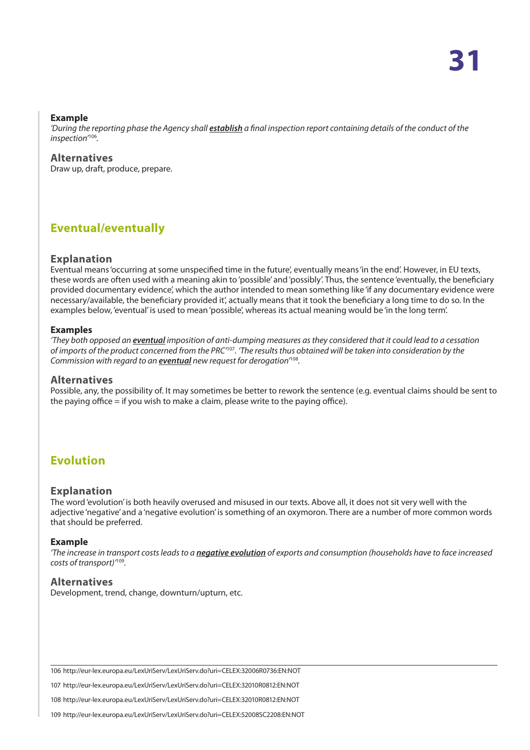### Example

*'During the reporting phase the Agency shall* ***establish*** *a final inspection report containing details of the conduct of the inspection'*[106].

### Alternatives

Draw up, draft, produce, prepare.

## Eventual/eventually

### Explanation

Eventual means 'occurring at some unspecified time in the future', eventually means 'in the end'. However, in EU texts, these words are often used with a meaning akin to 'possible' and 'possibly'. Thus, the sentence 'eventually, the beneficiary provided documentary evidence', which the author intended to mean something like 'if any documentary evidence were necessary/available, the beneficiary provided it', actually means that it took the beneficiary a long time to do so. In the examples below, 'eventual' is used to mean 'possible', whereas its actual meaning would be 'in the long term'.

### Examples

*'They both opposed an* ***eventual*** *imposition of anti-dumping measures as they considered that it could lead to a cessation of imports of the product concerned from the PRC'*[107]. *'The results thus obtained will be taken into consideration by the Commission with regard to an* ***eventual*** *new request for derogation'*[108].

### Alternatives

Possible, any, the possibility of. It may sometimes be better to rework the sentence (e.g. eventual claims should be sent to the paying office = if you wish to make a claim, please write to the paying office).

## Evolution

### Explanation

The word 'evolution' is both heavily overused and misused in our texts. Above all, it does not sit very well with the adjective 'negative' and a 'negative evolution' is something of an oxymoron. There are a number of more common words that should be preferred.

### Example

*'The increase in transport costs leads to a* ***negative evolution*** *of exports and consumption (households have to face increased costs of transport)'*[109].

### Alternatives

Development, trend, change, downturn/upturn, etc.

---

106 http://eur-lex.europa.eu/LexUriServ/LexUriServ.do?uri=CELEX:32006R0736:EN:NOT

107 http://eur-lex.europa.eu/LexUriServ/LexUriServ.do?uri=CELEX:32010R0812:EN:NOT

108 http://eur-lex.europa.eu/LexUriServ/LexUriServ.do?uri=CELEX:32010R0812:EN:NOT

109 http://eur-lex.europa.eu/LexUriServ/LexUriServ.do?uri=CELEX:52008SC2208:EN:NOT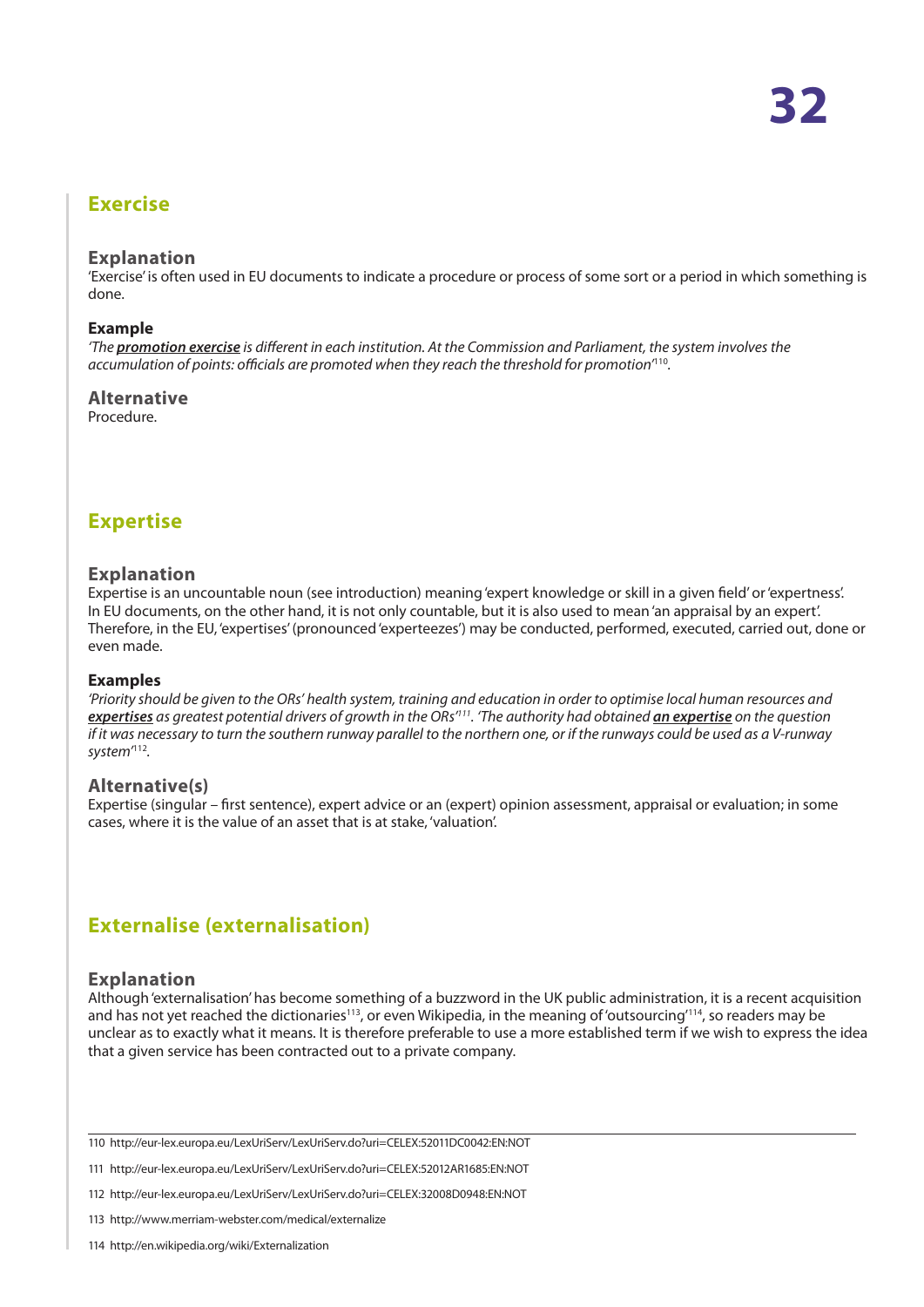## Exercise

### Explanation

'Exercise' is often used in EU documents to indicate a procedure or process of some sort or a period in which something is done.

#### Example

*'The **promotion exercise** is different in each institution. At the Commission and Parliament, the system involves the accumulation of points: officials are promoted when they reach the threshold for promotion'*[110].

### Alternative

Procedure.

## Expertise

### Explanation

Expertise is an uncountable noun (see introduction) meaning 'expert knowledge or skill in a given field' or 'expertness'. In EU documents, on the other hand, it is not only countable, but it is also used to mean 'an appraisal by an expert'. Therefore, in the EU, 'expertises' (pronounced 'experteezes') may be conducted, performed, executed, carried out, done or even made.

#### Examples

*'Priority should be given to the ORs' health system, training and education in order to optimise local human resources and **expertises** as greatest potential drivers of growth in the ORs'*[111]. *'The authority had obtained **an expertise** on the question if it was necessary to turn the southern runway parallel to the northern one, or if the runways could be used as a V-runway system'*[112].

### Alternative(s)

Expertise (singular – first sentence), expert advice or an (expert) opinion assessment, appraisal or evaluation; in some cases, where it is the value of an asset that is at stake, 'valuation'.

## Externalise (externalisation)

### Explanation

Although 'externalisation' has become something of a buzzword in the UK public administration, it is a recent acquisition and has not yet reached the dictionaries[113], or even Wikipedia, in the meaning of 'outsourcing'[114], so readers may be unclear as to exactly what it means. It is therefore preferable to use a more established term if we wish to express the idea that a given service has been contracted out to a private company.

---

110 http://eur-lex.europa.eu/LexUriServ/LexUriServ.do?uri=CELEX:52011DC0042:EN:NOT

111 http://eur-lex.europa.eu/LexUriServ/LexUriServ.do?uri=CELEX:52012AR1685:EN:NOT

112 http://eur-lex.europa.eu/LexUriServ/LexUriServ.do?uri=CELEX:32008D0948:EN:NOT

113 http://www.merriam-webster.com/medical/externalize

114 http://en.wikipedia.org/wiki/Externalization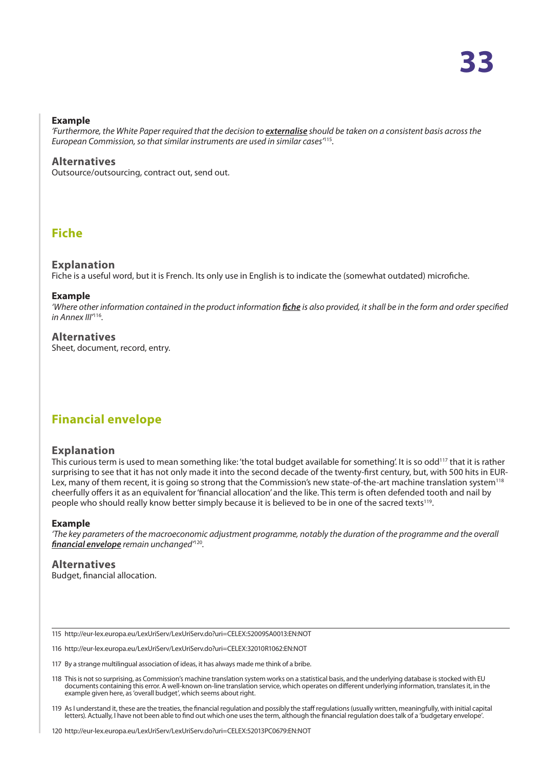### Example

*'Furthermore, the White Paper required that the decision to **externalise** should be taken on a consistent basis across the European Commission, so that similar instruments are used in similar cases'*[115].

### Alternatives

Outsource/outsourcing, contract out, send out.

## Fiche

### Explanation

Fiche is a useful word, but it is French. Its only use in English is to indicate the (somewhat outdated) microfiche.

### Example

*'Where other information contained in the product information **fiche** is also provided, it shall be in the form and order specified in Annex III'*[116].

### Alternatives

Sheet, document, record, entry.

## Financial envelope

### Explanation

This curious term is used to mean something like: 'the total budget available for something'. It is so odd[117] that it is rather surprising to see that it has not only made it into the second decade of the twenty-first century, but, with 500 hits in EUR-Lex, many of them recent, it is going so strong that the Commission's new state-of-the-art machine translation system[118] cheerfully offers it as an equivalent for 'financial allocation' and the like. This term is often defended tooth and nail by people who should really know better simply because it is believed to be in one of the sacred texts[119].

### Example

*'The key parameters of the macroeconomic adjustment programme, notably the duration of the programme and the overall **financial envelope** remain unchanged'*[120].

### Alternatives

Budget, financial allocation.

---

115 http://eur-lex.europa.eu/LexUriServ/LexUriServ.do?uri=CELEX:52009SA0013:EN:NOT

116 http://eur-lex.europa.eu/LexUriServ/LexUriServ.do?uri=CELEX:32010R1062:EN:NOT

117 By a strange multilingual association of ideas, it has always made me think of a bribe.

118 This is not so surprising, as Commission's machine translation system works on a statistical basis, and the underlying database is stocked with EU documents containing this error. A well-known on-line translation service, which operates on different underlying information, translates it, in the example given here, as 'overall budget', which seems about right.

119 As I understand it, these are the treaties, the financial regulation and possibly the staff regulations (usually written, meaningfully, with initial capital letters). Actually, I have not been able to find out which one uses the term, although the financial regulation does talk of a 'budgetary envelope'.

120 http://eur-lex.europa.eu/LexUriServ/LexUriServ.do?uri=CELEX:52013PC0679:EN:NOT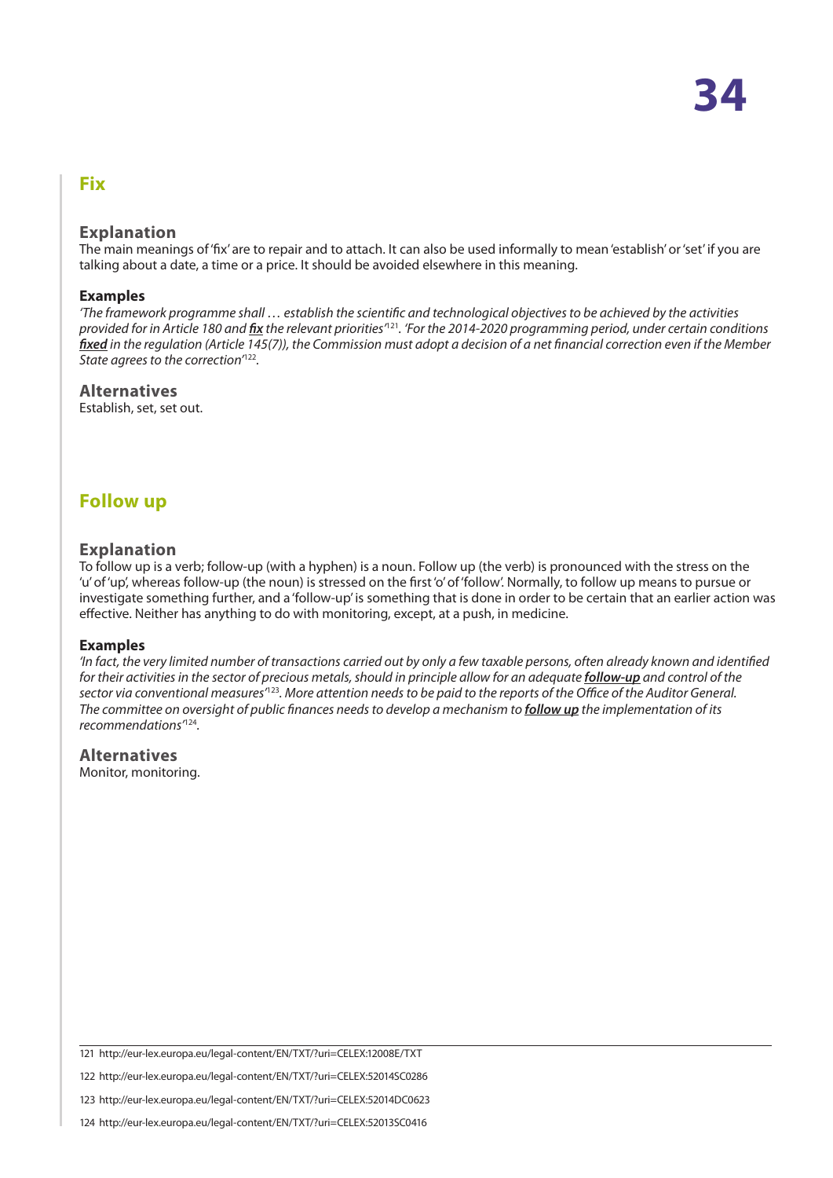## Fix

### Explanation

The main meanings of 'fix' are to repair and to attach. It can also be used informally to mean 'establish' or 'set' if you are talking about a date, a time or a price. It should be avoided elsewhere in this meaning.

#### Examples

*'The framework programme shall … establish the scientific and technological objectives to be achieved by the activities provided for in Article 180 and* ***fix*** *the relevant priorities'*[121]*. 'For the 2014-2020 programming period, under certain conditions* ***fixed*** *in the regulation (Article 145(7)), the Commission must adopt a decision of a net financial correction even if the Member State agrees to the correction'*[122]*.*

### Alternatives

Establish, set, set out.

## Follow up

### Explanation

To follow up is a verb; follow-up (with a hyphen) is a noun. Follow up (the verb) is pronounced with the stress on the 'u' of 'up', whereas follow-up (the noun) is stressed on the first 'o' of 'follow'. Normally, to follow up means to pursue or investigate something further, and a 'follow-up' is something that is done in order to be certain that an earlier action was effective. Neither has anything to do with monitoring, except, at a push, in medicine.

#### Examples

*'In fact, the very limited number of transactions carried out by only a few taxable persons, often already known and identified for their activities in the sector of precious metals, should in principle allow for an adequate* ***follow-up*** *and control of the sector via conventional measures'*[123]*. More attention needs to be paid to the reports of the Office of the Auditor General. The committee on oversight of public finances needs to develop a mechanism to* ***follow up*** *the implementation of its recommendations'*[124]*.*

### Alternatives

Monitor, monitoring.

---

121 http://eur-lex.europa.eu/legal-content/EN/TXT/?uri=CELEX:12008E/TXT

122 http://eur-lex.europa.eu/legal-content/EN/TXT/?uri=CELEX:52014SC0286

123 http://eur-lex.europa.eu/legal-content/EN/TXT/?uri=CELEX:52014DC0623

124 http://eur-lex.europa.eu/legal-content/EN/TXT/?uri=CELEX:52013SC0416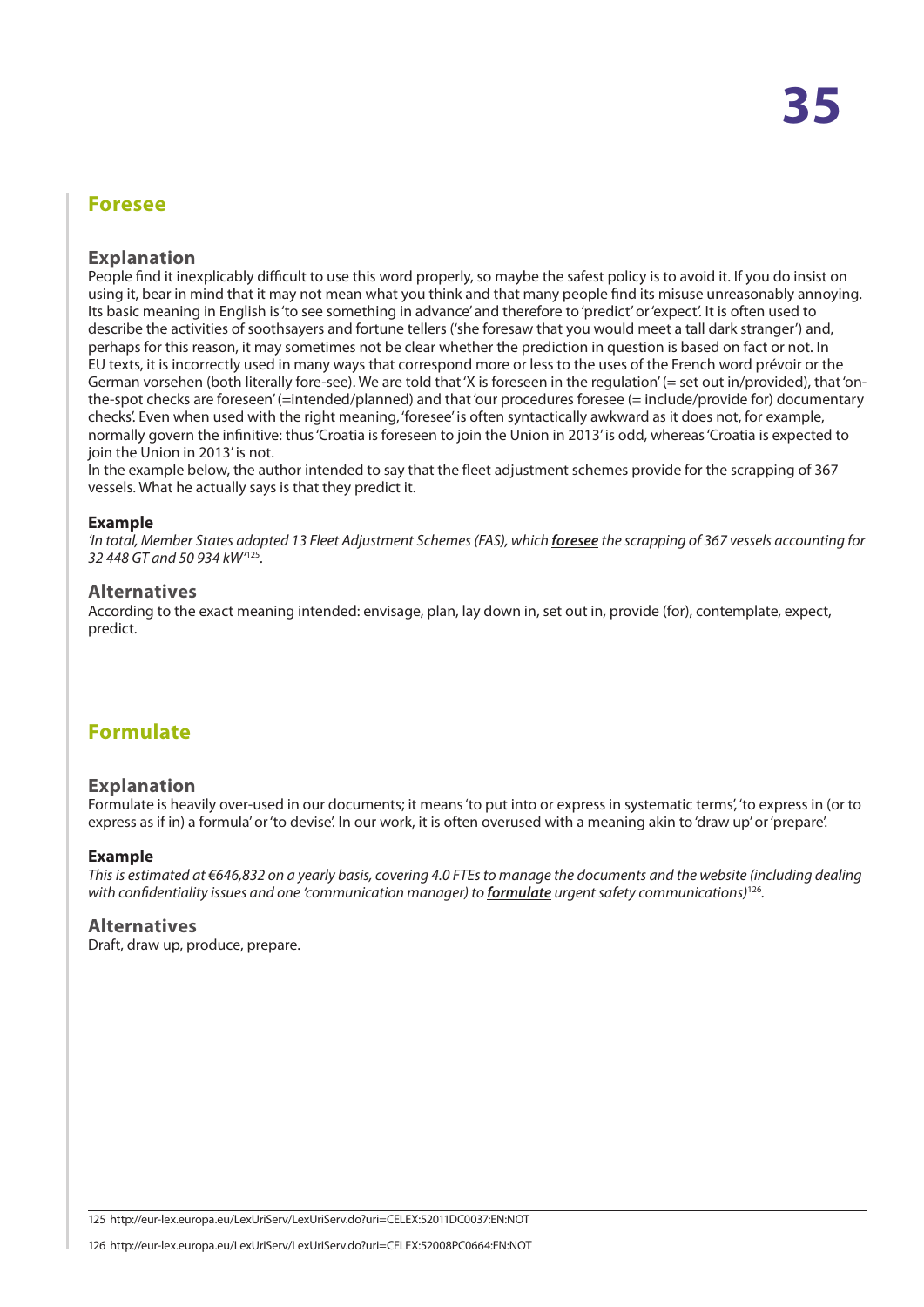## Foresee

### Explanation

People find it inexplicably difficult to use this word properly, so maybe the safest policy is to avoid it. If you do insist on using it, bear in mind that it may not mean what you think and that many people find its misuse unreasonably annoying. Its basic meaning in English is 'to see something in advance' and therefore to 'predict' or 'expect'. It is often used to describe the activities of soothsayers and fortune tellers ('she foresaw that you would meet a tall dark stranger') and, perhaps for this reason, it may sometimes not be clear whether the prediction in question is based on fact or not. In EU texts, it is incorrectly used in many ways that correspond more or less to the uses of the French word prévoir or the German vorsehen (both literally fore-see). We are told that 'X is foreseen in the regulation' (= set out in/provided), that 'on-the-spot checks are foreseen' (=intended/planned) and that 'our procedures foresee (= include/provide for) documentary checks'. Even when used with the right meaning, 'foresee' is often syntactically awkward as it does not, for example, normally govern the infinitive: thus 'Croatia is foreseen to join the Union in 2013' is odd, whereas 'Croatia is expected to join the Union in 2013' is not.

In the example below, the author intended to say that the fleet adjustment schemes provide for the scrapping of 367 vessels. What he actually says is that they predict it.

#### Example

*'In total, Member States adopted 13 Fleet Adjustment Schemes (FAS), which* ***foresee*** *the scrapping of 367 vessels accounting for 32 448 GT and 50 934 kW'*[125].

### Alternatives

According to the exact meaning intended: envisage, plan, lay down in, set out in, provide (for), contemplate, expect, predict.

## Formulate

### Explanation

Formulate is heavily over-used in our documents; it means 'to put into or express in systematic terms', 'to express in (or to express as if in) a formula' or 'to devise'. In our work, it is often overused with a meaning akin to 'draw up' or 'prepare'.

#### Example

*This is estimated at €646,832 on a yearly basis, covering 4.0 FTEs to manage the documents and the website (including dealing with confidentiality issues and one 'communication manager) to* ***formulate*** *urgent safety communications)*[126].

### Alternatives

Draft, draw up, produce, prepare.

---

125 http://eur-lex.europa.eu/LexUriServ/LexUriServ.do?uri=CELEX:52011DC0037:EN:NOT

126 http://eur-lex.europa.eu/LexUriServ/LexUriServ.do?uri=CELEX:52008PC0664:EN:NOT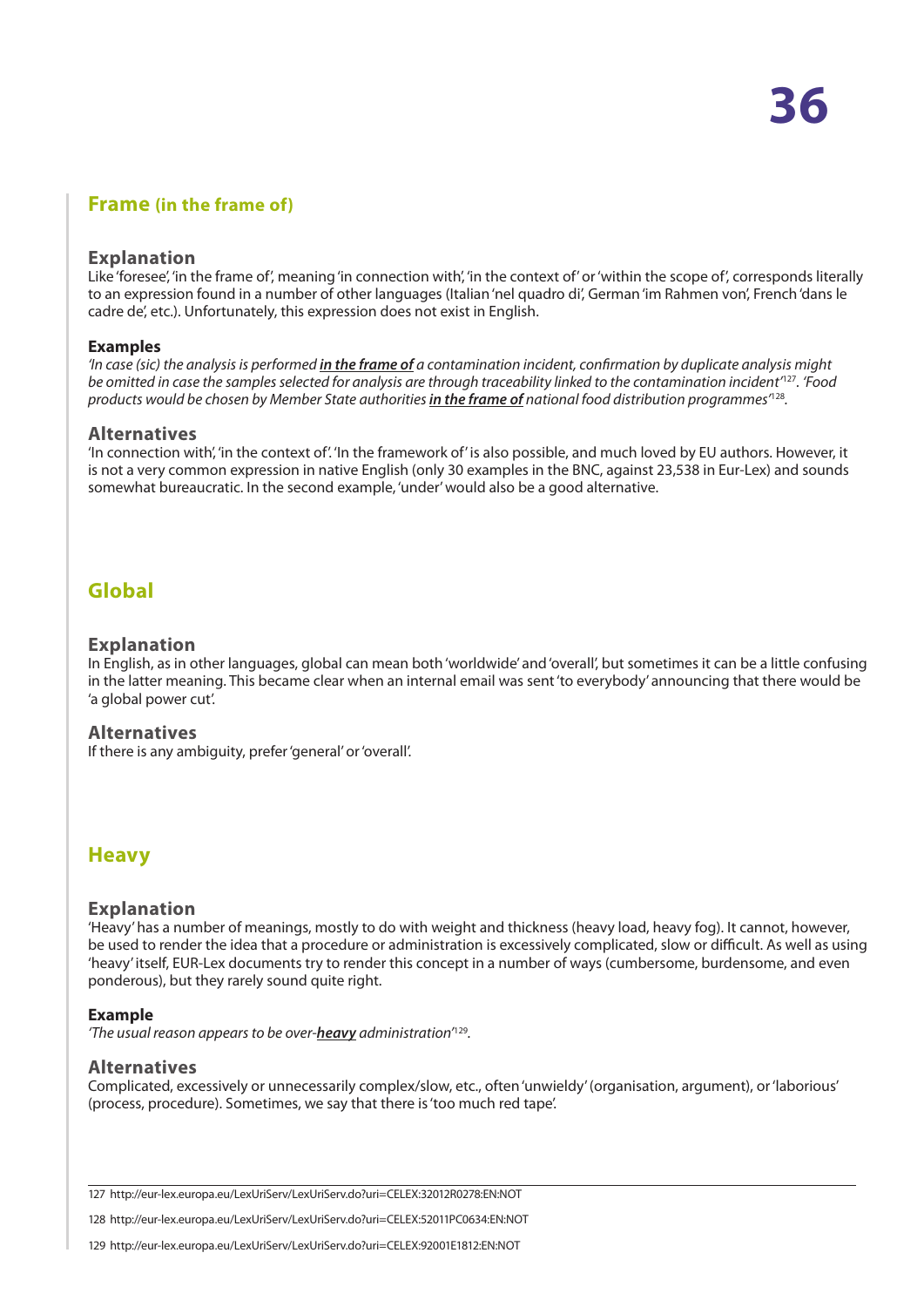## Frame (in the frame of)

### Explanation

Like 'foresee', 'in the frame of', meaning 'in connection with', 'in the context of' or 'within the scope of', corresponds literally to an expression found in a number of other languages (Italian 'nel quadro di', German 'im Rahmen von', French 'dans le cadre de', etc.). Unfortunately, this expression does not exist in English.

#### Examples

*'In case (sic) the analysis is performed* ***in the frame of*** *a contamination incident, confirmation by duplicate analysis might be omitted in case the samples selected for analysis are through traceability linked to the contamination incident'*[127]. *'Food products would be chosen by Member State authorities* ***in the frame of*** *national food distribution programmes'*[128].

### Alternatives

'In connection with', 'in the context of'. 'In the framework of' is also possible, and much loved by EU authors. However, it is not a very common expression in native English (only 30 examples in the BNC, against 23,538 in Eur-Lex) and sounds somewhat bureaucratic. In the second example, 'under' would also be a good alternative.

## Global

### Explanation

In English, as in other languages, global can mean both 'worldwide' and 'overall', but sometimes it can be a little confusing in the latter meaning. This became clear when an internal email was sent 'to everybody' announcing that there would be 'a global power cut'.

### Alternatives

If there is any ambiguity, prefer 'general' or 'overall'.

## Heavy

### Explanation

'Heavy' has a number of meanings, mostly to do with weight and thickness (heavy load, heavy fog). It cannot, however, be used to render the idea that a procedure or administration is excessively complicated, slow or difficult. As well as using 'heavy' itself, EUR-Lex documents try to render this concept in a number of ways (cumbersome, burdensome, and even ponderous), but they rarely sound quite right.

#### Example

*'The usual reason appears to be over-****heavy*** *administration'*[129].

### Alternatives

Complicated, excessively or unnecessarily complex/slow, etc., often 'unwieldy' (organisation, argument), or 'laborious' (process, procedure). Sometimes, we say that there is 'too much red tape'.

---

127 http://eur-lex.europa.eu/LexUriServ/LexUriServ.do?uri=CELEX:32012R0278:EN:NOT

128 http://eur-lex.europa.eu/LexUriServ/LexUriServ.do?uri=CELEX:52011PC0634:EN:NOT

129 http://eur-lex.europa.eu/LexUriServ/LexUriServ.do?uri=CELEX:92001E1812:EN:NOT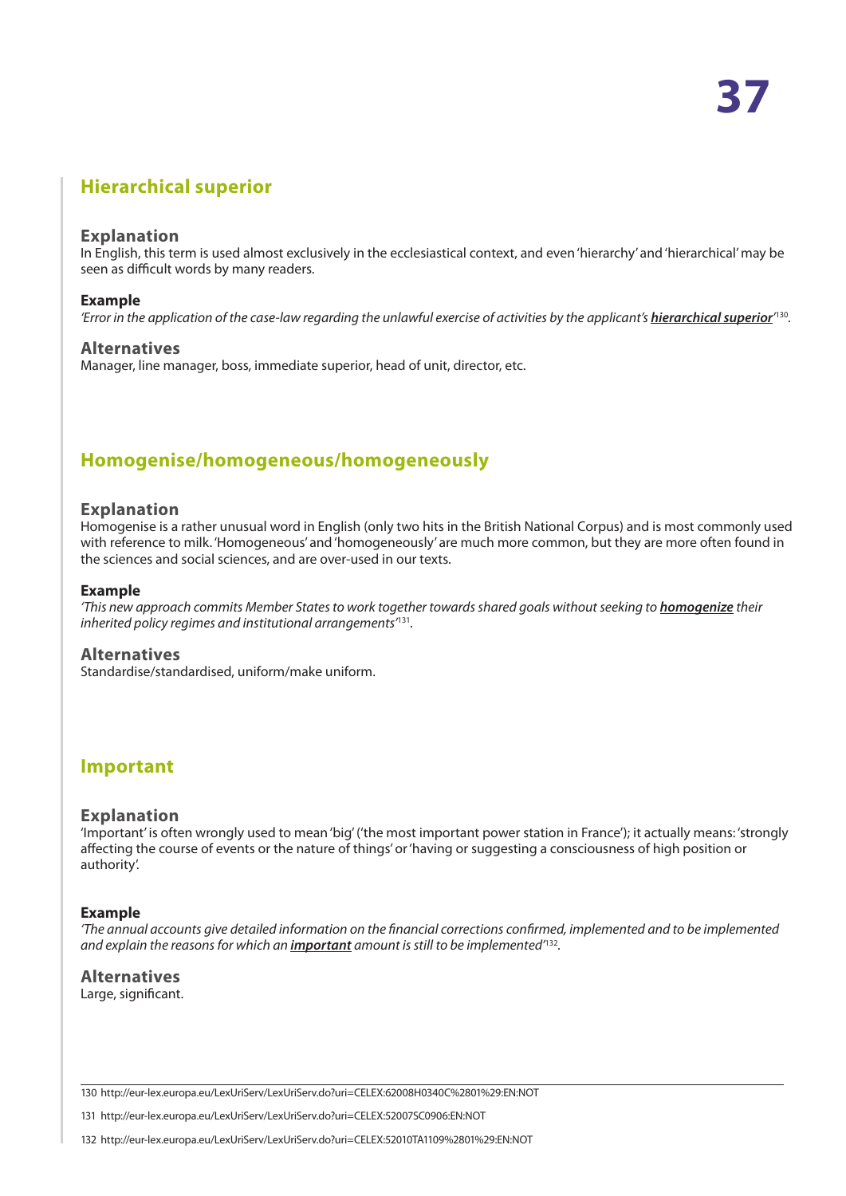## Hierarchical superior

### Explanation

In English, this term is used almost exclusively in the ecclesiastical context, and even 'hierarchy' and 'hierarchical' may be seen as difficult words by many readers.

#### Example

*'Error in the application of the case-law regarding the unlawful exercise of activities by the applicant's* ***hierarchical superior***'[130].

### Alternatives

Manager, line manager, boss, immediate superior, head of unit, director, etc.

## Homogenise/homogeneous/homogeneously

### Explanation

Homogenise is a rather unusual word in English (only two hits in the British National Corpus) and is most commonly used with reference to milk. 'Homogeneous' and 'homogeneously' are much more common, but they are more often found in the sciences and social sciences, and are over-used in our texts.

#### Example

*'This new approach commits Member States to work together towards shared goals without seeking to* ***homogenize*** *their inherited policy regimes and institutional arrangements*'[131].

### Alternatives

Standardise/standardised, uniform/make uniform.

## Important

### Explanation

'Important' is often wrongly used to mean 'big' ('the most important power station in France'); it actually means: 'strongly affecting the course of events or the nature of things' or 'having or suggesting a consciousness of high position or authority'.

#### Example

*'The annual accounts give detailed information on the financial corrections confirmed, implemented and to be implemented and explain the reasons for which an* ***important*** *amount is still to be implemented*'[132].

### Alternatives

Large, significant.

---

130 http://eur-lex.europa.eu/LexUriServ/LexUriServ.do?uri=CELEX:62008H0340C%2801%29:EN:NOT

131 http://eur-lex.europa.eu/LexUriServ/LexUriServ.do?uri=CELEX:52007SC0906:EN:NOT

132 http://eur-lex.europa.eu/LexUriServ/LexUriServ.do?uri=CELEX:52010TA1109%2801%29:EN:NOT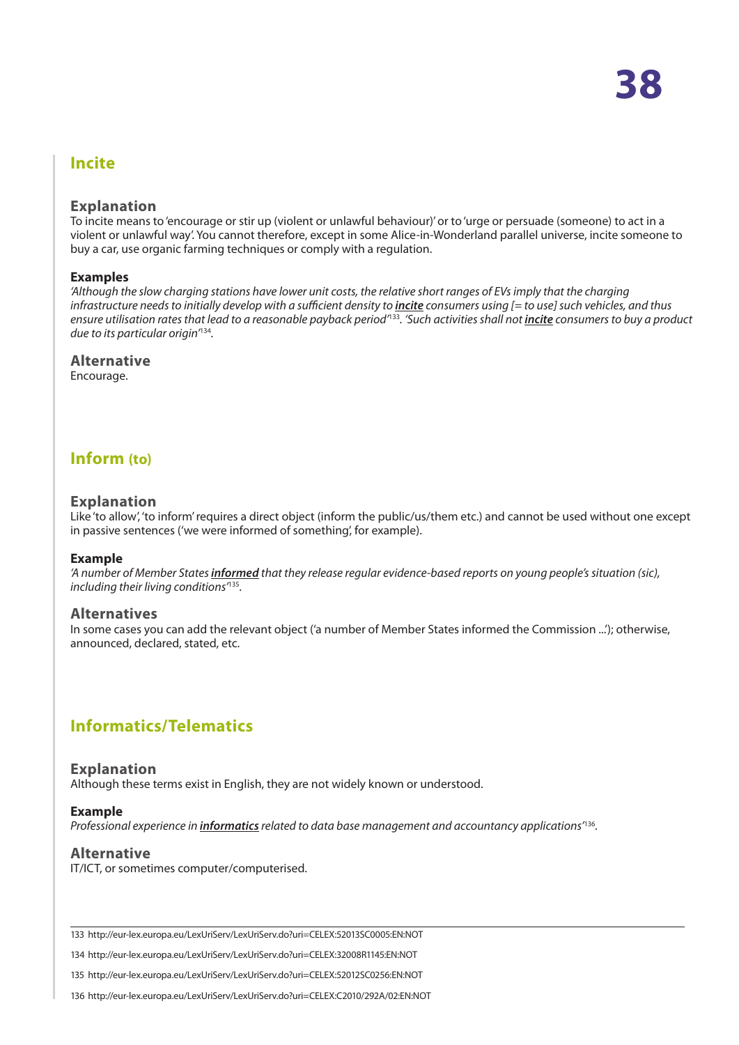## Incite

### Explanation

To incite means to 'encourage or stir up (violent or unlawful behaviour)' or to 'urge or persuade (someone) to act in a violent or unlawful way'. You cannot therefore, except in some Alice-in-Wonderland parallel universe, incite someone to buy a car, use organic farming techniques or comply with a regulation.

#### Examples

*'Although the slow charging stations have lower unit costs, the relative short ranges of EVs imply that the charging infrastructure needs to initially develop with a sufficient density to **incite** consumers using [= to use] such vehicles, and thus ensure utilisation rates that lead to a reasonable payback period'*[133]. *'Such activities shall not **incite** consumers to buy a product due to its particular origin'*[134].

### Alternative

Encourage.

## Inform (to)

### Explanation

Like 'to allow', 'to inform' requires a direct object (inform the public/us/them etc.) and cannot be used without one except in passive sentences ('we were informed of something', for example).

#### Example

*'A number of Member States **informed** that they release regular evidence-based reports on young people's situation (sic), including their living conditions'*[135].

### Alternatives

In some cases you can add the relevant object ('a number of Member States informed the Commission ...'); otherwise, announced, declared, stated, etc.

## Informatics/Telematics

### Explanation

Although these terms exist in English, they are not widely known or understood.

#### Example

*Professional experience in **informatics** related to data base management and accountancy applications'*[136].

### Alternative

IT/ICT, or sometimes computer/computerised.

---

133 http://eur-lex.europa.eu/LexUriServ/LexUriServ.do?uri=CELEX:52013SC0005:EN:NOT

134 http://eur-lex.europa.eu/LexUriServ/LexUriServ.do?uri=CELEX:32008R1145:EN:NOT

135 http://eur-lex.europa.eu/LexUriServ/LexUriServ.do?uri=CELEX:52012SC0256:EN:NOT

136 http://eur-lex.europa.eu/LexUriServ/LexUriServ.do?uri=CELEX:C2010/292A/02:EN:NOT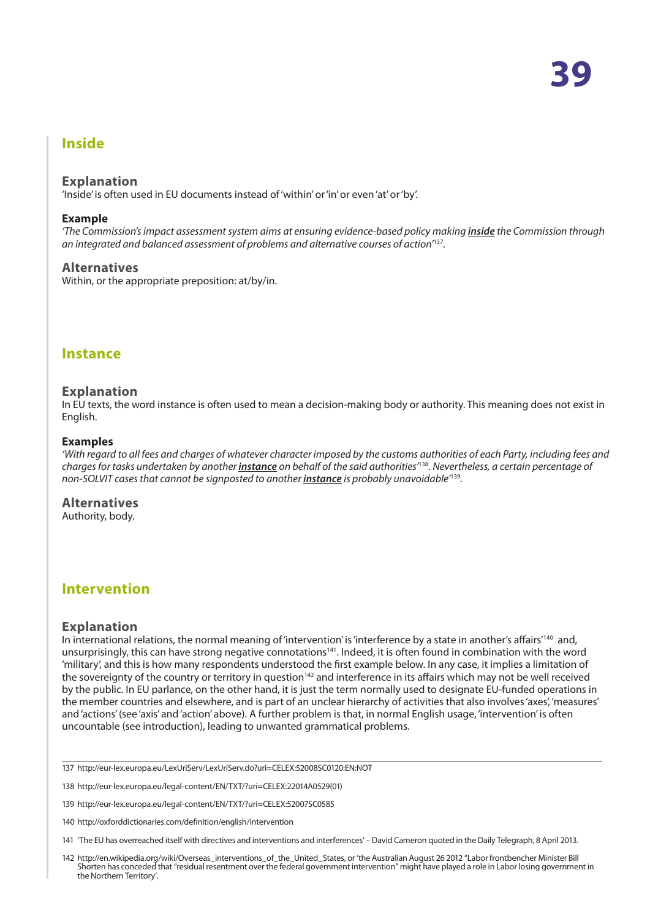## Inside

### Explanation

'Inside' is often used in EU documents instead of 'within' or 'in' or even 'at' or 'by'.

#### Example

*'The Commission's impact assessment system aims at ensuring evidence-based policy making **inside** the Commission through an integrated and balanced assessment of problems and alternative courses of action'*[137].

### Alternatives

Within, or the appropriate preposition: at/by/in.

## Instance

### Explanation

In EU texts, the word instance is often used to mean a decision-making body or authority. This meaning does not exist in English.

#### Examples

*'With regard to all fees and charges of whatever character imposed by the customs authorities of each Party, including fees and charges for tasks undertaken by another **instance** on behalf of the said authorities'*[138]. *Nevertheless, a certain percentage of non-SOLVIT cases that cannot be signposted to another **instance** is probably unavoidable'*[139].

### Alternatives

Authority, body.

## Intervention

### Explanation

In international relations, the normal meaning of 'intervention' is 'interference by a state in another's affairs'[140] and, unsurprisingly, this can have strong negative connotations[141]. Indeed, it is often found in combination with the word 'military', and this is how many respondents understood the first example below. In any case, it implies a limitation of the sovereignty of the country or territory in question[142] and interference in its affairs which may not be well received by the public. In EU parlance, on the other hand, it is just the term normally used to designate EU-funded operations in the member countries and elsewhere, and is part of an unclear hierarchy of activities that also involves 'axes', 'measures' and 'actions' (see 'axis' and 'action' above). A further problem is that, in normal English usage, 'intervention' is often uncountable (see introduction), leading to unwanted grammatical problems.

---

137 http://eur-lex.europa.eu/LexUriServ/LexUriServ.do?uri=CELEX:52008SC0120:EN:NOT

138 http://eur-lex.europa.eu/legal-content/EN/TXT/?uri=CELEX:22014A0529(01)

139 http://eur-lex.europa.eu/legal-content/EN/TXT/?uri=CELEX:52007SC0585

140 http://oxforddictionaries.com/definition/english/intervention

141 'The EU has overreached itself with directives and interventions and interferences' – David Cameron quoted in the Daily Telegraph, 8 April 2013.

142 http://en.wikipedia.org/wiki/Overseas_interventions_of_the_United_States, or 'the Australian August 26 2012 "Labor frontbencher Minister Bill Shorten has conceded that "residual resentment over the federal government intervention" might have played a role in Labor losing government in the Northern Territory'.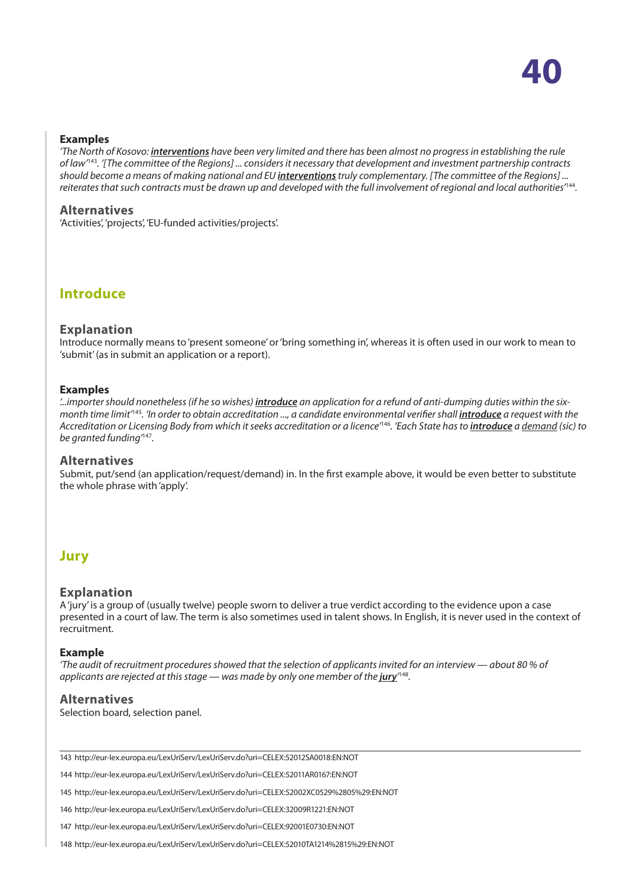**Examples**

*'The North of Kosovo: **interventions** have been very limited and there has been almost no progress in establishing the rule of law'*[143]. *'[The committee of the Regions] ... considers it necessary that development and investment partnership contracts should become a means of making national and EU **interventions** truly complementary. [The committee of the Regions] ... reiterates that such contracts must be drawn up and developed with the full involvement of regional and local authorities'*[144].

### Alternatives

'Activities', 'projects', 'EU-funded activities/projects'.

## Introduce

### Explanation

Introduce normally means to 'present someone' or 'bring something in', whereas it is often used in our work to mean to 'submit' (as in submit an application or a report).

**Examples**

*'...importer should nonetheless (if he so wishes) **introduce** an application for a refund of anti-dumping duties within the six-month time limit'*[145]. *'In order to obtain accreditation ..., a candidate environmental verifier shall **introduce** a request with the Accreditation or Licensing Body from which it seeks accreditation or a licence'*[146]. *'Each State has to **introduce** a demand (sic) to be granted funding'*[147].

### Alternatives

Submit, put/send (an application/request/demand) in. In the first example above, it would be even better to substitute the whole phrase with 'apply'.

## Jury

### Explanation

A 'jury' is a group of (usually twelve) people sworn to deliver a true verdict according to the evidence upon a case presented in a court of law. The term is also sometimes used in talent shows. In English, it is never used in the context of recruitment.

**Example**

*'The audit of recruitment procedures showed that the selection of applicants invited for an interview — about 80 % of applicants are rejected at this stage — was made by only one member of the **jury**'*[148].

### Alternatives

Selection board, selection panel.

---

143 http://eur-lex.europa.eu/LexUriServ/LexUriServ.do?uri=CELEX:52012SA0018:EN:NOT

144 http://eur-lex.europa.eu/LexUriServ/LexUriServ.do?uri=CELEX:52011AR0167:EN:NOT

145 http://eur-lex.europa.eu/LexUriServ/LexUriServ.do?uri=CELEX:52002XC0529%2805%29:EN:NOT

146 http://eur-lex.europa.eu/LexUriServ/LexUriServ.do?uri=CELEX:32009R1221:EN:NOT

147 http://eur-lex.europa.eu/LexUriServ/LexUriServ.do?uri=CELEX:92001E0730:EN:NOT

148 http://eur-lex.europa.eu/LexUriServ/LexUriServ.do?uri=CELEX:52010TA1214%2815%29:EN:NOT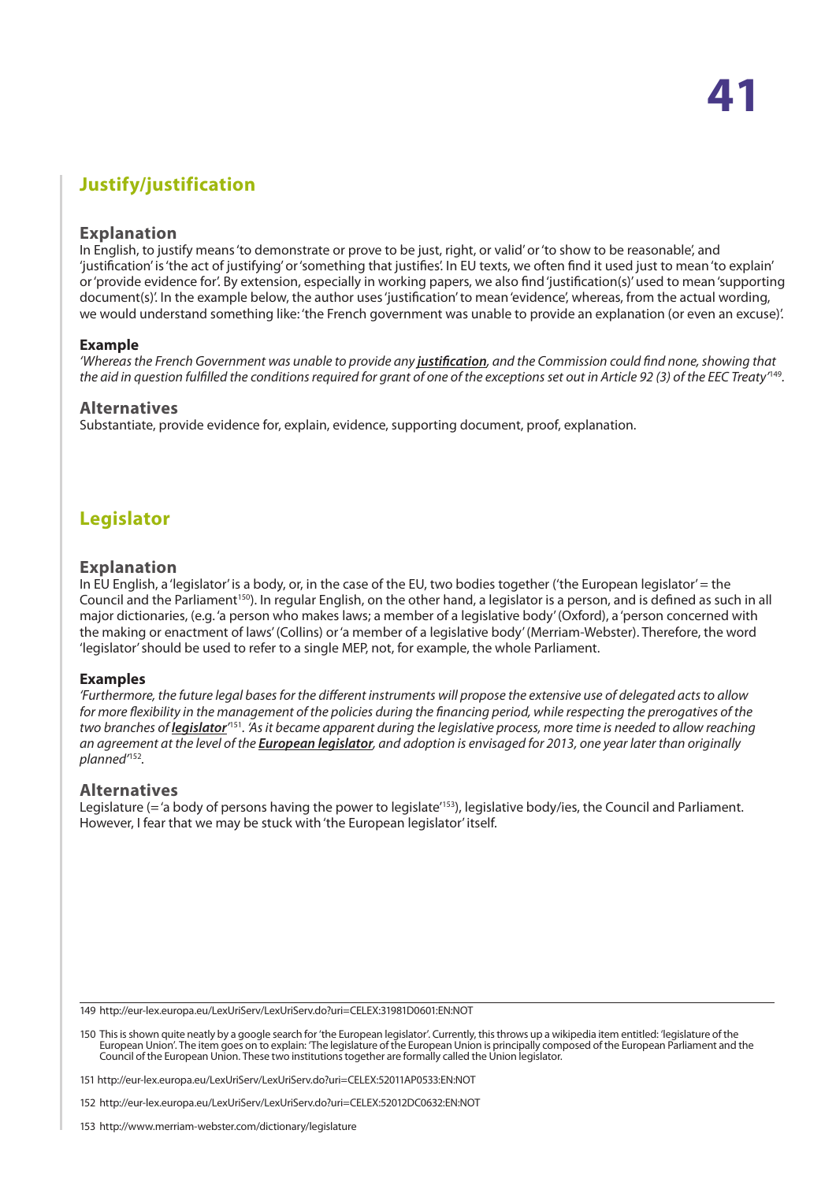## Justify/justification

### Explanation

In English, to justify means 'to demonstrate or prove to be just, right, or valid' or 'to show to be reasonable', and 'justification' is 'the act of justifying' or 'something that justifies'. In EU texts, we often find it used just to mean 'to explain' or 'provide evidence for'. By extension, especially in working papers, we also find 'justification(s)' used to mean 'supporting document(s)'. In the example below, the author uses 'justification' to mean 'evidence', whereas, from the actual wording, we would understand something like: 'the French government was unable to provide an explanation (or even an excuse)'.

#### Example

*'Whereas the French Government was unable to provide any **justification**, and the Commission could find none, showing that the aid in question fulfilled the conditions required for grant of one of the exceptions set out in Article 92 (3) of the EEC Treaty'*[149].

### Alternatives

Substantiate, provide evidence for, explain, evidence, supporting document, proof, explanation.

## Legislator

### Explanation

In EU English, a 'legislator' is a body, or, in the case of the EU, two bodies together ('the European legislator' = the Council and the Parliament[150]). In regular English, on the other hand, a legislator is a person, and is defined as such in all major dictionaries, (e.g. 'a person who makes laws; a member of a legislative body' (Oxford), a 'person concerned with the making or enactment of laws' (Collins) or 'a member of a legislative body' (Merriam-Webster). Therefore, the word 'legislator' should be used to refer to a single MEP, not, for example, the whole Parliament.

#### Examples

*'Furthermore, the future legal bases for the different instruments will propose the extensive use of delegated acts to allow for more flexibility in the management of the policies during the financing period, while respecting the prerogatives of the two branches of **legislator**'*[151]. *'As it became apparent during the legislative process, more time is needed to allow reaching an agreement at the level of the **European legislator**, and adoption is envisaged for 2013, one year later than originally planned'*[152].

### Alternatives

Legislature (= 'a body of persons having the power to legislate'[153]), legislative body/ies, the Council and Parliament. However, I fear that we may be stuck with 'the European legislator' itself.

---

149 http://eur-lex.europa.eu/LexUriServ/LexUriServ.do?uri=CELEX:31981D0601:EN:NOT

150 This is shown quite neatly by a google search for 'the European legislator'. Currently, this throws up a wikipedia item entitled: 'legislature of the European Union'. The item goes on to explain: 'The legislature of the European Union is principally composed of the European Parliament and the Council of the European Union. These two institutions together are formally called the Union legislator.

151 http://eur-lex.europa.eu/LexUriServ/LexUriServ.do?uri=CELEX:52011AP0533:EN:NOT

152 http://eur-lex.europa.eu/LexUriServ/LexUriServ.do?uri=CELEX:52012DC0632:EN:NOT

153 http://www.merriam-webster.com/dictionary/legislature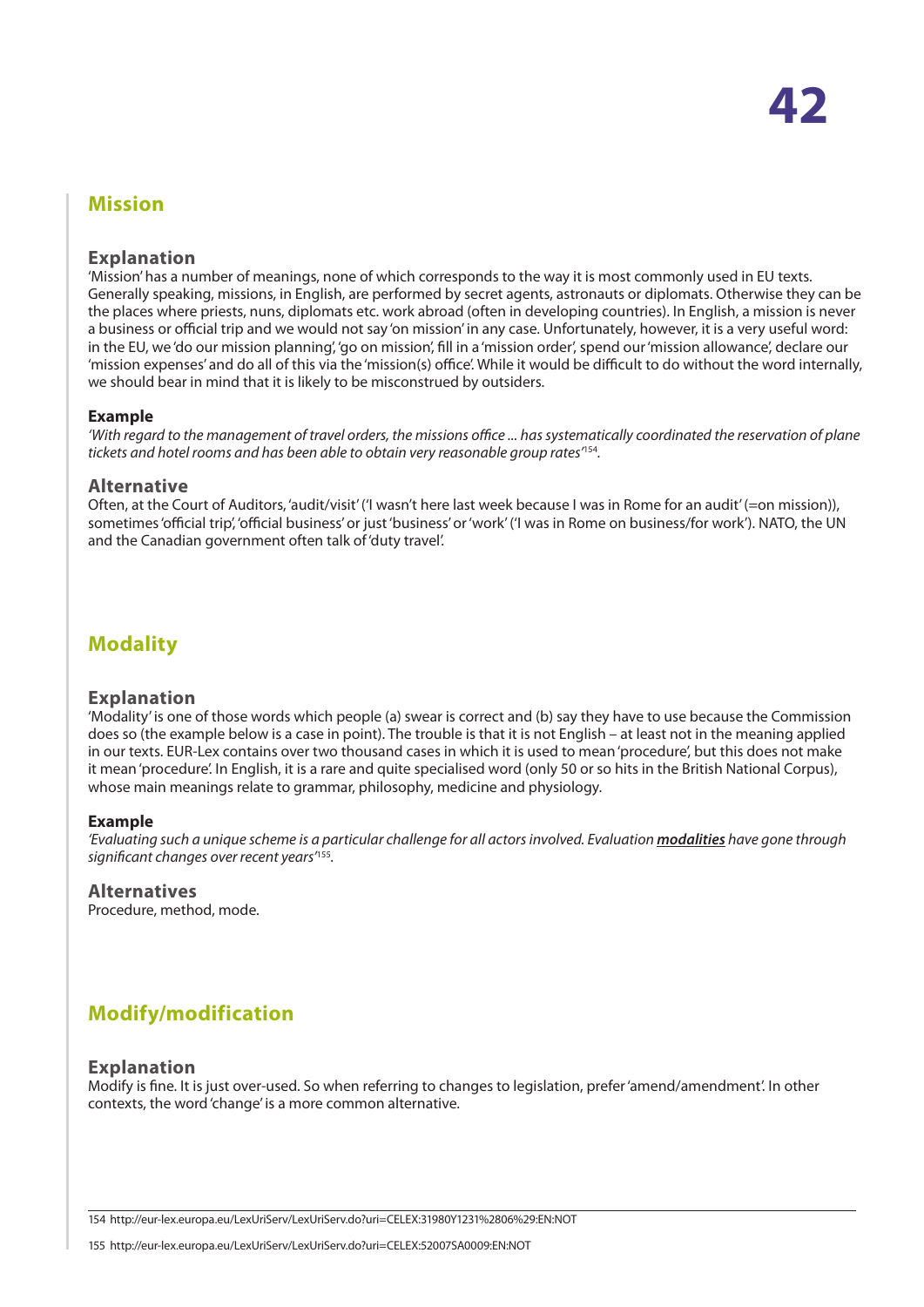## Mission

### Explanation

'Mission' has a number of meanings, none of which corresponds to the way it is most commonly used in EU texts. Generally speaking, missions, in English, are performed by secret agents, astronauts or diplomats. Otherwise they can be the places where priests, nuns, diplomats etc. work abroad (often in developing countries). In English, a mission is never a business or official trip and we would not say 'on mission' in any case. Unfortunately, however, it is a very useful word: in the EU, we 'do our mission planning', 'go on mission', fill in a 'mission order', spend our 'mission allowance', declare our 'mission expenses' and do all of this via the 'mission(s) office'. While it would be difficult to do without the word internally, we should bear in mind that it is likely to be misconstrued by outsiders.

#### Example

*'With regard to the management of travel orders, the missions office ... has systematically coordinated the reservation of plane tickets and hotel rooms and has been able to obtain very reasonable group rates'*[154].

### Alternative

Often, at the Court of Auditors, 'audit/visit' ('I wasn't here last week because I was in Rome for an audit' (=on mission)), sometimes 'official trip', 'official business' or just 'business' or 'work' ('I was in Rome on business/for work'). NATO, the UN and the Canadian government often talk of 'duty travel'.

## Modality

### Explanation

'Modality' is one of those words which people (a) swear is correct and (b) say they have to use because the Commission does so (the example below is a case in point). The trouble is that it is not English – at least not in the meaning applied in our texts. EUR-Lex contains over two thousand cases in which it is used to mean 'procedure', but this does not make it mean 'procedure'. In English, it is a rare and quite specialised word (only 50 or so hits in the British National Corpus), whose main meanings relate to grammar, philosophy, medicine and physiology.

#### Example

*'Evaluating such a unique scheme is a particular challenge for all actors involved. Evaluation **modalities** have gone through significant changes over recent years'*[155].

### Alternatives

Procedure, method, mode.

## Modify/modification

### Explanation

Modify is fine. It is just over-used. So when referring to changes to legislation, prefer 'amend/amendment'. In other contexts, the word 'change' is a more common alternative.

---

154 http://eur-lex.europa.eu/LexUriServ/LexUriServ.do?uri=CELEX:31980Y1231%2806%29:EN:NOT

155 http://eur-lex.europa.eu/LexUriServ/LexUriServ.do?uri=CELEX:52007SA0009:EN:NOT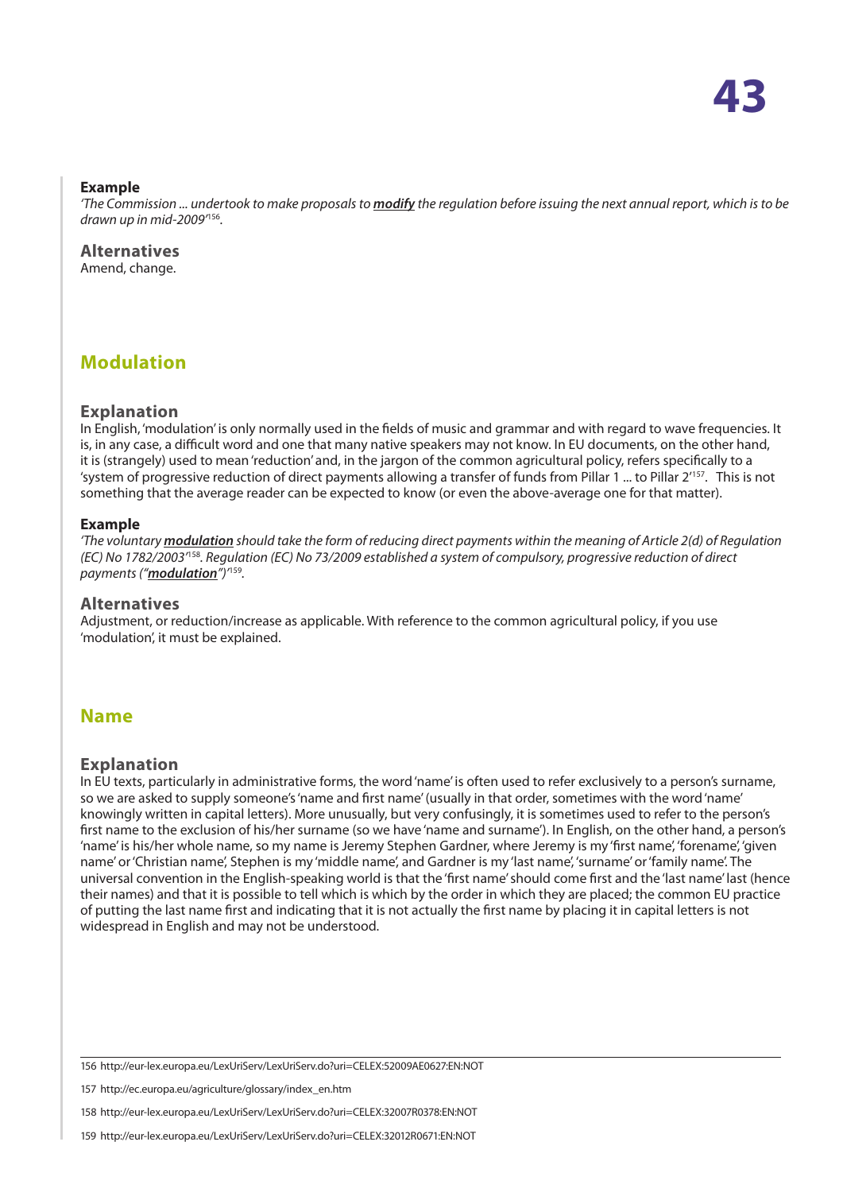### Example

*'The Commission ... undertook to make proposals to **modify** the regulation before issuing the next annual report, which is to be drawn up in mid-2009'*[156].

### Alternatives

Amend, change.

## Modulation

### Explanation

In English, 'modulation' is only normally used in the fields of music and grammar and with regard to wave frequencies. It is, in any case, a difficult word and one that many native speakers may not know. In EU documents, on the other hand, it is (strangely) used to mean 'reduction' and, in the jargon of the common agricultural policy, refers specifically to a 'system of progressive reduction of direct payments allowing a transfer of funds from Pillar 1 ... to Pillar 2'[157]. This is not something that the average reader can be expected to know (or even the above-average one for that matter).

### Example

*'The voluntary **modulation** should take the form of reducing direct payments within the meaning of Article 2(d) of Regulation (EC) No 1782/2003'*[158]*. Regulation (EC) No 73/2009 established a system of compulsory, progressive reduction of direct payments ("**modulation**")'*[159].

### Alternatives

Adjustment, or reduction/increase as applicable. With reference to the common agricultural policy, if you use 'modulation', it must be explained.

## Name

### Explanation

In EU texts, particularly in administrative forms, the word 'name' is often used to refer exclusively to a person's surname, so we are asked to supply someone's 'name and first name' (usually in that order, sometimes with the word 'name' knowingly written in capital letters). More unusually, but very confusingly, it is sometimes used to refer to the person's first name to the exclusion of his/her surname (so we have 'name and surname'). In English, on the other hand, a person's 'name' is his/her whole name, so my name is Jeremy Stephen Gardner, where Jeremy is my 'first name', 'forename', 'given name' or 'Christian name', Stephen is my 'middle name', and Gardner is my 'last name', 'surname' or 'family name'. The universal convention in the English-speaking world is that the 'first name' should come first and the 'last name' last (hence their names) and that it is possible to tell which is which by the order in which they are placed; the common EU practice of putting the last name first and indicating that it is not actually the first name by placing it in capital letters is not widespread in English and may not be understood.

---

156 http://eur-lex.europa.eu/LexUriServ/LexUriServ.do?uri=CELEX:52009AE0627:EN:NOT

157 http://ec.europa.eu/agriculture/glossary/index_en.htm

158 http://eur-lex.europa.eu/LexUriServ/LexUriServ.do?uri=CELEX:32007R0378:EN:NOT

159 http://eur-lex.europa.eu/LexUriServ/LexUriServ.do?uri=CELEX:32012R0671:EN:NOT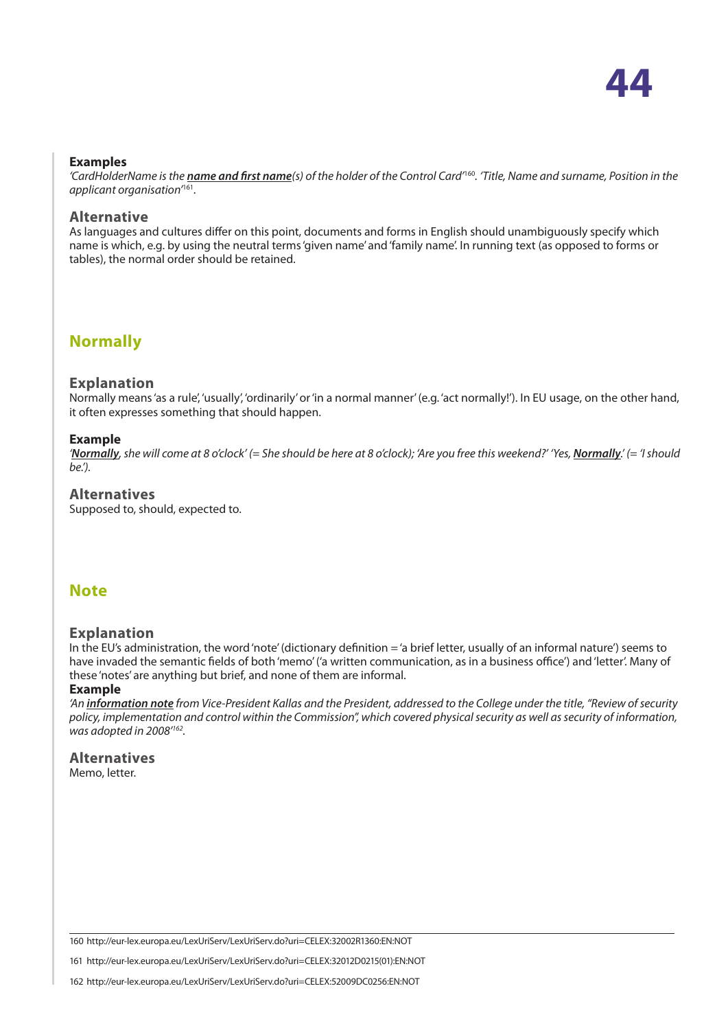### Examples

*'CardHolderName is the **name and first name**(s) of the holder of the Control Card'*[160]. *'Title, Name and surname, Position in the applicant organisation'*[161].

### Alternative

As languages and cultures differ on this point, documents and forms in English should unambiguously specify which name is which, e.g. by using the neutral terms 'given name' and 'family name'. In running text (as opposed to forms or tables), the normal order should be retained.

## Normally

### Explanation

Normally means 'as a rule', 'usually', 'ordinarily' or 'in a normal manner' (e.g. 'act normally!'). In EU usage, on the other hand, it often expresses something that should happen.

### Example

*'**Normally**, she will come at 8 o'clock' (= She should be here at 8 o'clock); 'Are you free this weekend?' 'Yes, **Normally**.' (= 'I should be.').*

### Alternatives

Supposed to, should, expected to.

## Note

### Explanation

In the EU's administration, the word 'note' (dictionary definition = 'a brief letter, usually of an informal nature') seems to have invaded the semantic fields of both 'memo' ('a written communication, as in a business office') and 'letter'. Many of these 'notes' are anything but brief, and none of them are informal.

### Example

*'An **information note** from Vice-President Kallas and the President, addressed to the College under the title, "Review of security policy, implementation and control within the Commission", which covered physical security as well as security of information, was adopted in 2008'*[162].

### Alternatives

Memo, letter.

---

160 http://eur-lex.europa.eu/LexUriServ/LexUriServ.do?uri=CELEX:32002R1360:EN:NOT

161 http://eur-lex.europa.eu/LexUriServ/LexUriServ.do?uri=CELEX:32012D0215(01):EN:NOT

162 http://eur-lex.europa.eu/LexUriServ/LexUriServ.do?uri=CELEX:52009DC0256:EN:NOT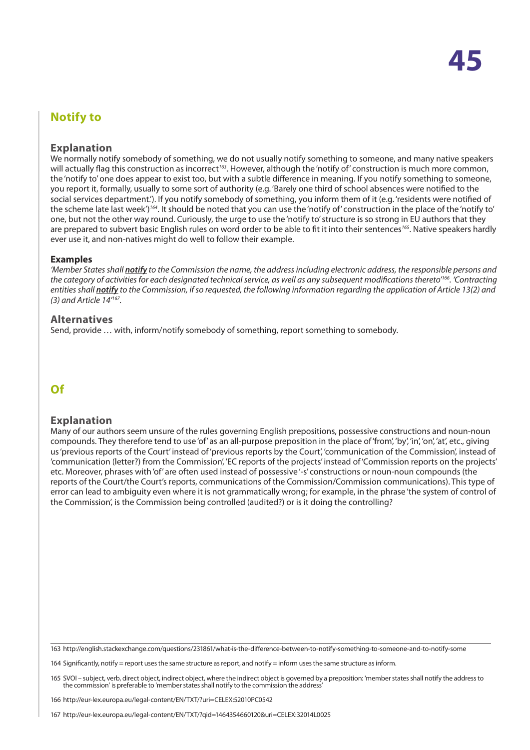## Notify to

### Explanation

We normally notify somebody of something, we do not usually notify something to someone, and many native speakers will actually flag this construction as incorrect[163]. However, although the 'notify of' construction is much more common, the 'notify to' one does appear to exist too, but with a subtle difference in meaning. If you notify something to someone, you report it, formally, usually to some sort of authority (e.g. 'Barely one third of school absences were notified to the social services department.'). If you notify somebody of something, you inform them of it (e.g. 'residents were notified of the scheme late last week')[164]. It should be noted that you can use the 'notify of' construction in the place of the 'notify to' one, but not the other way round. Curiously, the urge to use the 'notify to' structure is so strong in EU authors that they are prepared to subvert basic English rules on word order to be able to fit it into their sentences[165]. Native speakers hardly ever use it, and non-natives might do well to follow their example.

#### Examples

*'Member States shall **notify** to the Commission the name, the address including electronic address, the responsible persons and the category of activities for each designated technical service, as well as any subsequent modifications thereto'*[166]. *'Contracting entities shall **notify** to the Commission, if so requested, the following information regarding the application of Article 13(2) and (3) and Article 14'*[167].

### Alternatives

Send, provide … with, inform/notify somebody of something, report something to somebody.

## Of

### Explanation

Many of our authors seem unsure of the rules governing English prepositions, possessive constructions and noun-noun compounds. They therefore tend to use 'of' as an all-purpose preposition in the place of 'from', 'by', 'in', 'on', 'at', etc., giving us 'previous reports of the Court' instead of 'previous reports by the Court', 'communication of the Commission', instead of 'communication (letter?) from the Commission', 'EC reports of the projects' instead of 'Commission reports on the projects' etc. Moreover, phrases with 'of' are often used instead of possessive '-s' constructions or noun-noun compounds (the reports of the Court/the Court's reports, communications of the Commission/Commission communications). This type of error can lead to ambiguity even where it is not grammatically wrong; for example, in the phrase 'the system of control of the Commission', is the Commission being controlled (audited?) or is it doing the controlling?

---

163 http://english.stackexchange.com/questions/231861/what-is-the-difference-between-to-notify-something-to-someone-and-to-notify-some

164 Significantly, notify = report uses the same structure as report, and notify = inform uses the same structure as inform.

165 SVOI – subject, verb, direct object, indirect object, where the indirect object is governed by a preposition: 'member states shall notify the address to the commission' is preferable to 'member states shall notify to the commission the address'

166 http://eur-lex.europa.eu/legal-content/EN/TXT/?uri=CELEX:52010PC0542

167 http://eur-lex.europa.eu/legal-content/EN/TXT/?qid=1464354660120&uri=CELEX:32014L0025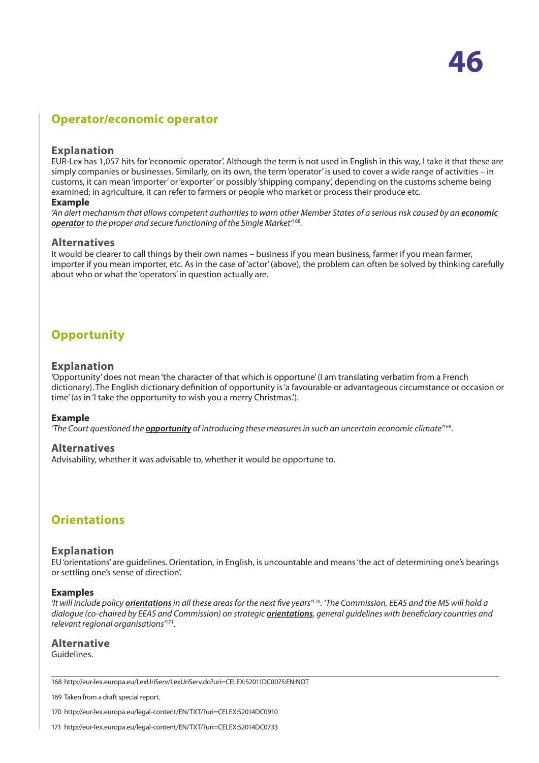## Operator/economic operator

### Explanation

EUR-Lex has 1,057 hits for 'economic operator'. Although the term is not used in English in this way, I take it that these are simply companies or businesses. Similarly, on its own, the term 'operator' is used to cover a wide range of activities – in customs, it can mean 'importer' or 'exporter' or possibly 'shipping company', depending on the customs scheme being examined; in agriculture, it can refer to farmers or people who market or process their produce etc.

**Example**

*'An alert mechanism that allows competent authorities to warn other Member States of a serious risk caused by an* ***economic operator*** *to the proper and secure functioning of the Single Market'*[168].

### Alternatives

It would be clearer to call things by their own names – business if you mean business, farmer if you mean farmer, importer if you mean importer, etc. As in the case of 'actor' (above), the problem can often be solved by thinking carefully about who or what the 'operators' in question actually are.

## Opportunity

### Explanation

'Opportunity' does not mean 'the character of that which is opportune' (I am translating verbatim from a French dictionary). The English dictionary definition of opportunity is 'a favourable or advantageous circumstance or occasion or time' (as in 'I take the opportunity to wish you a merry Christmas.').

**Example**

*'The Court questioned the* ***opportunity*** *of introducing these measures in such an uncertain economic climate'*[169].

### Alternatives

Advisability, whether it was advisable to, whether it would be opportune to.

## Orientations

### Explanation

EU 'orientations' are guidelines. Orientation, in English, is uncountable and means 'the act of determining one's bearings or settling one's sense of direction'.

**Examples**

*'It will include policy* ***orientations*** *in all these areas for the next five years'*[170]. *'The Commission, EEAS and the MS will hold a dialogue (co-chaired by EEAS and Commission) on strategic* ***orientations****, general guidelines with beneficiary countries and relevant regional organisations'*[171].

### Alternative

Guidelines.

---

168 http://eur-lex.europa.eu/LexUriServ/LexUriServ.do?uri=CELEX:52011DC0075:EN:NOT

169 Taken from a draft special report.

170 http://eur-lex.europa.eu/legal-content/EN/TXT/?uri=CELEX:52014DC0910

171 http://eur-lex.europa.eu/legal-content/EN/TXT/?uri=CELEX:52014DC0733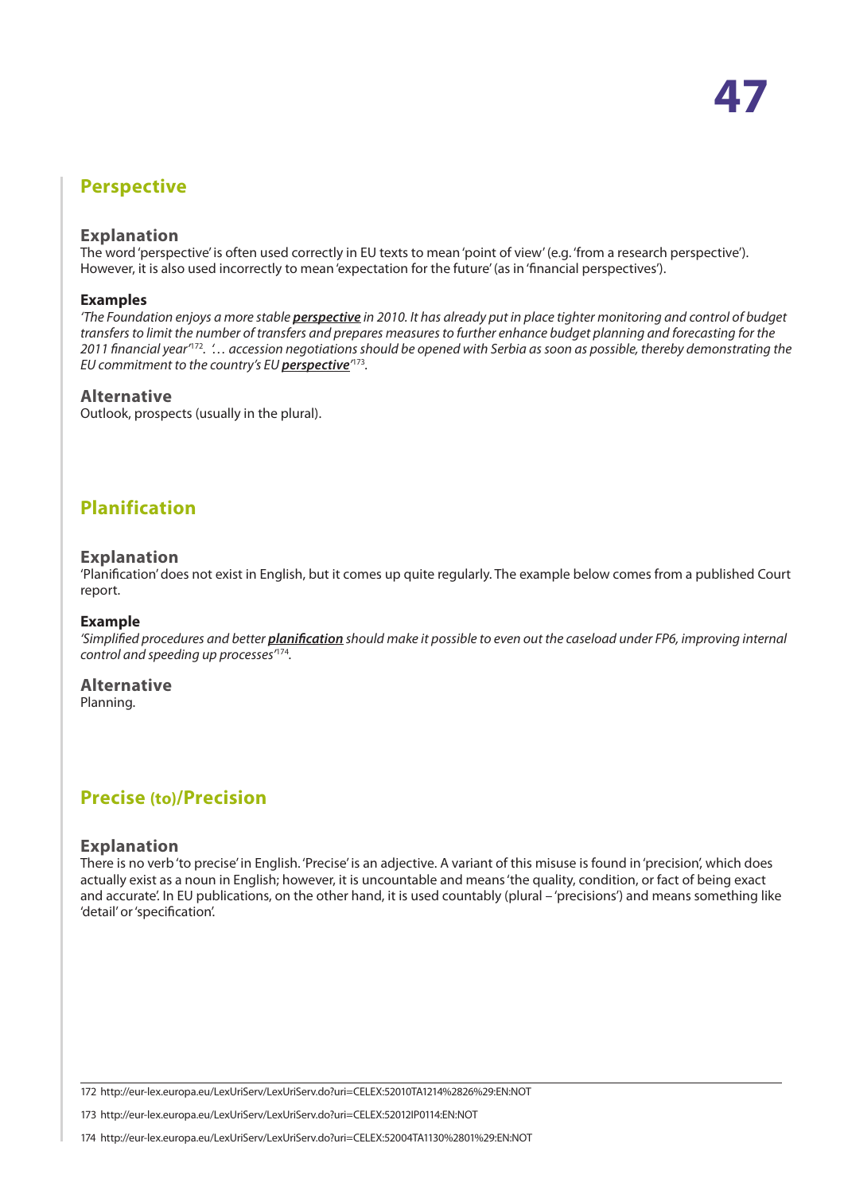## Perspective

### Explanation

The word 'perspective' is often used correctly in EU texts to mean 'point of view' (e.g. 'from a research perspective'). However, it is also used incorrectly to mean 'expectation for the future' (as in 'financial perspectives').

#### Examples

*'The Foundation enjoys a more stable **perspective** in 2010. It has already put in place tighter monitoring and control of budget transfers to limit the number of transfers and prepares measures to further enhance budget planning and forecasting for the 2011 financial year'*[172]. *'… accession negotiations should be opened with Serbia as soon as possible, thereby demonstrating the EU commitment to the country's EU **perspective**'*[173].

### Alternative

Outlook, prospects (usually in the plural).

## Planification

### Explanation

'Planification' does not exist in English, but it comes up quite regularly. The example below comes from a published Court report.

#### Example

*'Simplified procedures and better **planification** should make it possible to even out the caseload under FP6, improving internal control and speeding up processes'*[174].

### Alternative

Planning.

## Precise (to)/Precision

### Explanation

There is no verb 'to precise' in English. 'Precise' is an adjective. A variant of this misuse is found in 'precision', which does actually exist as a noun in English; however, it is uncountable and means 'the quality, condition, or fact of being exact and accurate'. In EU publications, on the other hand, it is used countably (plural – 'precisions') and means something like 'detail' or 'specification'.

---

172 http://eur-lex.europa.eu/LexUriServ/LexUriServ.do?uri=CELEX:52010TA1214%2826%29:EN:NOT

173 http://eur-lex.europa.eu/LexUriServ/LexUriServ.do?uri=CELEX:52012IP0114:EN:NOT

174 http://eur-lex.europa.eu/LexUriServ/LexUriServ.do?uri=CELEX:52004TA1130%2801%29:EN:NOT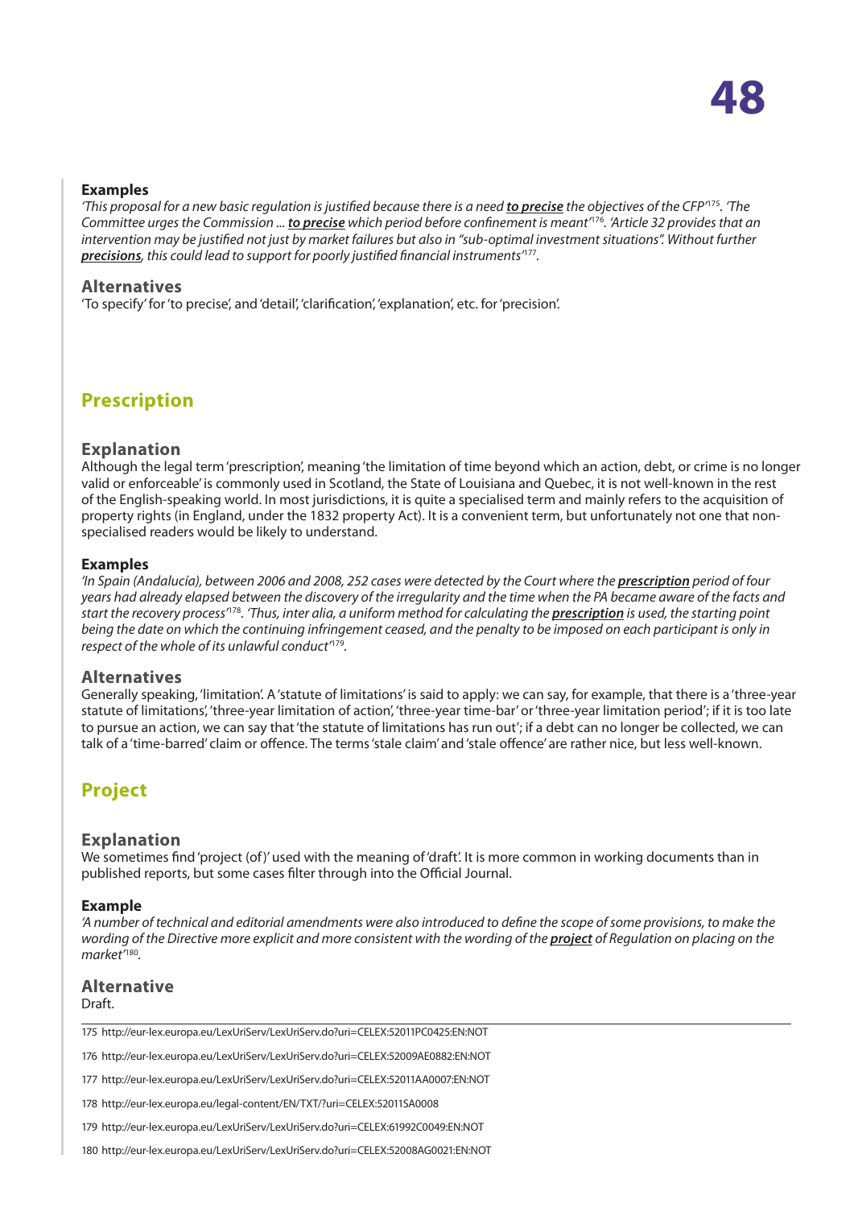### Examples

*'This proposal for a new basic regulation is justified because there is a need* ***to precise*** *the objectives of the CFP'*[175]. *'The Committee urges the Commission ...* ***to precise*** *which period before confinement is meant'*[176]. *'Article 32 provides that an intervention may be justified not just by market failures but also in "sub-optimal investment situations". Without further* ***precisions****, this could lead to support for poorly justified financial instruments'*[177].

### Alternatives

'To specify' for 'to precise', and 'detail', 'clarification', 'explanation', etc. for 'precision'.

## Prescription

### Explanation

Although the legal term 'prescription', meaning 'the limitation of time beyond which an action, debt, or crime is no longer valid or enforceable' is commonly used in Scotland, the State of Louisiana and Quebec, it is not well-known in the rest of the English-speaking world. In most jurisdictions, it is quite a specialised term and mainly refers to the acquisition of property rights (in England, under the 1832 property Act). It is a convenient term, but unfortunately not one that non-specialised readers would be likely to understand.

### Examples

*'In Spain (Andalucía), between 2006 and 2008, 252 cases were detected by the Court where the* ***prescription*** *period of four years had already elapsed between the discovery of the irregularity and the time when the PA became aware of the facts and start the recovery process'*[178]. *'Thus, inter alia, a uniform method for calculating the* ***prescription*** *is used, the starting point being the date on which the continuing infringement ceased, and the penalty to be imposed on each participant is only in respect of the whole of its unlawful conduct'*[179].

### Alternatives

Generally speaking, 'limitation'. A 'statute of limitations' is said to apply: we can say, for example, that there is a 'three-year statute of limitations', 'three-year limitation of action', 'three-year time-bar' or 'three-year limitation period'; if it is too late to pursue an action, we can say that 'the statute of limitations has run out'; if a debt can no longer be collected, we can talk of a 'time-barred' claim or offence. The terms 'stale claim' and 'stale offence' are rather nice, but less well-known.

## Project

### Explanation

We sometimes find 'project (of)' used with the meaning of 'draft'. It is more common in working documents than in published reports, but some cases filter through into the Official Journal.

### Example

*'A number of technical and editorial amendments were also introduced to define the scope of some provisions, to make the wording of the Directive more explicit and more consistent with the wording of the* ***project*** *of Regulation on placing on the market'*[180].

### Alternative

Draft.

---

175 http://eur-lex.europa.eu/LexUriServ/LexUriServ.do?uri=CELEX:52011PC0425:EN:NOT

176 http://eur-lex.europa.eu/LexUriServ/LexUriServ.do?uri=CELEX:52009AE0882:EN:NOT

177 http://eur-lex.europa.eu/LexUriServ/LexUriServ.do?uri=CELEX:52011AA0007:EN:NOT

178 http://eur-lex.europa.eu/legal-content/EN/TXT/?uri=CELEX:52011SA0008

179 http://eur-lex.europa.eu/LexUriServ/LexUriServ.do?uri=CELEX:61992C0049:EN:NOT

180 http://eur-lex.europa.eu/LexUriServ/LexUriServ.do?uri=CELEX:52008AG0021:EN:NOT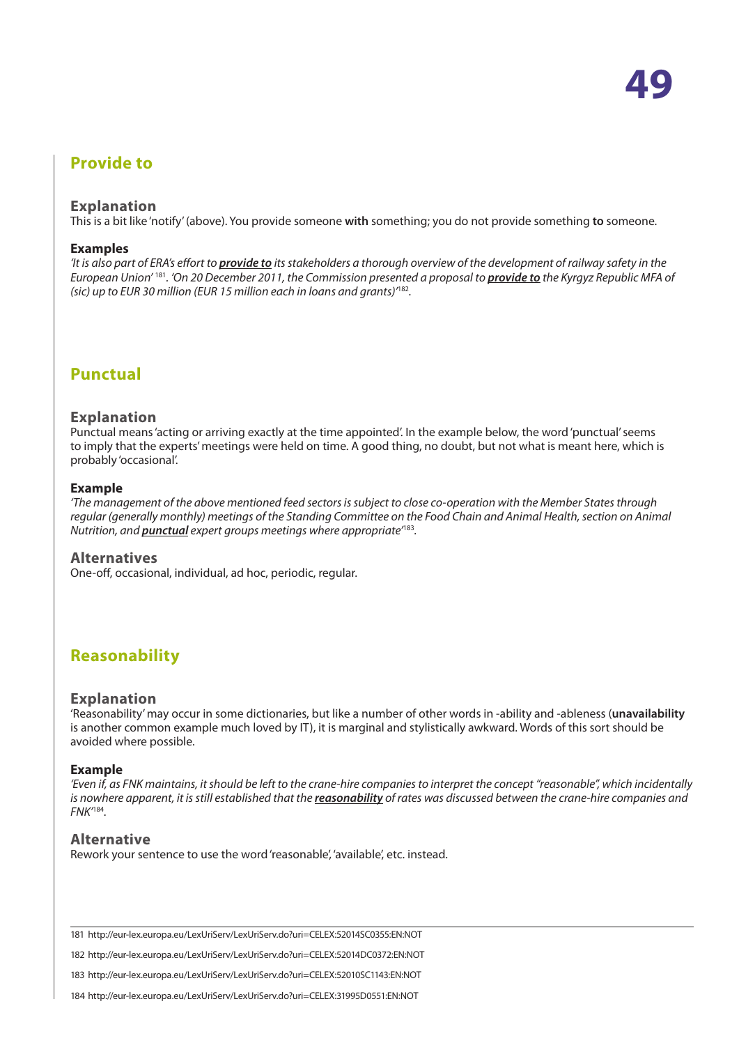## Provide to

### Explanation

This is a bit like 'notify' (above). You provide someone **with** something; you do not provide something **to** someone.

### Examples

*'It is also part of ERA's effort to **provide to** its stakeholders a thorough overview of the development of railway safety in the European Union'* [181]. *'On 20 December 2011, the Commission presented a proposal to **provide to** the Kyrgyz Republic MFA of (sic) up to EUR 30 million (EUR 15 million each in loans and grants)'*[182].

## Punctual

### Explanation

Punctual means 'acting or arriving exactly at the time appointed'. In the example below, the word 'punctual' seems to imply that the experts' meetings were held on time. A good thing, no doubt, but not what is meant here, which is probably 'occasional'.

### Example

*'The management of the above mentioned feed sectors is subject to close co-operation with the Member States through regular (generally monthly) meetings of the Standing Committee on the Food Chain and Animal Health, section on Animal Nutrition, and **punctual** expert groups meetings where appropriate'*[183].

### Alternatives

One-off, occasional, individual, ad hoc, periodic, regular.

## Reasonability

### Explanation

'Reasonability' may occur in some dictionaries, but like a number of other words in -ability and -ableness (**unavailability** is another common example much loved by IT), it is marginal and stylistically awkward. Words of this sort should be avoided where possible.

### Example

*'Even if, as FNK maintains, it should be left to the crane-hire companies to interpret the concept "reasonable", which incidentally is nowhere apparent, it is still established that the **reasonability** of rates was discussed between the crane-hire companies and FNK'*[184].

### Alternative

Rework your sentence to use the word 'reasonable', 'available', etc. instead.

---

181 http://eur-lex.europa.eu/LexUriServ/LexUriServ.do?uri=CELEX:52014SC0355:EN:NOT

182 http://eur-lex.europa.eu/LexUriServ/LexUriServ.do?uri=CELEX:52014DC0372:EN:NOT

183 http://eur-lex.europa.eu/LexUriServ/LexUriServ.do?uri=CELEX:52010SC1143:EN:NOT

184 http://eur-lex.europa.eu/LexUriServ/LexUriServ.do?uri=CELEX:31995D0551:EN:NOT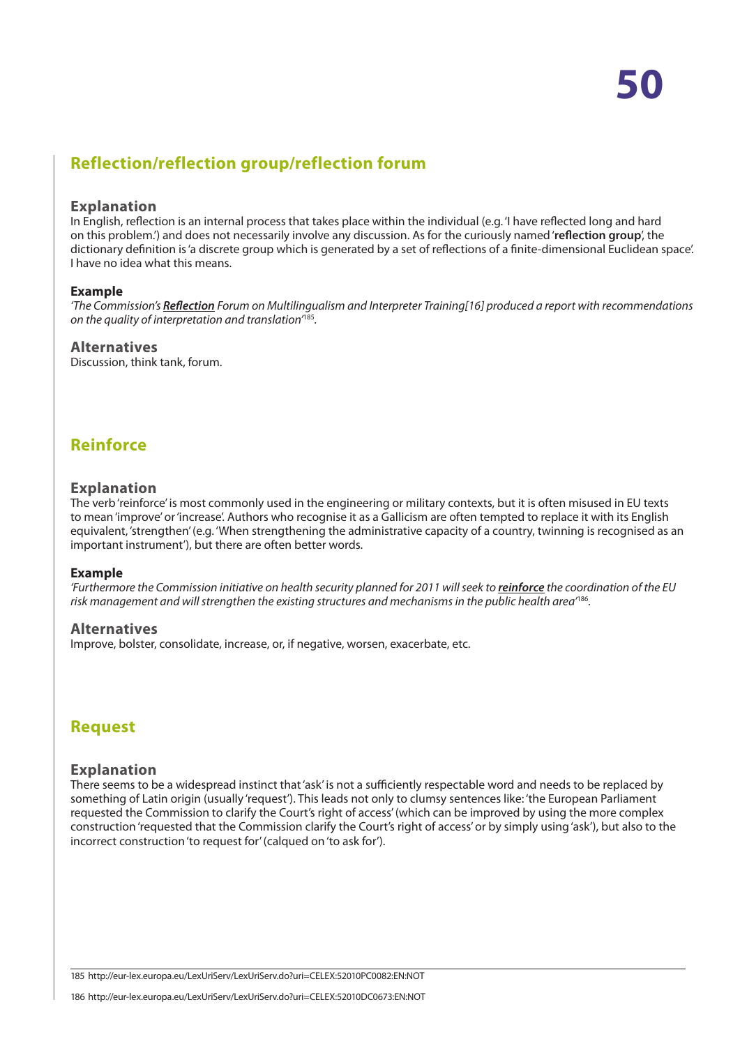## Reflection/reflection group/reflection forum

### Explanation

In English, reflection is an internal process that takes place within the individual (e.g. 'I have reflected long and hard on this problem.') and does not necessarily involve any discussion. As for the curiously named '**reflection group**', the dictionary definition is 'a discrete group which is generated by a set of reflections of a finite-dimensional Euclidean space'. I have no idea what this means.

#### Example

*'The Commission's* ***Reflection*** *Forum on Multilingualism and Interpreter Training[16] produced a report with recommendations on the quality of interpretation and translation'*[185].

### Alternatives

Discussion, think tank, forum.

## Reinforce

### Explanation

The verb 'reinforce' is most commonly used in the engineering or military contexts, but it is often misused in EU texts to mean 'improve' or 'increase'. Authors who recognise it as a Gallicism are often tempted to replace it with its English equivalent, 'strengthen' (e.g. 'When strengthening the administrative capacity of a country, twinning is recognised as an important instrument'), but there are often better words.

#### Example

*'Furthermore the Commission initiative on health security planned for 2011 will seek to* ***reinforce*** *the coordination of the EU risk management and will strengthen the existing structures and mechanisms in the public health area'*[186].

### Alternatives

Improve, bolster, consolidate, increase, or, if negative, worsen, exacerbate, etc.

## Request

### Explanation

There seems to be a widespread instinct that 'ask' is not a sufficiently respectable word and needs to be replaced by something of Latin origin (usually 'request'). This leads not only to clumsy sentences like: 'the European Parliament requested the Commission to clarify the Court's right of access' (which can be improved by using the more complex construction 'requested that the Commission clarify the Court's right of access' or by simply using 'ask'), but also to the incorrect construction 'to request for' (calqued on 'to ask for').

---

185 http://eur-lex.europa.eu/LexUriServ/LexUriServ.do?uri=CELEX:52010PC0082:EN:NOT

186 http://eur-lex.europa.eu/LexUriServ/LexUriServ.do?uri=CELEX:52010DC0673:EN:NOT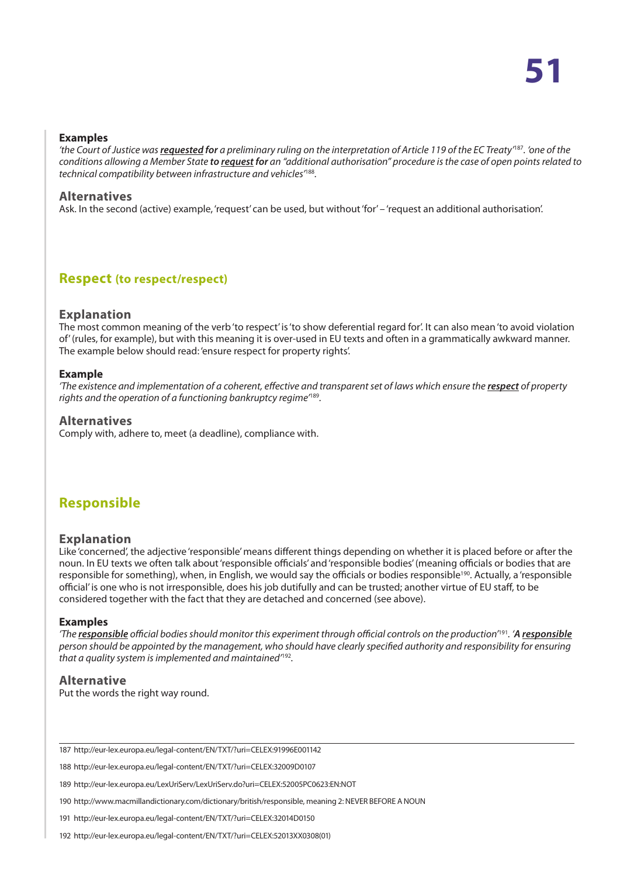**Examples**

*'the Court of Justice was* ***requested for*** *a preliminary ruling on the interpretation of Article 119 of the EC Treaty'*[187]. *'one of the conditions allowing a Member State* ***to request for*** *an "additional authorisation" procedure is the case of open points related to technical compatibility between infrastructure and vehicles'*[188].

### Alternatives

Ask. In the second (active) example, 'request' can be used, but without 'for' – 'request an additional authorisation'.

## Respect (to respect/respect)

### Explanation

The most common meaning of the verb 'to respect' is 'to show deferential regard for'. It can also mean 'to avoid violation of' (rules, for example), but with this meaning it is over-used in EU texts and often in a grammatically awkward manner. The example below should read: 'ensure respect for property rights'.

**Example**

*'The existence and implementation of a coherent, effective and transparent set of laws which ensure the* ***respect*** *of property rights and the operation of a functioning bankruptcy regime'*[189].

### Alternatives

Comply with, adhere to, meet (a deadline), compliance with.

## Responsible

### Explanation

Like 'concerned', the adjective 'responsible' means different things depending on whether it is placed before or after the noun. In EU texts we often talk about 'responsible officials' and 'responsible bodies' (meaning officials or bodies that are responsible for something), when, in English, we would say the officials or bodies responsible[190]. Actually, a 'responsible official' is one who is not irresponsible, does his job dutifully and can be trusted; another virtue of EU staff, to be considered together with the fact that they are detached and concerned (see above).

**Examples**

*'The* ***responsible*** *official bodies should monitor this experiment through official controls on the production'*[191]. *'A* ***responsible*** *person should be appointed by the management, who should have clearly specified authority and responsibility for ensuring that a quality system is implemented and maintained'*[192].

### Alternative

Put the words the right way round.

---

187 http://eur-lex.europa.eu/legal-content/EN/TXT/?uri=CELEX:91996E001142

188 http://eur-lex.europa.eu/legal-content/EN/TXT/?uri=CELEX:32009D0107

189 http://eur-lex.europa.eu/LexUriServ/LexUriServ.do?uri=CELEX:52005PC0623:EN:NOT

190 http://www.macmillandictionary.com/dictionary/british/responsible, meaning 2: NEVER BEFORE A NOUN

191 http://eur-lex.europa.eu/legal-content/EN/TXT/?uri=CELEX:32014D0150

192 http://eur-lex.europa.eu/legal-content/EN/TXT/?uri=CELEX:52013XX0308(01)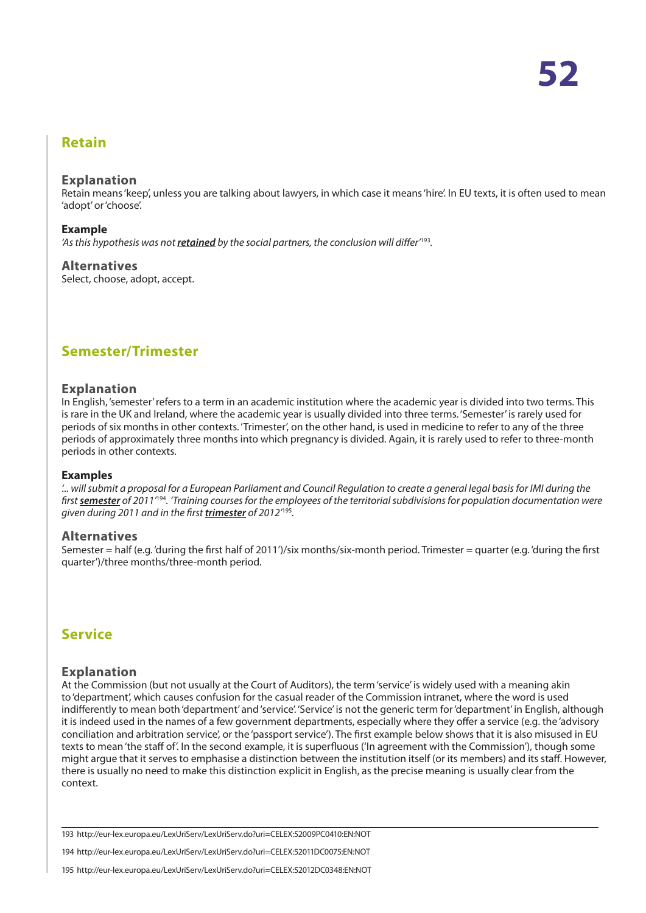## Retain

### Explanation

Retain means 'keep', unless you are talking about lawyers, in which case it means 'hire'. In EU texts, it is often used to mean 'adopt' or 'choose'.

#### Example

*'As this hypothesis was not **retained** by the social partners, the conclusion will differ'*[193].

### Alternatives

Select, choose, adopt, accept.

## Semester/Trimester

### Explanation

In English, 'semester' refers to a term in an academic institution where the academic year is divided into two terms. This is rare in the UK and Ireland, where the academic year is usually divided into three terms. 'Semester' is rarely used for periods of six months in other contexts. 'Trimester', on the other hand, is used in medicine to refer to any of the three periods of approximately three months into which pregnancy is divided. Again, it is rarely used to refer to three-month periods in other contexts.

#### Examples

*'.. will submit a proposal for a European Parliament and Council Regulation to create a general legal basis for IMI during the first **semester** of 2011'*[194]. *'Training courses for the employees of the territorial subdivisions for population documentation were given during 2011 and in the first **trimester** of 2012'*[195].

### Alternatives

Semester = half (e.g. 'during the first half of 2011')/six months/six-month period. Trimester = quarter (e.g. 'during the first quarter')/three months/three-month period.

## Service

### Explanation

At the Commission (but not usually at the Court of Auditors), the term 'service' is widely used with a meaning akin to 'department', which causes confusion for the casual reader of the Commission intranet, where the word is used indifferently to mean both 'department' and 'service'. 'Service' is not the generic term for 'department' in English, although it is indeed used in the names of a few government departments, especially where they offer a service (e.g. the 'advisory conciliation and arbitration service', or the 'passport service'). The first example below shows that it is also misused in EU texts to mean 'the staff of'. In the second example, it is superfluous ('In agreement with the Commission'), though some might argue that it serves to emphasise a distinction between the institution itself (or its members) and its staff. However, there is usually no need to make this distinction explicit in English, as the precise meaning is usually clear from the context.

---

193 http://eur-lex.europa.eu/LexUriServ/LexUriServ.do?uri=CELEX:52009PC0410:EN:NOT

194 http://eur-lex.europa.eu/LexUriServ/LexUriServ.do?uri=CELEX:52011DC0075:EN:NOT

195 http://eur-lex.europa.eu/LexUriServ/LexUriServ.do?uri=CELEX:52012DC0348:EN:NOT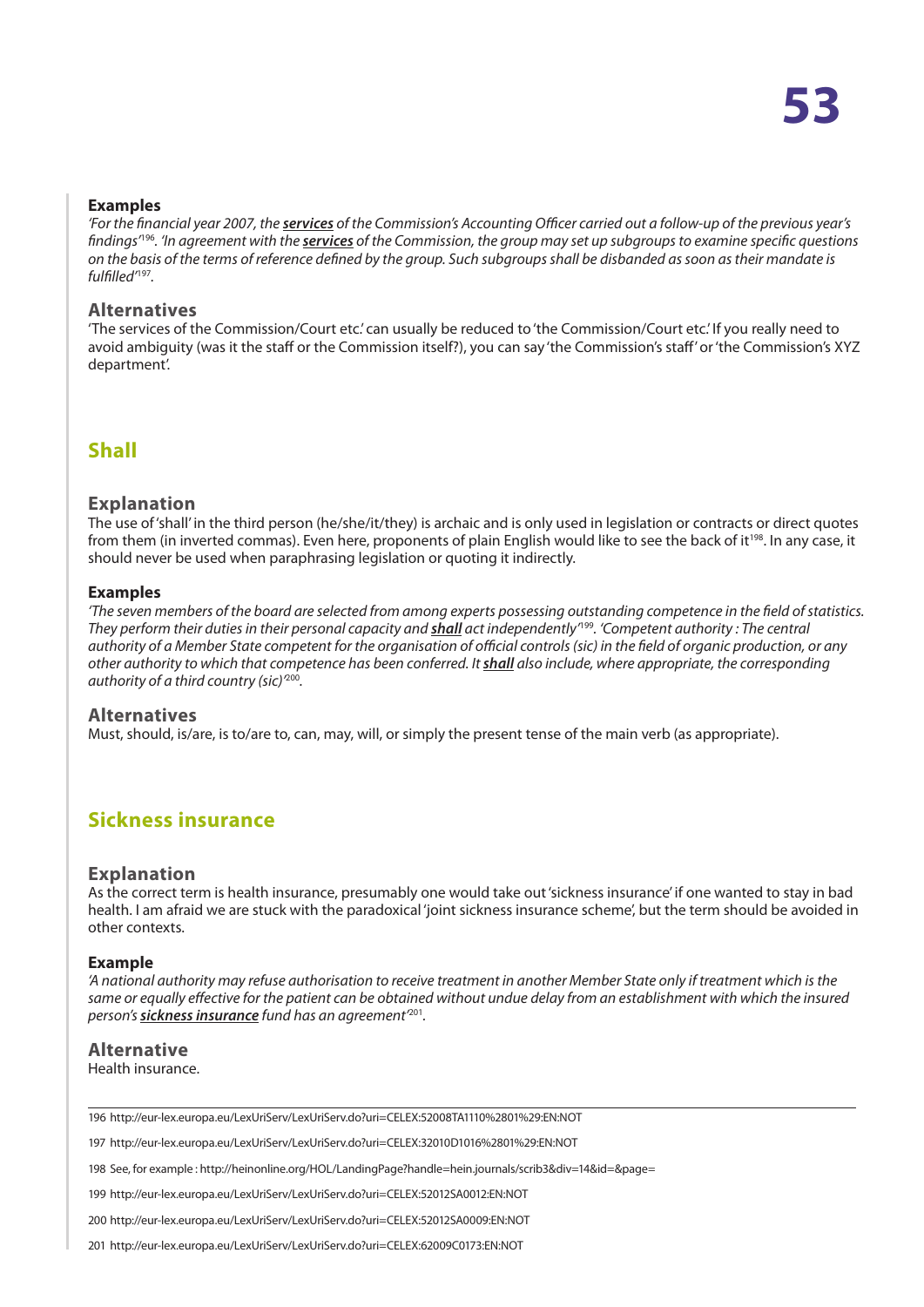#### Examples

*'For the financial year 2007, the **services** of the Commission's Accounting Officer carried out a follow-up of the previous year's findings'*[196]. *'In agreement with the **services** of the Commission, the group may set up subgroups to examine specific questions on the basis of the terms of reference defined by the group. Such subgroups shall be disbanded as soon as their mandate is fulfilled'*[197].

### Alternatives

'The services of the Commission/Court etc.' can usually be reduced to 'the Commission/Court etc.' If you really need to avoid ambiguity (was it the staff or the Commission itself?), you can say 'the Commission's staff' or 'the Commission's XYZ department'.

## Shall

### Explanation

The use of 'shall' in the third person (he/she/it/they) is archaic and is only used in legislation or contracts or direct quotes from them (in inverted commas). Even here, proponents of plain English would like to see the back of it[198]. In any case, it should never be used when paraphrasing legislation or quoting it indirectly.

#### Examples

*'The seven members of the board are selected from among experts possessing outstanding competence in the field of statistics. They perform their duties in their personal capacity and **shall** act independently'*[199]. *'Competent authority : The central authority of a Member State competent for the organisation of official controls (sic) in the field of organic production, or any other authority to which that competence has been conferred. It **shall** also include, where appropriate, the corresponding authority of a third country (sic)'*[200].

### Alternatives

Must, should, is/are, is to/are to, can, may, will, or simply the present tense of the main verb (as appropriate).

## Sickness insurance

### Explanation

As the correct term is health insurance, presumably one would take out 'sickness insurance' if one wanted to stay in bad health. I am afraid we are stuck with the paradoxical 'joint sickness insurance scheme', but the term should be avoided in other contexts.

#### Example

*'A national authority may refuse authorisation to receive treatment in another Member State only if treatment which is the same or equally effective for the patient can be obtained without undue delay from an establishment with which the insured person's **sickness insurance** fund has an agreement'*[201].

### Alternative

Health insurance.

---

196 http://eur-lex.europa.eu/LexUriServ/LexUriServ.do?uri=CELEX:52008TA1110%2801%29:EN:NOT

197 http://eur-lex.europa.eu/LexUriServ/LexUriServ.do?uri=CELEX:32010D1016%2801%29:EN:NOT

198 See, for example : http://heinonline.org/HOL/LandingPage?handle=hein.journals/scrib3&div=14&id=&page=

199 http://eur-lex.europa.eu/LexUriServ/LexUriServ.do?uri=CELEX:52012SA0012:EN:NOT

200 http://eur-lex.europa.eu/LexUriServ/LexUriServ.do?uri=CELEX:52012SA0009:EN:NOT

201 http://eur-lex.europa.eu/LexUriServ/LexUriServ.do?uri=CELEX:62009C0173:EN:NOT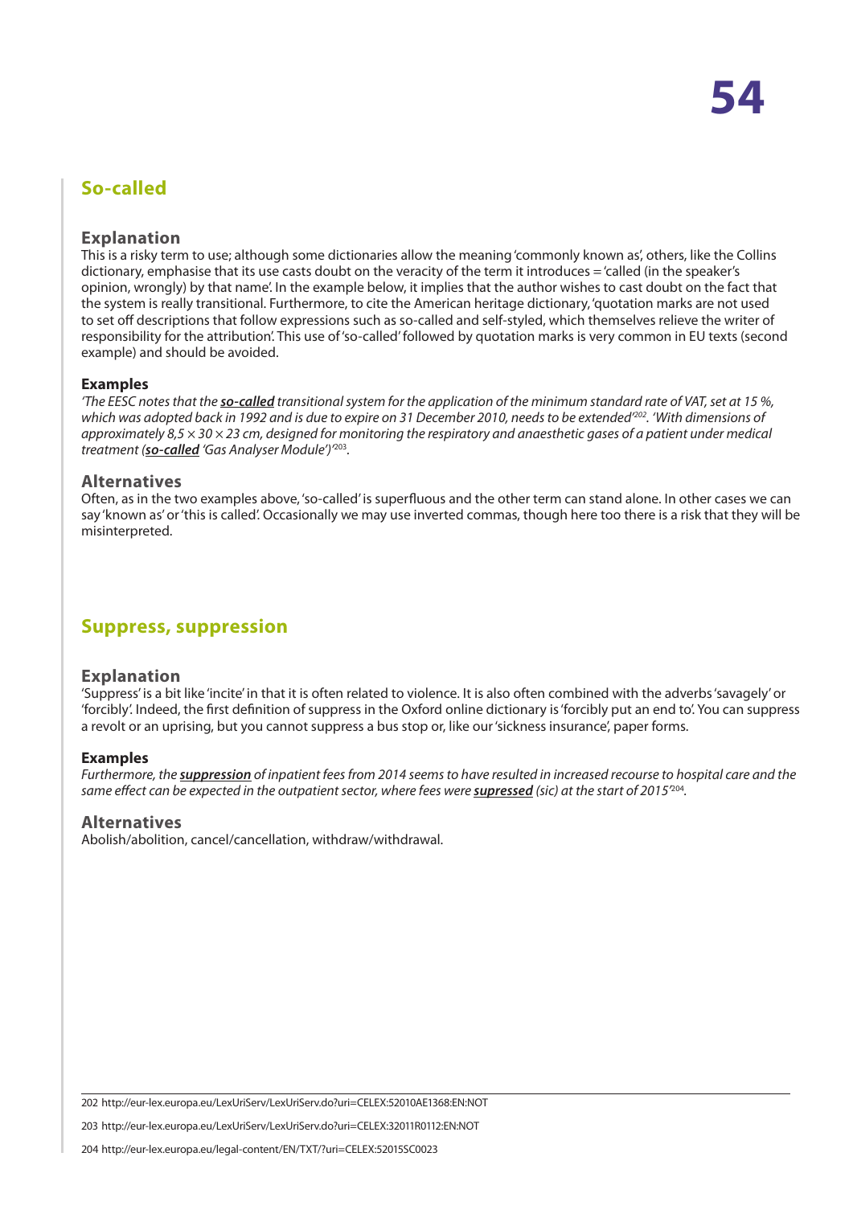## So-called

### Explanation

This is a risky term to use; although some dictionaries allow the meaning 'commonly known as', others, like the Collins dictionary, emphasise that its use casts doubt on the veracity of the term it introduces = 'called (in the speaker's opinion, wrongly) by that name'. In the example below, it implies that the author wishes to cast doubt on the fact that the system is really transitional. Furthermore, to cite the American heritage dictionary, 'quotation marks are not used to set off descriptions that follow expressions such as so-called and self-styled, which themselves relieve the writer of responsibility for the attribution'. This use of 'so-called' followed by quotation marks is very common in EU texts (second example) and should be avoided.

#### Examples

*'The EESC notes that the **so-called** transitional system for the application of the minimum standard rate of VAT, set at 15 %, which was adopted back in 1992 and is due to expire on 31 December 2010, needs to be extended'*[202]. *'With dimensions of approximately 8,5 × 30 × 23 cm, designed for monitoring the respiratory and anaesthetic gases of a patient under medical treatment (**so-called** 'Gas Analyser Module')'*[203].

### Alternatives

Often, as in the two examples above, 'so-called' is superfluous and the other term can stand alone. In other cases we can say 'known as' or 'this is called'. Occasionally we may use inverted commas, though here too there is a risk that they will be misinterpreted.

## Suppress, suppression

### Explanation

'Suppress' is a bit like 'incite' in that it is often related to violence. It is also often combined with the adverbs 'savagely' or 'forcibly'. Indeed, the first definition of suppress in the Oxford online dictionary is 'forcibly put an end to'. You can suppress a revolt or an uprising, but you cannot suppress a bus stop or, like our 'sickness insurance', paper forms.

#### Examples

*Furthermore, the **suppression** of inpatient fees from 2014 seems to have resulted in increased recourse to hospital care and the same effect can be expected in the outpatient sector, where fees were **supressed** (sic) at the start of 2015'*[204].

### Alternatives

Abolish/abolition, cancel/cancellation, withdraw/withdrawal.

---

202 http://eur-lex.europa.eu/LexUriServ/LexUriServ.do?uri=CELEX:52010AE1368:EN:NOT

203 http://eur-lex.europa.eu/LexUriServ/LexUriServ.do?uri=CELEX:32011R0112:EN:NOT

204 http://eur-lex.europa.eu/legal-content/EN/TXT/?uri=CELEX:52015SC0023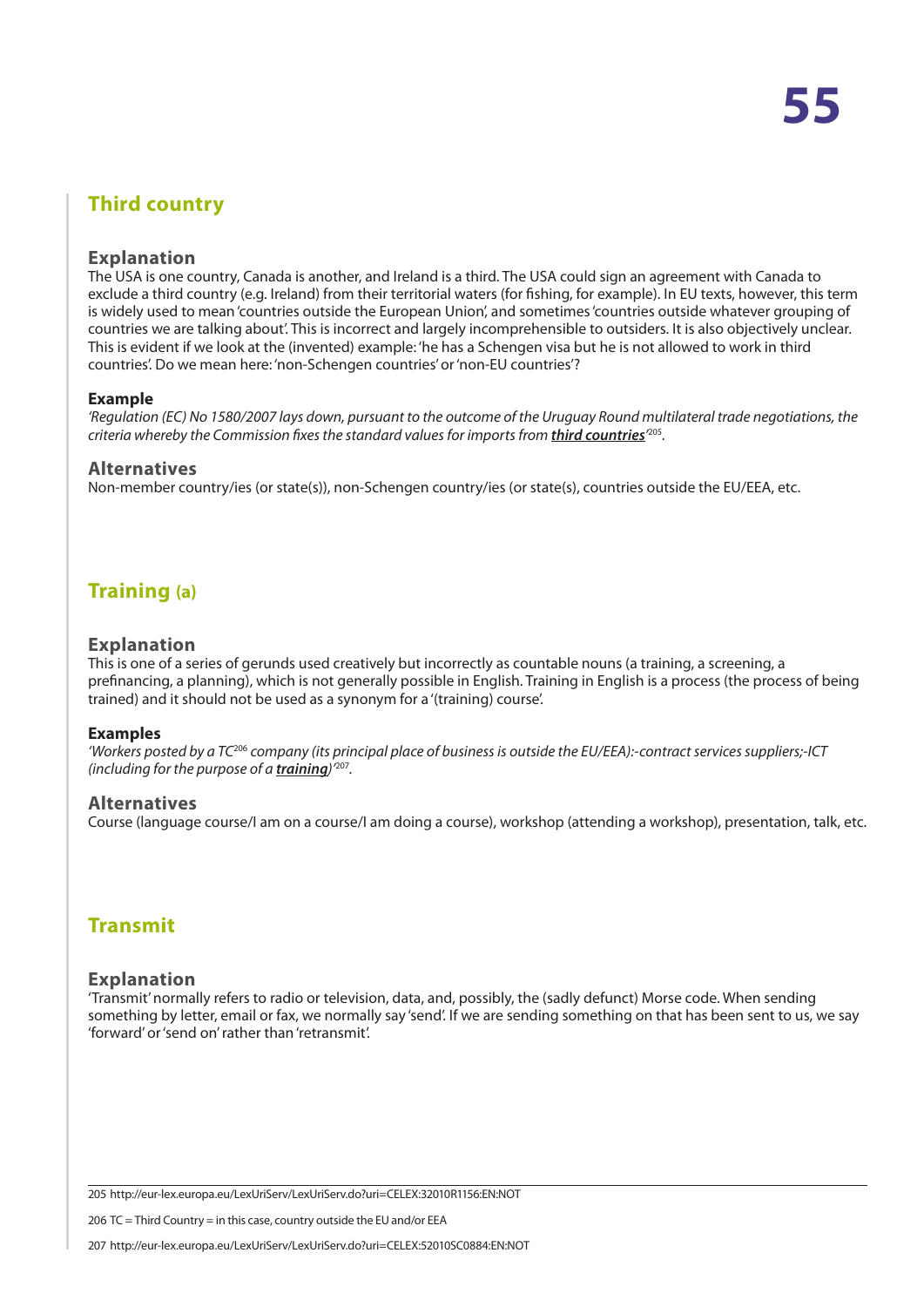## Third country

### Explanation

The USA is one country, Canada is another, and Ireland is a third. The USA could sign an agreement with Canada to exclude a third country (e.g. Ireland) from their territorial waters (for fishing, for example). In EU texts, however, this term is widely used to mean 'countries outside the European Union', and sometimes 'countries outside whatever grouping of countries we are talking about'. This is incorrect and largely incomprehensible to outsiders. It is also objectively unclear. This is evident if we look at the (invented) example: 'he has a Schengen visa but he is not allowed to work in third countries'. Do we mean here: 'non-Schengen countries' or 'non-EU countries'?

#### Example

*'Regulation (EC) No 1580/2007 lays down, pursuant to the outcome of the Uruguay Round multilateral trade negotiations, the criteria whereby the Commission fixes the standard values for imports from **third countries**'*[205].

### Alternatives

Non-member country/ies (or state(s)), non-Schengen country/ies (or state(s), countries outside the EU/EEA, etc.

## Training (a)

### Explanation

This is one of a series of gerunds used creatively but incorrectly as countable nouns (a training, a screening, a prefinancing, a planning), which is not generally possible in English. Training in English is a process (the process of being trained) and it should not be used as a synonym for a '(training) course'.

#### Examples

*'Workers posted by a TC*[206] *company (its principal place of business is outside the EU/EEA):-contract services suppliers;-ICT (including for the purpose of a **training**)'*[207].

### Alternatives

Course (language course/I am on a course/I am doing a course), workshop (attending a workshop), presentation, talk, etc.

## Transmit

### Explanation

'Transmit' normally refers to radio or television, data, and, possibly, the (sadly defunct) Morse code. When sending something by letter, email or fax, we normally say 'send'. If we are sending something on that has been sent to us, we say 'forward' or 'send on' rather than 'retransmit'.

---

205 http://eur-lex.europa.eu/LexUriServ/LexUriServ.do?uri=CELEX:32010R1156:EN:NOT

206 TC = Third Country = in this case, country outside the EU and/or EEA

207 http://eur-lex.europa.eu/LexUriServ/LexUriServ.do?uri=CELEX:52010SC0884:EN:NOT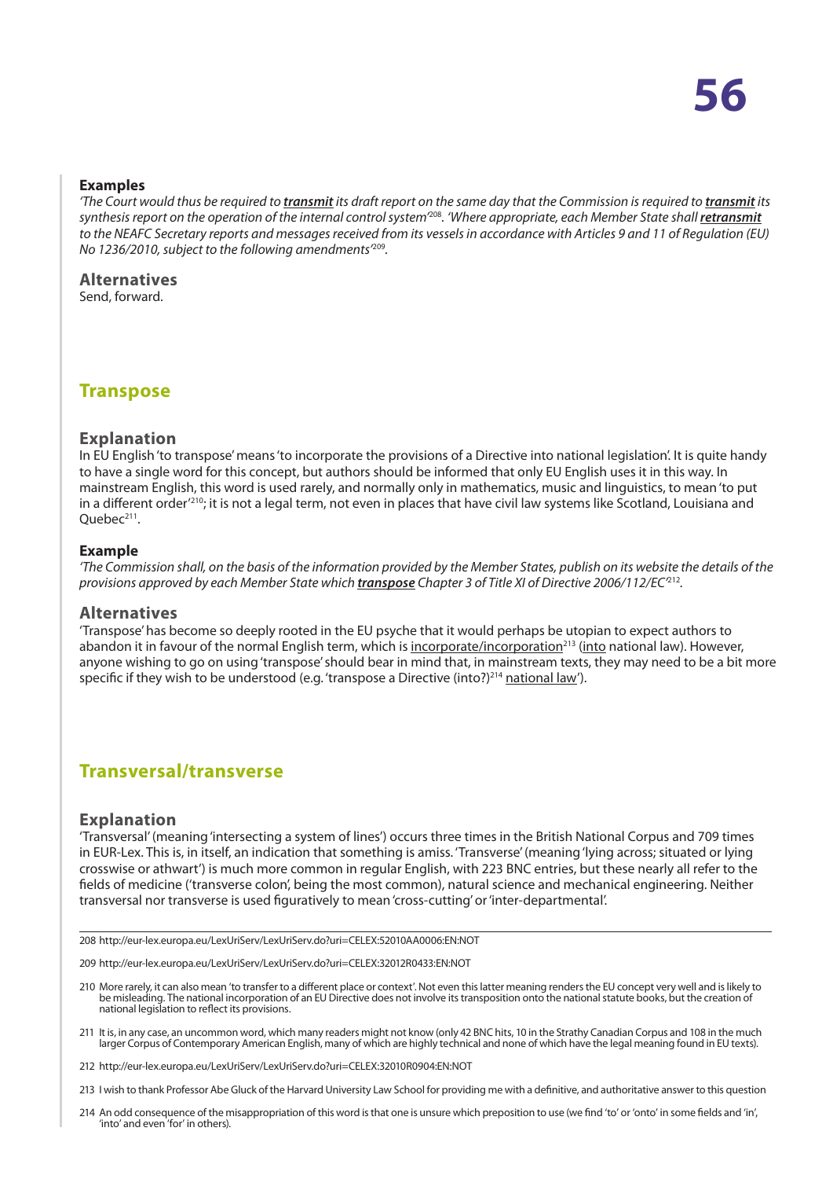### Examples

*'The Court would thus be required to* ***transmit*** *its draft report on the same day that the Commission is required to* ***transmit*** *its synthesis report on the operation of the internal control system'*[208]. *'Where appropriate, each Member State shall* ***retransmit*** *to the NEAFC Secretary reports and messages received from its vessels in accordance with Articles 9 and 11 of Regulation (EU) No 1236/2010, subject to the following amendments'*[209].

### Alternatives

Send, forward.

## Transpose

### Explanation

In EU English 'to transpose' means 'to incorporate the provisions of a Directive into national legislation'. It is quite handy to have a single word for this concept, but authors should be informed that only EU English uses it in this way. In mainstream English, this word is used rarely, and normally only in mathematics, music and linguistics, to mean 'to put in a different order'[210]; it is not a legal term, not even in places that have civil law systems like Scotland, Louisiana and Quebec[211].

### Example

*'The Commission shall, on the basis of the information provided by the Member States, publish on its website the details of the provisions approved by each Member State which* ***transpose*** *Chapter 3 of Title XI of Directive 2006/112/EC'*[212].

### Alternatives

'Transpose' has become so deeply rooted in the EU psyche that it would perhaps be utopian to expect authors to abandon it in favour of the normal English term, which is incorporate/incorporation[213] (into national law). However, anyone wishing to go on using 'transpose' should bear in mind that, in mainstream texts, they may need to be a bit more specific if they wish to be understood (e.g. 'transpose a Directive (into?)[214] national law').

## Transversal/transverse

### Explanation

'Transversal' (meaning 'intersecting a system of lines') occurs three times in the British National Corpus and 709 times in EUR-Lex. This is, in itself, an indication that something is amiss. 'Transverse' (meaning 'lying across; situated or lying crosswise or athwart') is much more common in regular English, with 223 BNC entries, but these nearly all refer to the fields of medicine ('transverse colon', being the most common), natural science and mechanical engineering. Neither transversal nor transverse is used figuratively to mean 'cross-cutting' or 'inter-departmental'.

---

208 http://eur-lex.europa.eu/LexUriServ/LexUriServ.do?uri=CELEX:52010AA0006:EN:NOT

209 http://eur-lex.europa.eu/LexUriServ/LexUriServ.do?uri=CELEX:32012R0433:EN:NOT

210 More rarely, it can also mean 'to transfer to a different place or context'. Not even this latter meaning renders the EU concept very well and is likely to be misleading. The national incorporation of an EU Directive does not involve its transposition onto the national statute books, but the creation of national legislation to reflect its provisions.

211 It is, in any case, an uncommon word, which many readers might not know (only 42 BNC hits, 10 in the Strathy Canadian Corpus and 108 in the much larger Corpus of Contemporary American English, many of which are highly technical and none of which have the legal meaning found in EU texts).

212 http://eur-lex.europa.eu/LexUriServ/LexUriServ.do?uri=CELEX:32010R0904:EN:NOT

213 I wish to thank Professor Abe Gluck of the Harvard University Law School for providing me with a definitive, and authoritative answer to this question

214 An odd consequence of the misappropriation of this word is that one is unsure which preposition to use (we find 'to' or 'onto' in some fields and 'in', 'into' and even 'for' in others).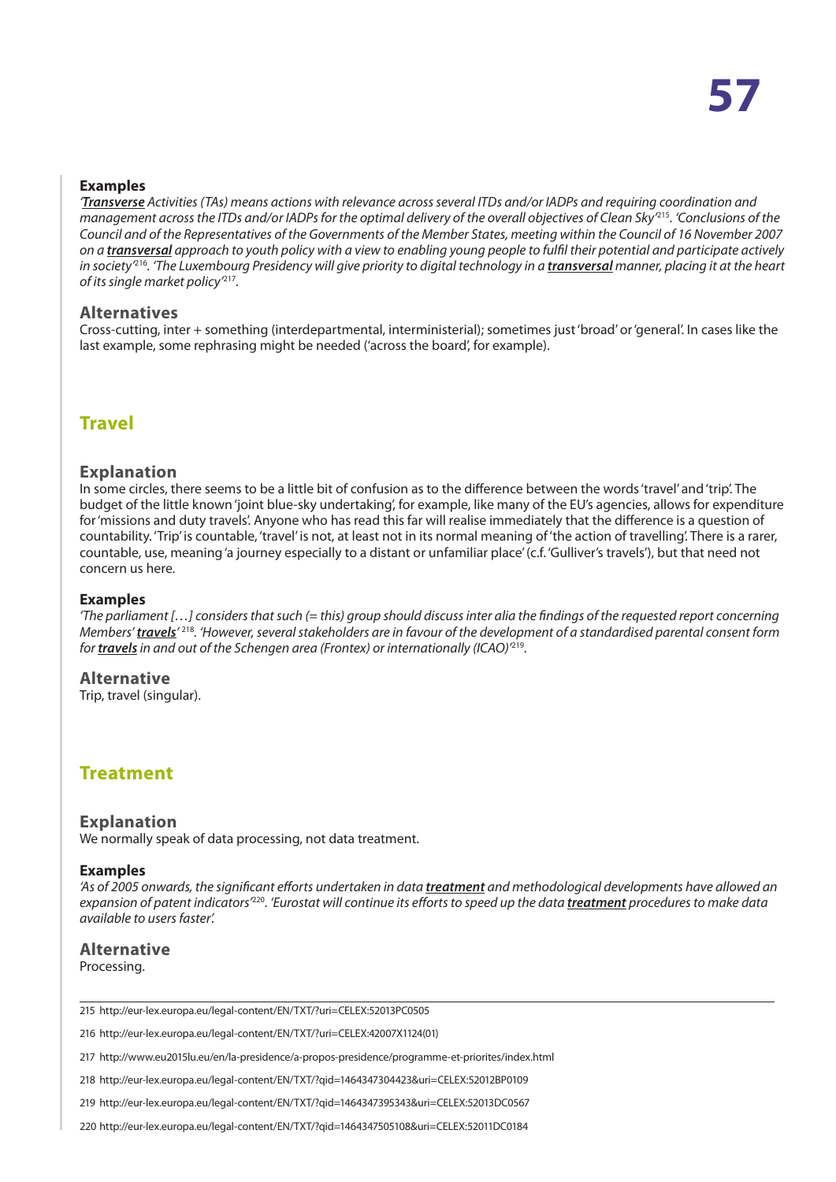#### Examples

*'**Transverse** Activities (TAs) means actions with relevance across several ITDs and/or IADPs and requiring coordination and management across the ITDs and/or IADPs for the optimal delivery of the overall objectives of Clean Sky'*[215]. *'Conclusions of the Council and of the Representatives of the Governments of the Member States, meeting within the Council of 16 November 2007 on a **transversal** approach to youth policy with a view to enabling young people to fulfil their potential and participate actively in society'*[216]. *'The Luxembourg Presidency will give priority to digital technology in a **transversal** manner, placing it at the heart of its single market policy'*[217].

### Alternatives

Cross-cutting, inter + something (interdepartmental, interministerial); sometimes just 'broad' or 'general'. In cases like the last example, some rephrasing might be needed ('across the board', for example).

## Travel

### Explanation

In some circles, there seems to be a little bit of confusion as to the difference between the words 'travel' and 'trip'. The budget of the little known 'joint blue-sky undertaking', for example, like many of the EU's agencies, allows for expenditure for 'missions and duty travels'. Anyone who has read this far will realise immediately that the difference is a question of countability. 'Trip' is countable, 'travel' is not, at least not in its normal meaning of 'the action of travelling'. There is a rarer, countable, use, meaning 'a journey especially to a distant or unfamiliar place' (c.f. 'Gulliver's travels'), but that need not concern us here.

#### Examples

*'The parliament […] considers that such (= this) group should discuss inter alia the findings of the requested report concerning Members' **travels**'*[218]. *'However, several stakeholders are in favour of the development of a standardised parental consent form for **travels** in and out of the Schengen area (Frontex) or internationally (ICAO)'*[219].

### Alternative

Trip, travel (singular).

## Treatment

### Explanation

We normally speak of data processing, not data treatment.

#### Examples

*'As of 2005 onwards, the significant efforts undertaken in data **treatment** and methodological developments have allowed an expansion of patent indicators'*[220]. *'Eurostat will continue its efforts to speed up the data **treatment** procedures to make data available to users faster'.*

### Alternative

Processing.

---

215 http://eur-lex.europa.eu/legal-content/EN/TXT/?uri=CELEX:52013PC0505

216 http://eur-lex.europa.eu/legal-content/EN/TXT/?uri=CELEX:42007X1124(01)

217 http://www.eu2015lu.eu/en/la-presidence/a-propos-presidence/programme-et-priorites/index.html

218 http://eur-lex.europa.eu/legal-content/EN/TXT/?qid=1464347304423&uri=CELEX:52012BP0109

219 http://eur-lex.europa.eu/legal-content/EN/TXT/?qid=1464347395343&uri=CELEX:52013DC0567

220 http://eur-lex.europa.eu/legal-content/EN/TXT/?qid=1464347505108&uri=CELEX:52011DC0184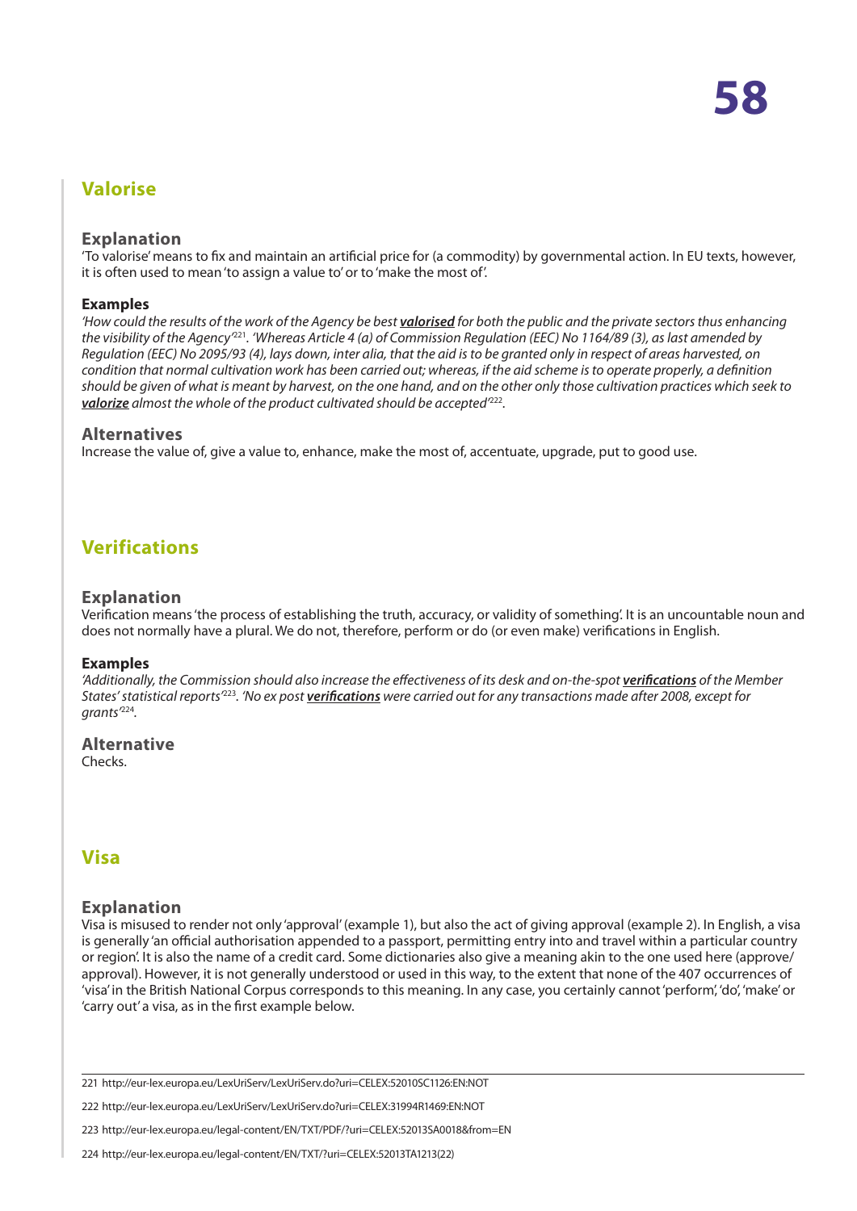## Valorise

### Explanation

'To valorise' means to fix and maintain an artificial price for (a commodity) by governmental action. In EU texts, however, it is often used to mean 'to assign a value to' or to 'make the most of'.

#### Examples

*'How could the results of the work of the Agency be best **valorised** for both the public and the private sectors thus enhancing the visibility of the Agency'*[221]. *'Whereas Article 4 (a) of Commission Regulation (EEC) No 1164/89 (3), as last amended by Regulation (EEC) No 2095/93 (4), lays down, inter alia, that the aid is to be granted only in respect of areas harvested, on condition that normal cultivation work has been carried out; whereas, if the aid scheme is to operate properly, a definition should be given of what is meant by harvest, on the one hand, and on the other only those cultivation practices which seek to **valorize** almost the whole of the product cultivated should be accepted'*[222].

### Alternatives

Increase the value of, give a value to, enhance, make the most of, accentuate, upgrade, put to good use.

## Verifications

### Explanation

Verification means 'the process of establishing the truth, accuracy, or validity of something'. It is an uncountable noun and does not normally have a plural. We do not, therefore, perform or do (or even make) verifications in English.

#### Examples

*'Additionally, the Commission should also increase the effectiveness of its desk and on-the-spot **verifications** of the Member States' statistical reports'*[223]. *'No ex post **verifications** were carried out for any transactions made after 2008, except for grants'*[224].

### Alternative

Checks.

## Visa

### Explanation

Visa is misused to render not only 'approval' (example 1), but also the act of giving approval (example 2). In English, a visa is generally 'an official authorisation appended to a passport, permitting entry into and travel within a particular country or region'. It is also the name of a credit card. Some dictionaries also give a meaning akin to the one used here (approve/approval). However, it is not generally understood or used in this way, to the extent that none of the 407 occurrences of 'visa' in the British National Corpus corresponds to this meaning. In any case, you certainly cannot 'perform', 'do', 'make' or 'carry out' a visa, as in the first example below.

---

221 http://eur-lex.europa.eu/LexUriServ/LexUriServ.do?uri=CELEX:52010SC1126:EN:NOT

222 http://eur-lex.europa.eu/LexUriServ/LexUriServ.do?uri=CELEX:31994R1469:EN:NOT

223 http://eur-lex.europa.eu/legal-content/EN/TXT/PDF/?uri=CELEX:52013SA0018&from=EN

224 http://eur-lex.europa.eu/legal-content/EN/TXT/?uri=CELEX:52013TA1213(22)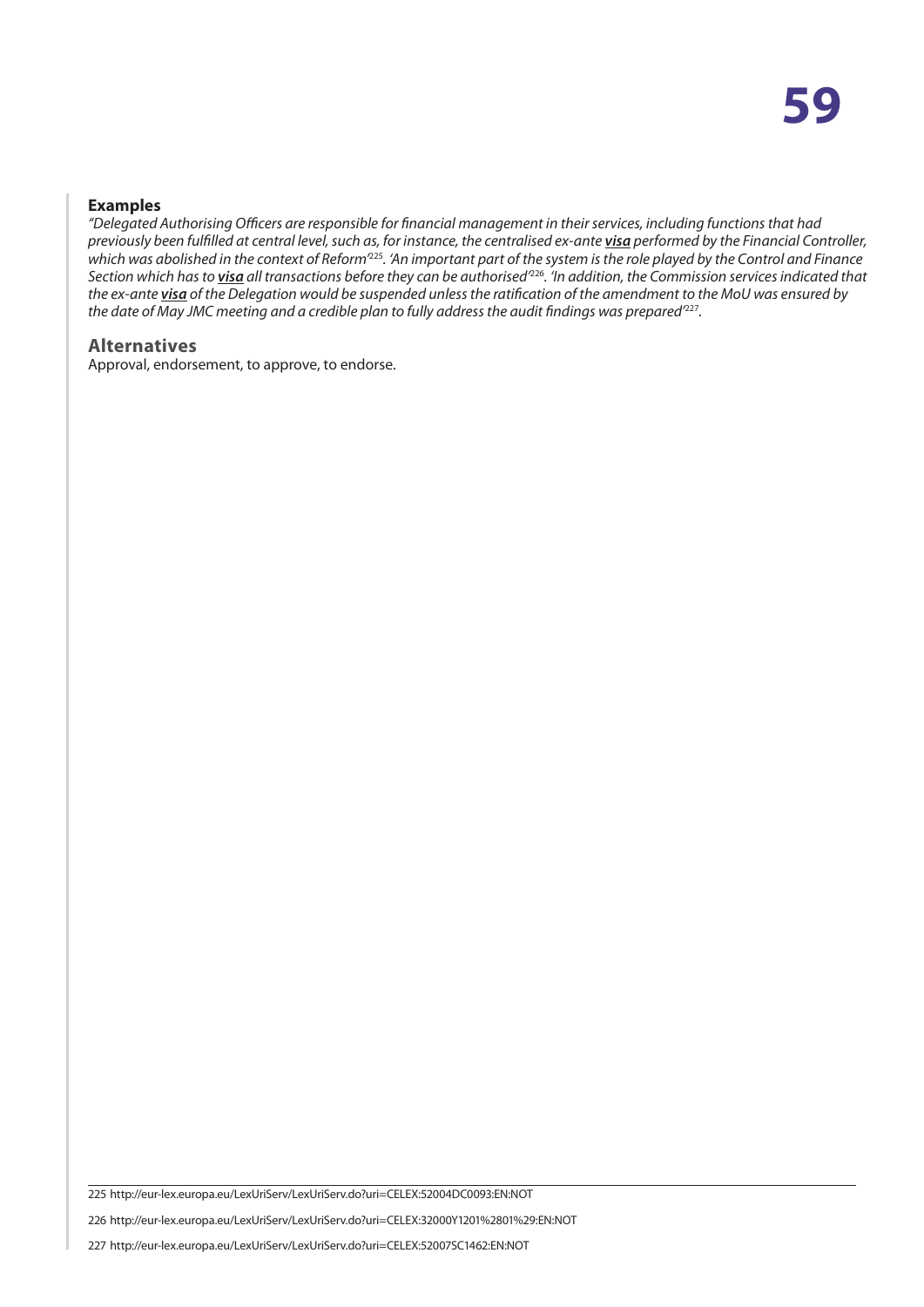### Examples

*"Delegated Authorising Officers are responsible for financial management in their services, including functions that had previously been fulfilled at central level, such as, for instance, the centralised ex-ante **visa** performed by the Financial Controller, which was abolished in the context of Reform'*[225]*. 'An important part of the system is the role played by the Control and Finance Section which has to **visa** all transactions before they can be authorised'*[226]*. 'In addition, the Commission services indicated that the ex-ante **visa** of the Delegation would be suspended unless the ratification of the amendment to the MoU was ensured by the date of May JMC meeting and a credible plan to fully address the audit findings was prepared'*[227].

## Alternatives

Approval, endorsement, to approve, to endorse.

---

225 http://eur-lex.europa.eu/LexUriServ/LexUriServ.do?uri=CELEX:52004DC0093:EN:NOT

226 http://eur-lex.europa.eu/LexUriServ/LexUriServ.do?uri=CELEX:32000Y1201%2801%29:EN:NOT

227 http://eur-lex.europa.eu/LexUriServ/LexUriServ.do?uri=CELEX:52007SC1462:EN:NOT